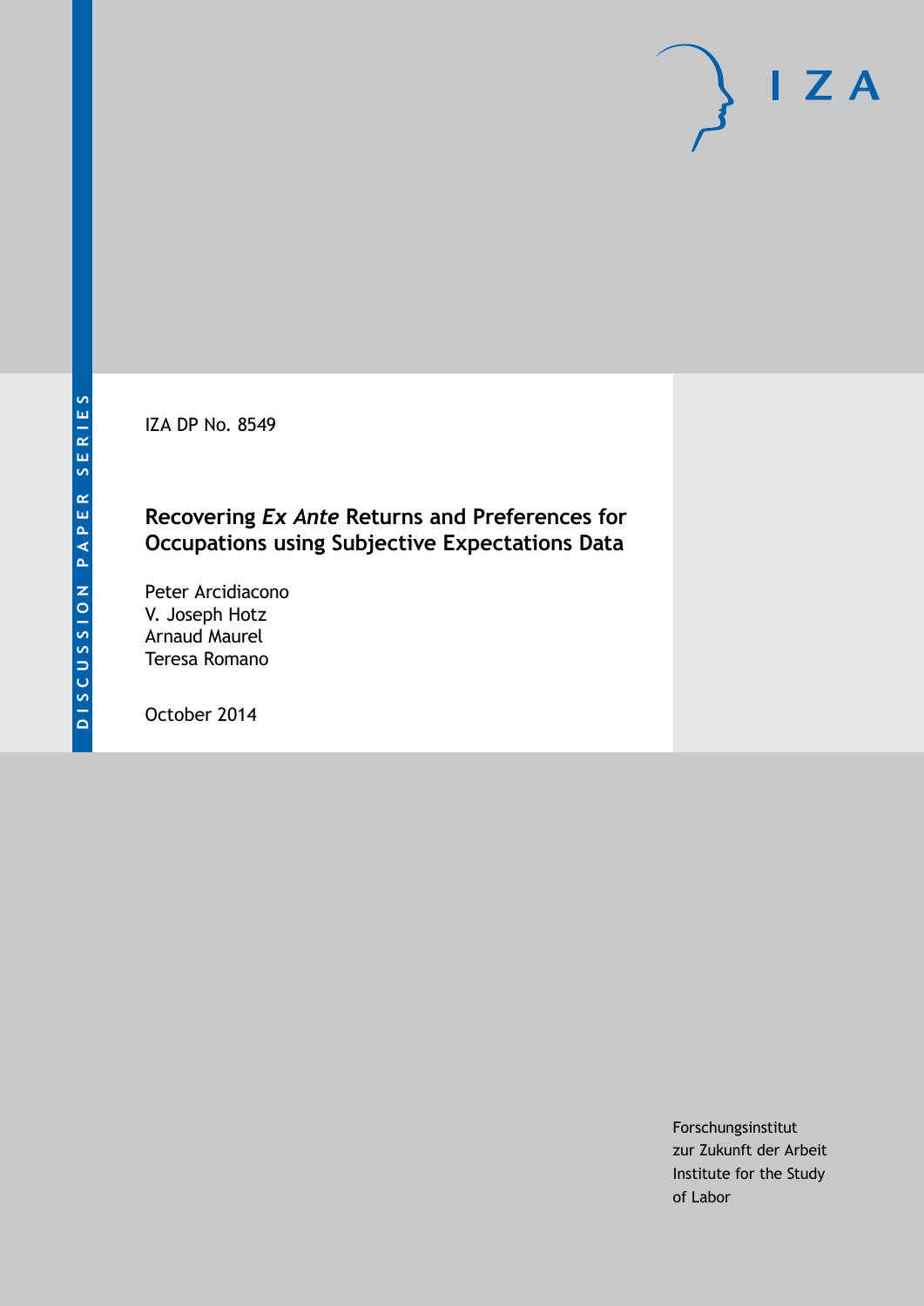DISCUSSION PAPER SERIES

IZA DP No. 8549

# Recovering *Ex Ante* Returns and Preferences for Occupations using Subjective Expectations Data

Peter Arcidiacono
V. Joseph Hotz
Arnaud Maurel
Teresa Romano

October 2014

Forschungsinstitut
zur Zukunft der Arbeit
Institute for the Study
of Labor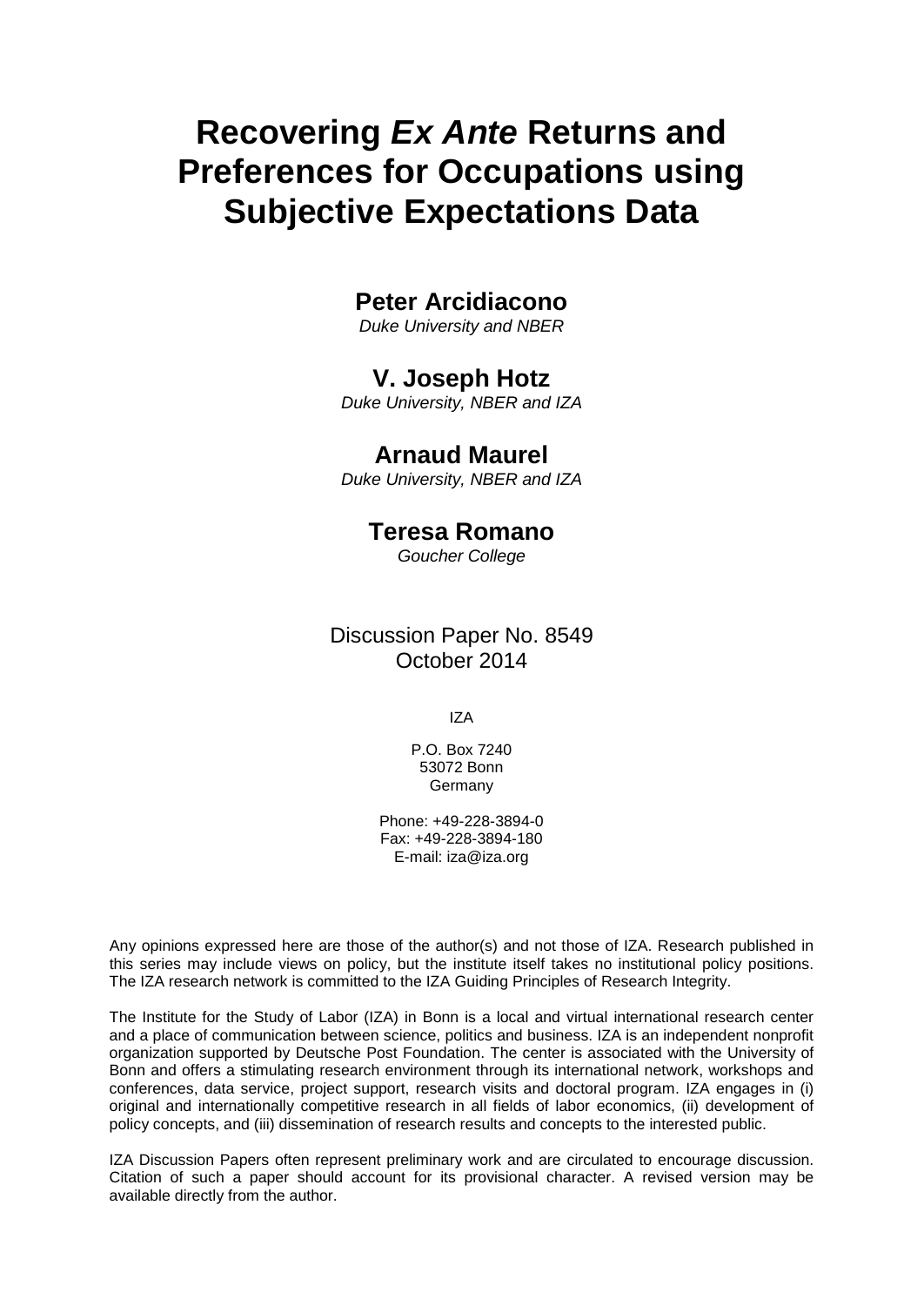# Recovering *Ex Ante* Returns and Preferences for Occupations using Subjective Expectations Data

**Peter Arcidiacono**
*Duke University and NBER*

**V. Joseph Hotz**
*Duke University, NBER and IZA*

**Arnaud Maurel**
*Duke University, NBER and IZA*

**Teresa Romano**
*Goucher College*

Discussion Paper No. 8549
October 2014

IZA

P.O. Box 7240
53072 Bonn
Germany

Phone: +49-228-3894-0
Fax: +49-228-3894-180
E-mail: iza@iza.org

Any opinions expressed here are those of the author(s) and not those of IZA. Research published in this series may include views on policy, but the institute itself takes no institutional policy positions. The IZA research network is committed to the IZA Guiding Principles of Research Integrity.

The Institute for the Study of Labor (IZA) in Bonn is a local and virtual international research center and a place of communication between science, politics and business. IZA is an independent nonprofit organization supported by Deutsche Post Foundation. The center is associated with the University of Bonn and offers a stimulating research environment through its international network, workshops and conferences, data service, project support, research visits and doctoral program. IZA engages in (i) original and internationally competitive research in all fields of labor economics, (ii) development of policy concepts, and (iii) dissemination of research results and concepts to the interested public.

IZA Discussion Papers often represent preliminary work and are circulated to encourage discussion. Citation of such a paper should account for its provisional character. A revised version may be available directly from the author.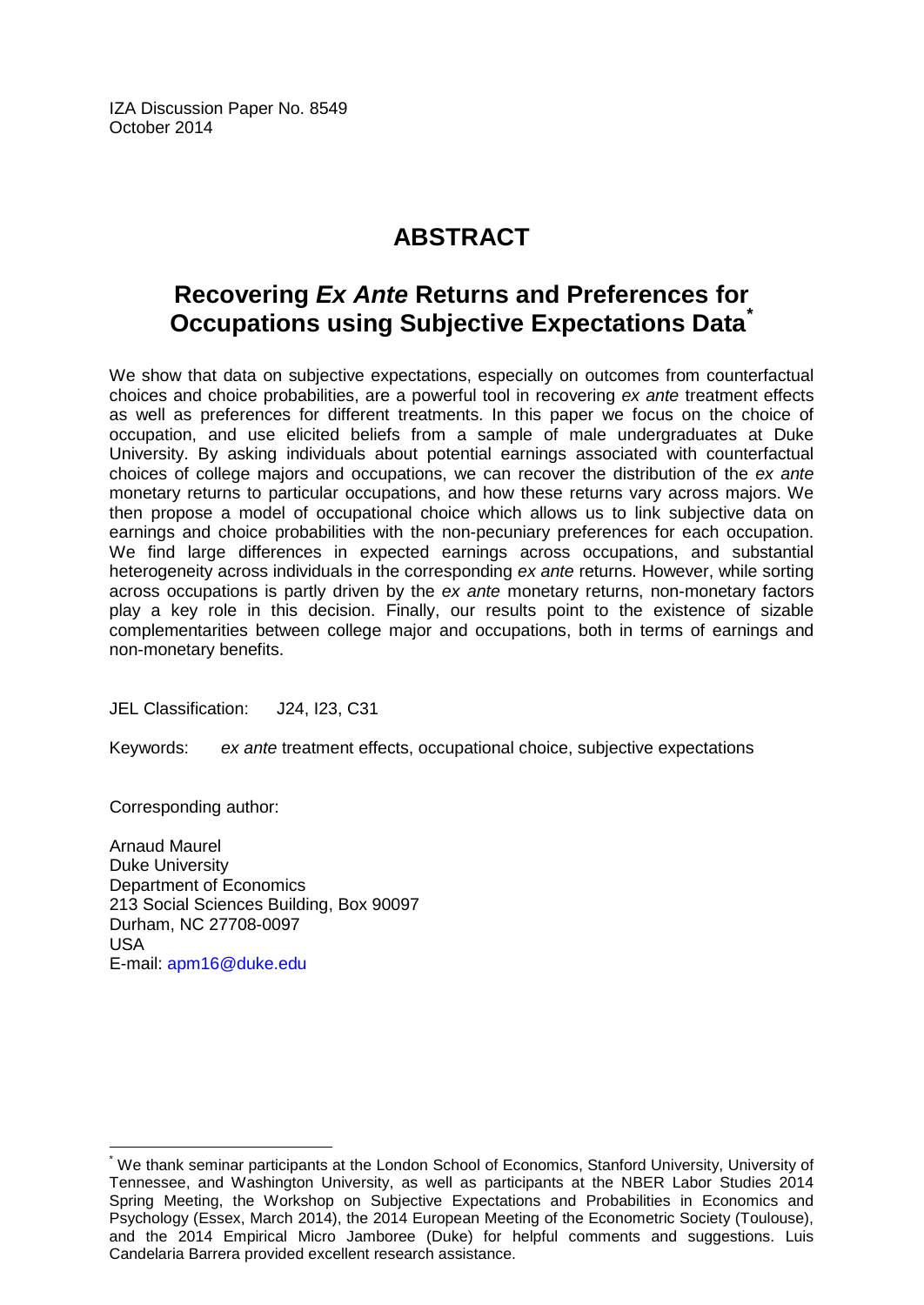IZA Discussion Paper No. 8549
October 2014

# ABSTRACT

## Recovering *Ex Ante* Returns and Preferences for Occupations using Subjective Expectations Data[*]

We show that data on subjective expectations, especially on outcomes from counterfactual choices and choice probabilities, are a powerful tool in recovering *ex ante* treatment effects as well as preferences for different treatments. In this paper we focus on the choice of occupation, and use elicited beliefs from a sample of male undergraduates at Duke University. By asking individuals about potential earnings associated with counterfactual choices of college majors and occupations, we can recover the distribution of the *ex ante* monetary returns to particular occupations, and how these returns vary across majors. We then propose a model of occupational choice which allows us to link subjective data on earnings and choice probabilities with the non-pecuniary preferences for each occupation. We find large differences in expected earnings across occupations, and substantial heterogeneity across individuals in the corresponding *ex ante* returns. However, while sorting across occupations is partly driven by the *ex ante* monetary returns, non-monetary factors play a key role in this decision. Finally, our results point to the existence of sizable complementarities between college major and occupations, both in terms of earnings and non-monetary benefits.

JEL Classification: J24, I23, C31

Keywords: *ex ante* treatment effects, occupational choice, subjective expectations

Corresponding author:

Arnaud Maurel
Duke University
Department of Economics
213 Social Sciences Building, Box 90097
Durham, NC 27708-0097
USA
E-mail: apm16@duke.edu

[*] We thank seminar participants at the London School of Economics, Stanford University, University of Tennessee, and Washington University, as well as participants at the NBER Labor Studies 2014 Spring Meeting, the Workshop on Subjective Expectations and Probabilities in Economics and Psychology (Essex, March 2014), the 2014 European Meeting of the Econometric Society (Toulouse), and the 2014 Empirical Micro Jamboree (Duke) for helpful comments and suggestions. Luis Candelaria Barrera provided excellent research assistance.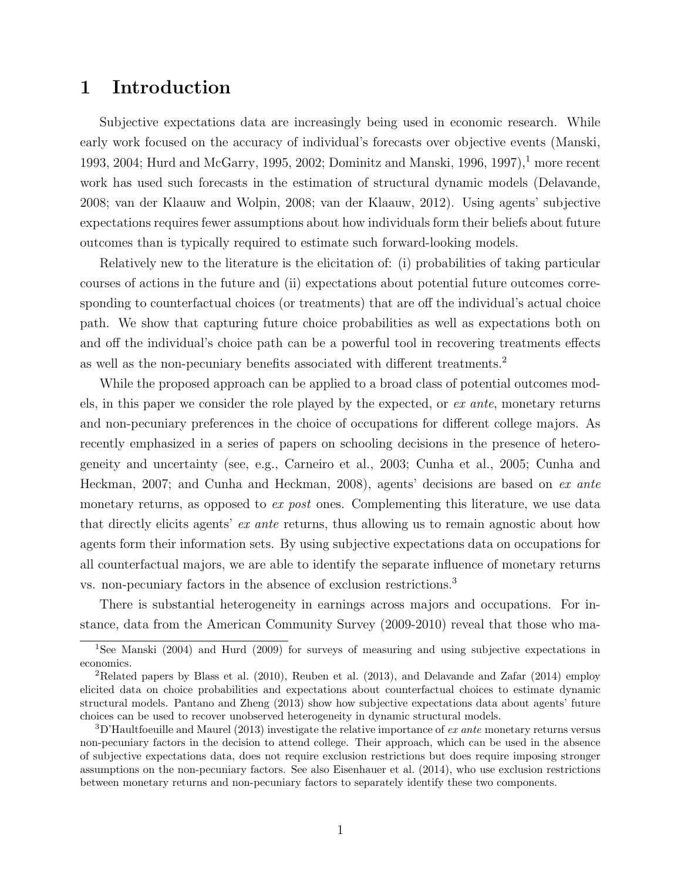# 1 Introduction

Subjective expectations data are increasingly being used in economic research. While early work focused on the accuracy of individual's forecasts over objective events (Manski, 1993, 2004; Hurd and McGarry, 1995, 2002; Dominitz and Manski, 1996, 1997),[1] more recent work has used such forecasts in the estimation of structural dynamic models (Delavande, 2008; van der Klaauw and Wolpin, 2008; van der Klaauw, 2012). Using agents' subjective expectations requires fewer assumptions about how individuals form their beliefs about future outcomes than is typically required to estimate such forward-looking models.

Relatively new to the literature is the elicitation of: (i) probabilities of taking particular courses of actions in the future and (ii) expectations about potential future outcomes corresponding to counterfactual choices (or treatments) that are off the individual's actual choice path. We show that capturing future choice probabilities as well as expectations both on and off the individual's choice path can be a powerful tool in recovering treatments effects as well as the non-pecuniary benefits associated with different treatments.[2]

While the proposed approach can be applied to a broad class of potential outcomes models, in this paper we consider the role played by the expected, or *ex ante*, monetary returns and non-pecuniary preferences in the choice of occupations for different college majors. As recently emphasized in a series of papers on schooling decisions in the presence of heterogeneity and uncertainty (see, e.g., Carneiro et al., 2003; Cunha et al., 2005; Cunha and Heckman, 2007; and Cunha and Heckman, 2008), agents' decisions are based on *ex ante* monetary returns, as opposed to *ex post* ones. Complementing this literature, we use data that directly elicits agents' *ex ante* returns, thus allowing us to remain agnostic about how agents form their information sets. By using subjective expectations data on occupations for all counterfactual majors, we are able to identify the separate influence of monetary returns vs. non-pecuniary factors in the absence of exclusion restrictions.[3]

There is substantial heterogeneity in earnings across majors and occupations. For instance, data from the American Community Survey (2009-2010) reveal that those who ma-

[1] See Manski (2004) and Hurd (2009) for surveys of measuring and using subjective expectations in economics.

[2] Related papers by Blass et al. (2010), Reuben et al. (2013), and Delavande and Zafar (2014) employ elicited data on choice probabilities and expectations about counterfactual choices to estimate dynamic structural models. Pantano and Zheng (2013) show how subjective expectations data about agents' future choices can be used to recover unobserved heterogeneity in dynamic structural models.

[3] D'Haultfoeuille and Maurel (2013) investigate the relative importance of *ex ante* monetary returns versus non-pecuniary factors in the decision to attend college. Their approach, which can be used in the absence of subjective expectations data, does not require exclusion restrictions but does require imposing stronger assumptions on the non-pecuniary factors. See also Eisenhauer et al. (2014), who use exclusion restrictions between monetary returns and non-pecuniary factors to separately identify these two components.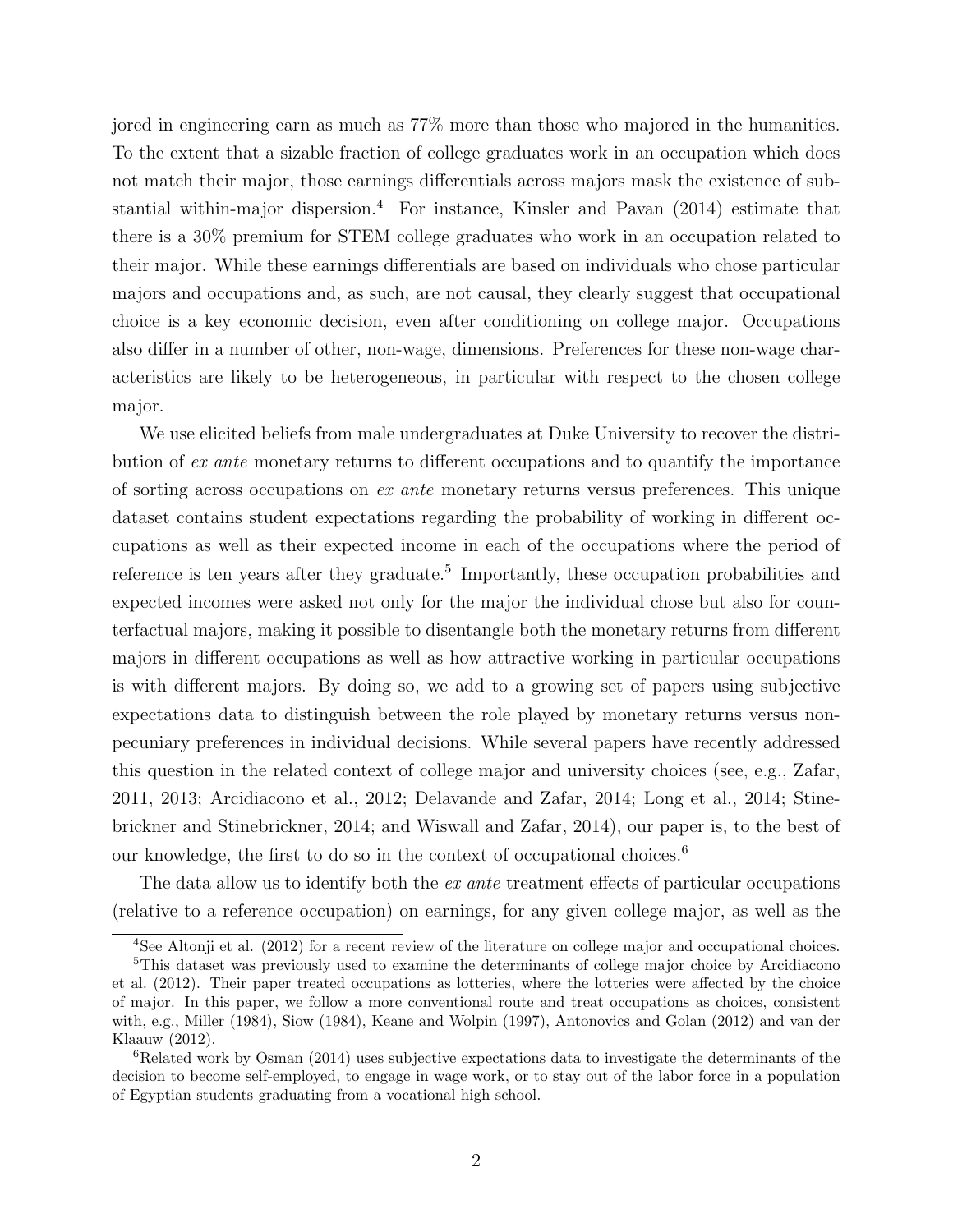jored in engineering earn as much as 77% more than those who majored in the humanities. To the extent that a sizable fraction of college graduates work in an occupation which does not match their major, those earnings differentials across majors mask the existence of substantial within-major dispersion.[4] For instance, Kinsler and Pavan (2014) estimate that there is a 30% premium for STEM college graduates who work in an occupation related to their major. While these earnings differentials are based on individuals who chose particular majors and occupations and, as such, are not causal, they clearly suggest that occupational choice is a key economic decision, even after conditioning on college major. Occupations also differ in a number of other, non-wage, dimensions. Preferences for these non-wage characteristics are likely to be heterogeneous, in particular with respect to the chosen college major.

We use elicited beliefs from male undergraduates at Duke University to recover the distribution of *ex ante* monetary returns to different occupations and to quantify the importance of sorting across occupations on *ex ante* monetary returns versus preferences. This unique dataset contains student expectations regarding the probability of working in different occupations as well as their expected income in each of the occupations where the period of reference is ten years after they graduate.[5] Importantly, these occupation probabilities and expected incomes were asked not only for the major the individual chose but also for counterfactual majors, making it possible to disentangle both the monetary returns from different majors in different occupations as well as how attractive working in particular occupations is with different majors. By doing so, we add to a growing set of papers using subjective expectations data to distinguish between the role played by monetary returns versus nonpecuniary preferences in individual decisions. While several papers have recently addressed this question in the related context of college major and university choices (see, e.g., Zafar, 2011, 2013; Arcidiacono et al., 2012; Delavande and Zafar, 2014; Long et al., 2014; Stinebrickner and Stinebrickner, 2014; and Wiswall and Zafar, 2014), our paper is, to the best of our knowledge, the first to do so in the context of occupational choices.[6]

The data allow us to identify both the *ex ante* treatment effects of particular occupations (relative to a reference occupation) on earnings, for any given college major, as well as the

[4] See Altonji et al. (2012) for a recent review of the literature on college major and occupational choices.

[5] This dataset was previously used to examine the determinants of college major choice by Arcidiacono et al. (2012). Their paper treated occupations as lotteries, where the lotteries were affected by the choice of major. In this paper, we follow a more conventional route and treat occupations as choices, consistent with, e.g., Miller (1984), Siow (1984), Keane and Wolpin (1997), Antonovics and Golan (2012) and van der Klaauw (2012).

[6] Related work by Osman (2014) uses subjective expectations data to investigate the determinants of the decision to become self-employed, to engage in wage work, or to stay out of the labor force in a population of Egyptian students graduating from a vocational high school.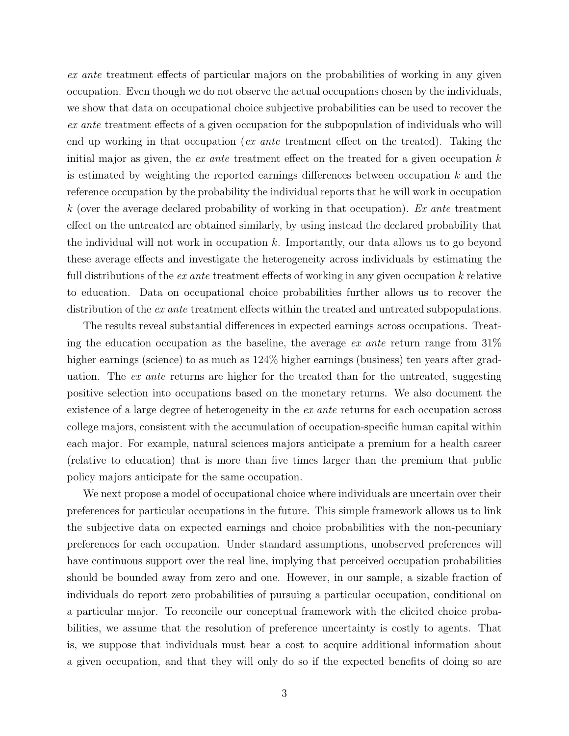*ex ante* treatment effects of particular majors on the probabilities of working in any given occupation. Even though we do not observe the actual occupations chosen by the individuals, we show that data on occupational choice subjective probabilities can be used to recover the *ex ante* treatment effects of a given occupation for the subpopulation of individuals who will end up working in that occupation (*ex ante* treatment effect on the treated). Taking the initial major as given, the *ex ante* treatment effect on the treated for a given occupation $k$ is estimated by weighting the reported earnings differences between occupation $k$ and the reference occupation by the probability the individual reports that he will work in occupation $k$ (over the average declared probability of working in that occupation). *Ex ante* treatment effect on the untreated are obtained similarly, by using instead the declared probability that the individual will not work in occupation $k$. Importantly, our data allows us to go beyond these average effects and investigate the heterogeneity across individuals by estimating the full distributions of the *ex ante* treatment effects of working in any given occupation $k$ relative to education. Data on occupational choice probabilities further allows us to recover the distribution of the *ex ante* treatment effects within the treated and untreated subpopulations.

The results reveal substantial differences in expected earnings across occupations. Treating the education occupation as the baseline, the average *ex ante* return range from 31% higher earnings (science) to as much as 124% higher earnings (business) ten years after graduation. The *ex ante* returns are higher for the treated than for the untreated, suggesting positive selection into occupations based on the monetary returns. We also document the existence of a large degree of heterogeneity in the *ex ante* returns for each occupation across college majors, consistent with the accumulation of occupation-specific human capital within each major. For example, natural sciences majors anticipate a premium for a health career (relative to education) that is more than five times larger than the premium that public policy majors anticipate for the same occupation.

We next propose a model of occupational choice where individuals are uncertain over their preferences for particular occupations in the future. This simple framework allows us to link the subjective data on expected earnings and choice probabilities with the non-pecuniary preferences for each occupation. Under standard assumptions, unobserved preferences will have continuous support over the real line, implying that perceived occupation probabilities should be bounded away from zero and one. However, in our sample, a sizable fraction of individuals do report zero probabilities of pursuing a particular occupation, conditional on a particular major. To reconcile our conceptual framework with the elicited choice probabilities, we assume that the resolution of preference uncertainty is costly to agents. That is, we suppose that individuals must bear a cost to acquire additional information about a given occupation, and that they will only do so if the expected benefits of doing so are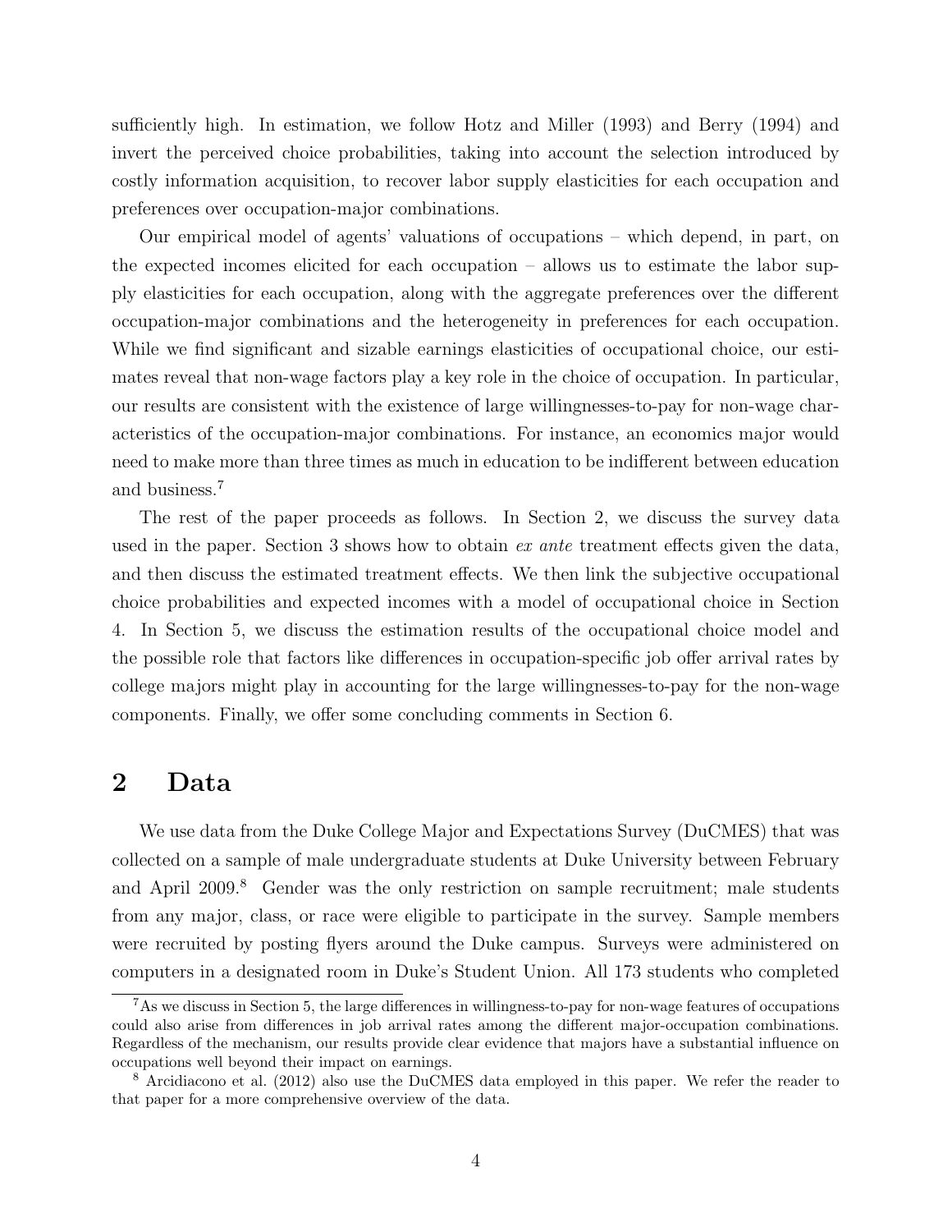sufficiently high. In estimation, we follow Hotz and Miller (1993) and Berry (1994) and invert the perceived choice probabilities, taking into account the selection introduced by costly information acquisition, to recover labor supply elasticities for each occupation and preferences over occupation-major combinations.

Our empirical model of agents' valuations of occupations – which depend, in part, on the expected incomes elicited for each occupation – allows us to estimate the labor supply elasticities for each occupation, along with the aggregate preferences over the different occupation-major combinations and the heterogeneity in preferences for each occupation. While we find significant and sizable earnings elasticities of occupational choice, our estimates reveal that non-wage factors play a key role in the choice of occupation. In particular, our results are consistent with the existence of large willingnesses-to-pay for non-wage characteristics of the occupation-major combinations. For instance, an economics major would need to make more than three times as much in education to be indifferent between education and business.[7]

The rest of the paper proceeds as follows. In Section 2, we discuss the survey data used in the paper. Section 3 shows how to obtain *ex ante* treatment effects given the data, and then discuss the estimated treatment effects. We then link the subjective occupational choice probabilities and expected incomes with a model of occupational choice in Section 4. In Section 5, we discuss the estimation results of the occupational choice model and the possible role that factors like differences in occupation-specific job offer arrival rates by college majors might play in accounting for the large willingnesses-to-pay for the non-wage components. Finally, we offer some concluding comments in Section 6.

# 2 Data

We use data from the Duke College Major and Expectations Survey (DuCMES) that was collected on a sample of male undergraduate students at Duke University between February and April 2009.[8] Gender was the only restriction on sample recruitment; male students from any major, class, or race were eligible to participate in the survey. Sample members were recruited by posting flyers around the Duke campus. Surveys were administered on computers in a designated room in Duke's Student Union. All 173 students who completed

[7] As we discuss in Section 5, the large differences in willingness-to-pay for non-wage features of occupations could also arise from differences in job arrival rates among the different major-occupation combinations. Regardless of the mechanism, our results provide clear evidence that majors have a substantial influence on occupations well beyond their impact on earnings.

[8] Arcidiacono et al. (2012) also use the DuCMES data employed in this paper. We refer the reader to that paper for a more comprehensive overview of the data.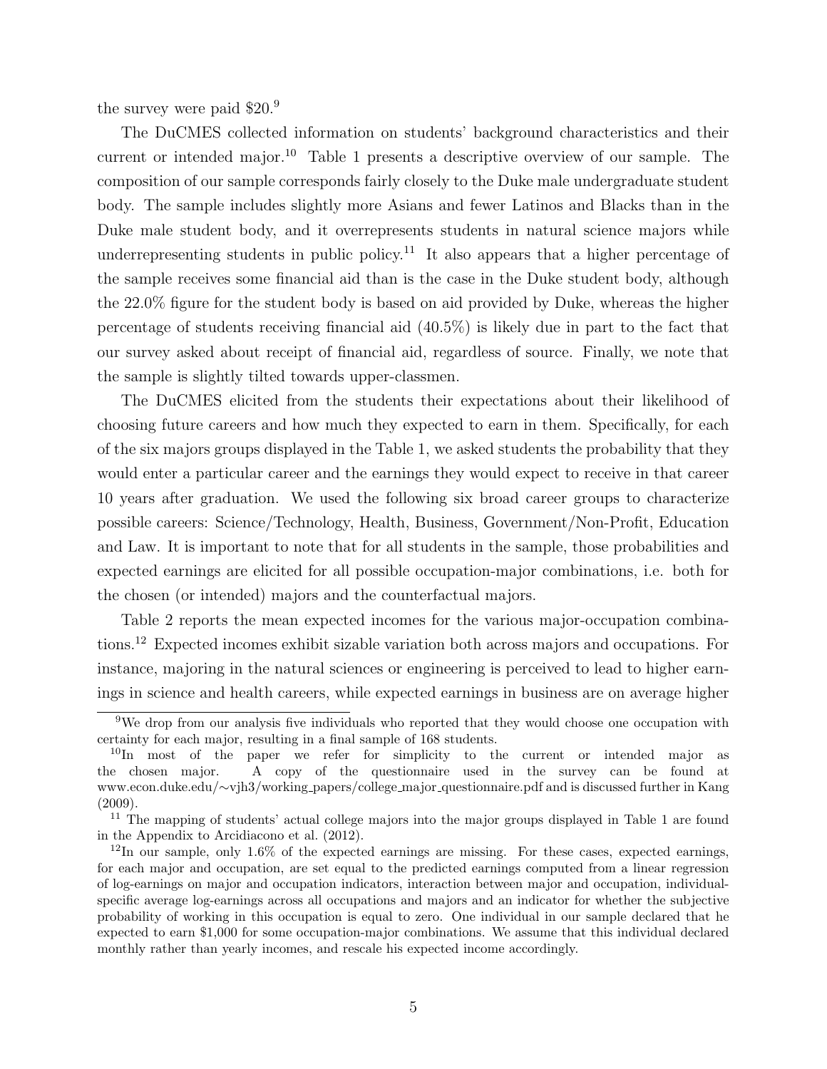the survey were paid \$20.[9]

The DuCMES collected information on students' background characteristics and their current or intended major.[10] Table 1 presents a descriptive overview of our sample. The composition of our sample corresponds fairly closely to the Duke male undergraduate student body. The sample includes slightly more Asians and fewer Latinos and Blacks than in the Duke male student body, and it overrepresents students in natural science majors while underrepresenting students in public policy.[11] It also appears that a higher percentage of the sample receives some financial aid than is the case in the Duke student body, although the 22.0% figure for the student body is based on aid provided by Duke, whereas the higher percentage of students receiving financial aid (40.5%) is likely due in part to the fact that our survey asked about receipt of financial aid, regardless of source. Finally, we note that the sample is slightly tilted towards upper-classmen.

The DuCMES elicited from the students their expectations about their likelihood of choosing future careers and how much they expected to earn in them. Specifically, for each of the six majors groups displayed in the Table 1, we asked students the probability that they would enter a particular career and the earnings they would expect to receive in that career 10 years after graduation. We used the following six broad career groups to characterize possible careers: Science/Technology, Health, Business, Government/Non-Profit, Education and Law. It is important to note that for all students in the sample, those probabilities and expected earnings are elicited for all possible occupation-major combinations, i.e. both for the chosen (or intended) majors and the counterfactual majors.

Table 2 reports the mean expected incomes for the various major-occupation combinations.[12] Expected incomes exhibit sizable variation both across majors and occupations. For instance, majoring in the natural sciences or engineering is perceived to lead to higher earnings in science and health careers, while expected earnings in business are on average higher

[9] We drop from our analysis five individuals who reported that they would choose one occupation with certainty for each major, resulting in a final sample of 168 students.

[10] In most of the paper we refer for simplicity to the current or intended major as the chosen major. A copy of the questionnaire used in the survey can be found at www.econ.duke.edu/~vjh3/working_papers/college_major_questionnaire.pdf and is discussed further in Kang (2009).

[11] The mapping of students' actual college majors into the major groups displayed in Table 1 are found in the Appendix to Arcidiacono et al. (2012).

[12] In our sample, only 1.6% of the expected earnings are missing. For these cases, expected earnings, for each major and occupation, are set equal to the predicted earnings computed from a linear regression of log-earnings on major and occupation indicators, interaction between major and occupation, individual-specific average log-earnings across all occupations and majors and an indicator for whether the subjective probability of working in this occupation is equal to zero. One individual in our sample declared that he expected to earn \$1,000 for some occupation-major combinations. We assume that this individual declared monthly rather than yearly incomes, and rescale his expected income accordingly.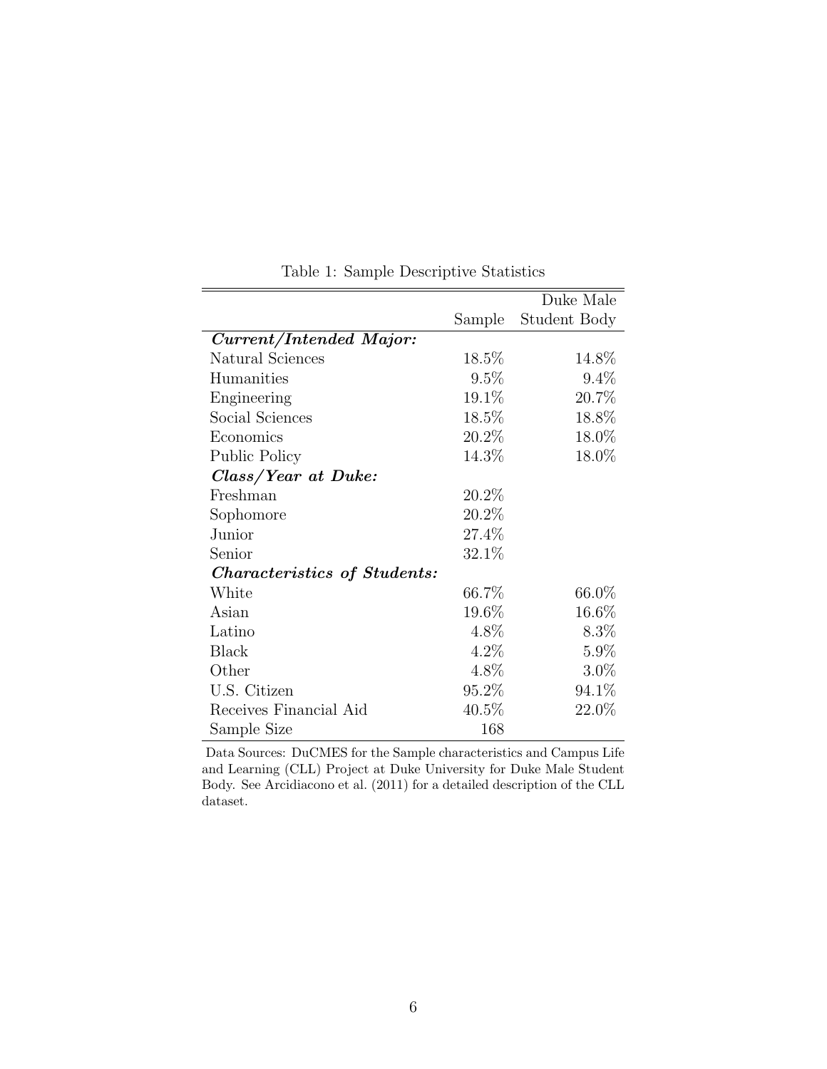Table 1: Sample Descriptive Statistics

| | Sample | Duke Male Student Body |
|---|---|---|
| ***Current/Intended Major:*** | | |
| Natural Sciences | 18.5% | 14.8% |
| Humanities | 9.5% | 9.4% |
| Engineering | 19.1% | 20.7% |
| Social Sciences | 18.5% | 18.8% |
| Economics | 20.2% | 18.0% |
| Public Policy | 14.3% | 18.0% |
| ***Class/Year at Duke:*** | | |
| Freshman | 20.2% | |
| Sophomore | 20.2% | |
| Junior | 27.4% | |
| Senior | 32.1% | |
| ***Characteristics of Students:*** | | |
| White | 66.7% | 66.0% |
| Asian | 19.6% | 16.6% |
| Latino | 4.8% | 8.3% |
| Black | 4.2% | 5.9% |
| Other | 4.8% | 3.0% |
| U.S. Citizen | 95.2% | 94.1% |
| Receives Financial Aid | 40.5% | 22.0% |
| Sample Size | 168 | |

Data Sources: DuCMES for the Sample characteristics and Campus Life and Learning (CLL) Project at Duke University for Duke Male Student Body. See Arcidiacono et al. (2011) for a detailed description of the CLL dataset.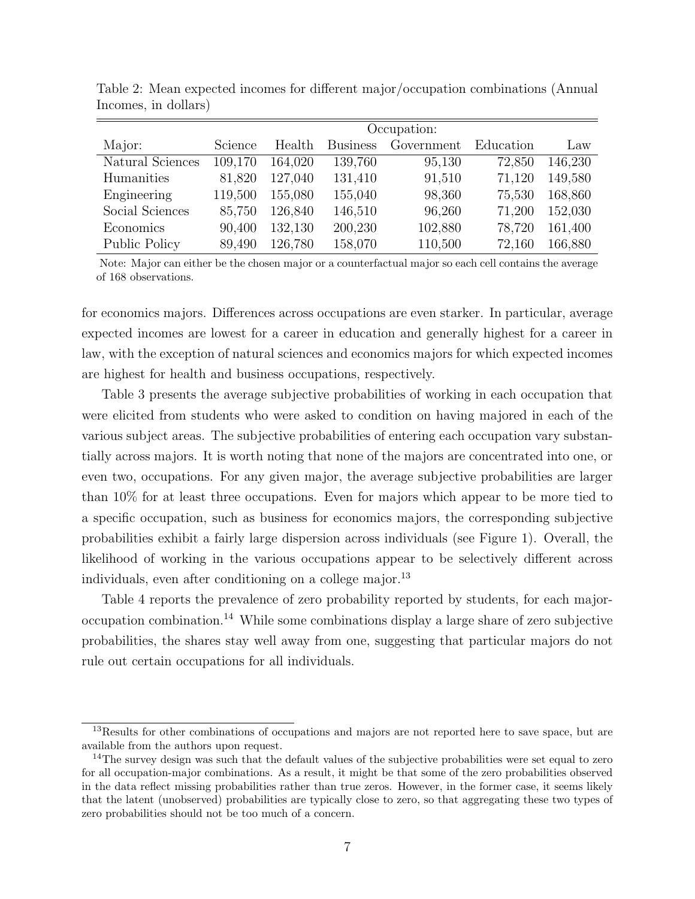Table 2: Mean expected incomes for different major/occupation combinations (Annual Incomes, in dollars)

| | Occupation: | | | | | |
|---|---|---|---|---|---|---|
| Major: | Science | Health | Business | Government | Education | Law |
| Natural Sciences | 109,170 | 164,020 | 139,760 | 95,130 | 72,850 | 146,230 |
| Humanities | 81,820 | 127,040 | 131,410 | 91,510 | 71,120 | 149,580 |
| Engineering | 119,500 | 155,080 | 155,040 | 98,360 | 75,530 | 168,860 |
| Social Sciences | 85,750 | 126,840 | 146,510 | 96,260 | 71,200 | 152,030 |
| Economics | 90,400 | 132,130 | 200,230 | 102,880 | 78,720 | 161,400 |
| Public Policy | 89,490 | 126,780 | 158,070 | 110,500 | 72,160 | 166,880 |

Note: Major can either be the chosen major or a counterfactual major so each cell contains the average of 168 observations.

for economics majors. Differences across occupations are even starker. In particular, average expected incomes are lowest for a career in education and generally highest for a career in law, with the exception of natural sciences and economics majors for which expected incomes are highest for health and business occupations, respectively.

Table 3 presents the average subjective probabilities of working in each occupation that were elicited from students who were asked to condition on having majored in each of the various subject areas. The subjective probabilities of entering each occupation vary substantially across majors. It is worth noting that none of the majors are concentrated into one, or even two, occupations. For any given major, the average subjective probabilities are larger than 10% for at least three occupations. Even for majors which appear to be more tied to a specific occupation, such as business for economics majors, the corresponding subjective probabilities exhibit a fairly large dispersion across individuals (see Figure 1). Overall, the likelihood of working in the various occupations appear to be selectively different across individuals, even after conditioning on a college major.[13]

Table 4 reports the prevalence of zero probability reported by students, for each major-occupation combination.[14] While some combinations display a large share of zero subjective probabilities, the shares stay well away from one, suggesting that particular majors do not rule out certain occupations for all individuals.

[13] Results for other combinations of occupations and majors are not reported here to save space, but are available from the authors upon request.

[14] The survey design was such that the default values of the subjective probabilities were set equal to zero for all occupation-major combinations. As a result, it might be that some of the zero probabilities observed in the data reflect missing probabilities rather than true zeros. However, in the former case, it seems likely that the latent (unobserved) probabilities are typically close to zero, so that aggregating these two types of zero probabilities should not be too much of a concern.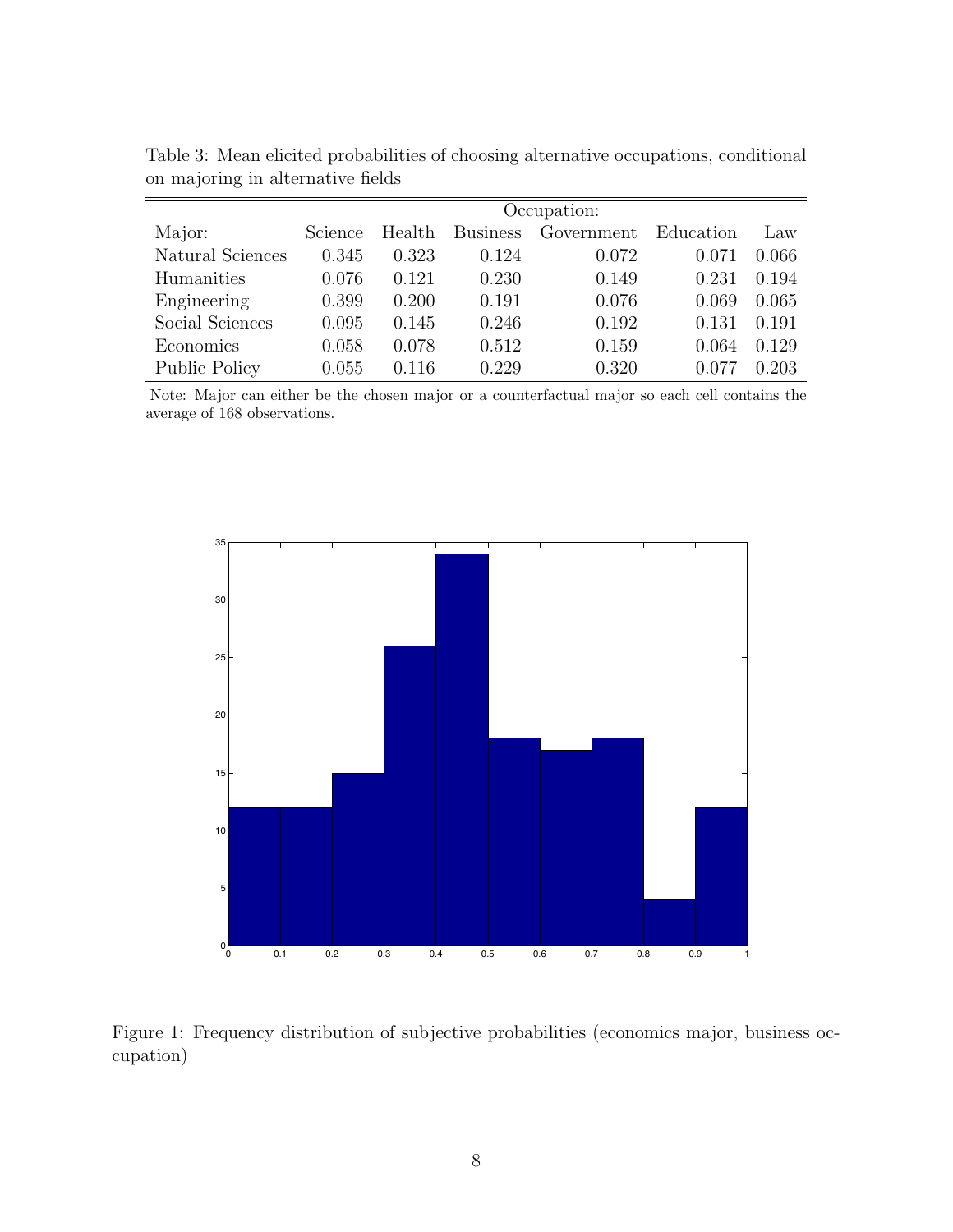Table 3: Mean elicited probabilities of choosing alternative occupations, conditional on majoring in alternative fields

| | Occupation: | | | | | |
|---|---|---|---|---|---|---|
| Major: | Science | Health | Business | Government | Education | Law |
| Natural Sciences | 0.345 | 0.323 | 0.124 | 0.072 | 0.071 | 0.066 |
| Humanities | 0.076 | 0.121 | 0.230 | 0.149 | 0.231 | 0.194 |
| Engineering | 0.399 | 0.200 | 0.191 | 0.076 | 0.069 | 0.065 |
| Social Sciences | 0.095 | 0.145 | 0.246 | 0.192 | 0.131 | 0.191 |
| Economics | 0.058 | 0.078 | 0.512 | 0.159 | 0.064 | 0.129 |
| Public Policy | 0.055 | 0.116 | 0.229 | 0.320 | 0.077 | 0.203 |

Note: Major can either be the chosen major or a counterfactual major so each cell contains the average of 168 observations.

Figure 1: Frequency distribution of subjective probabilities (economics major, business occupation)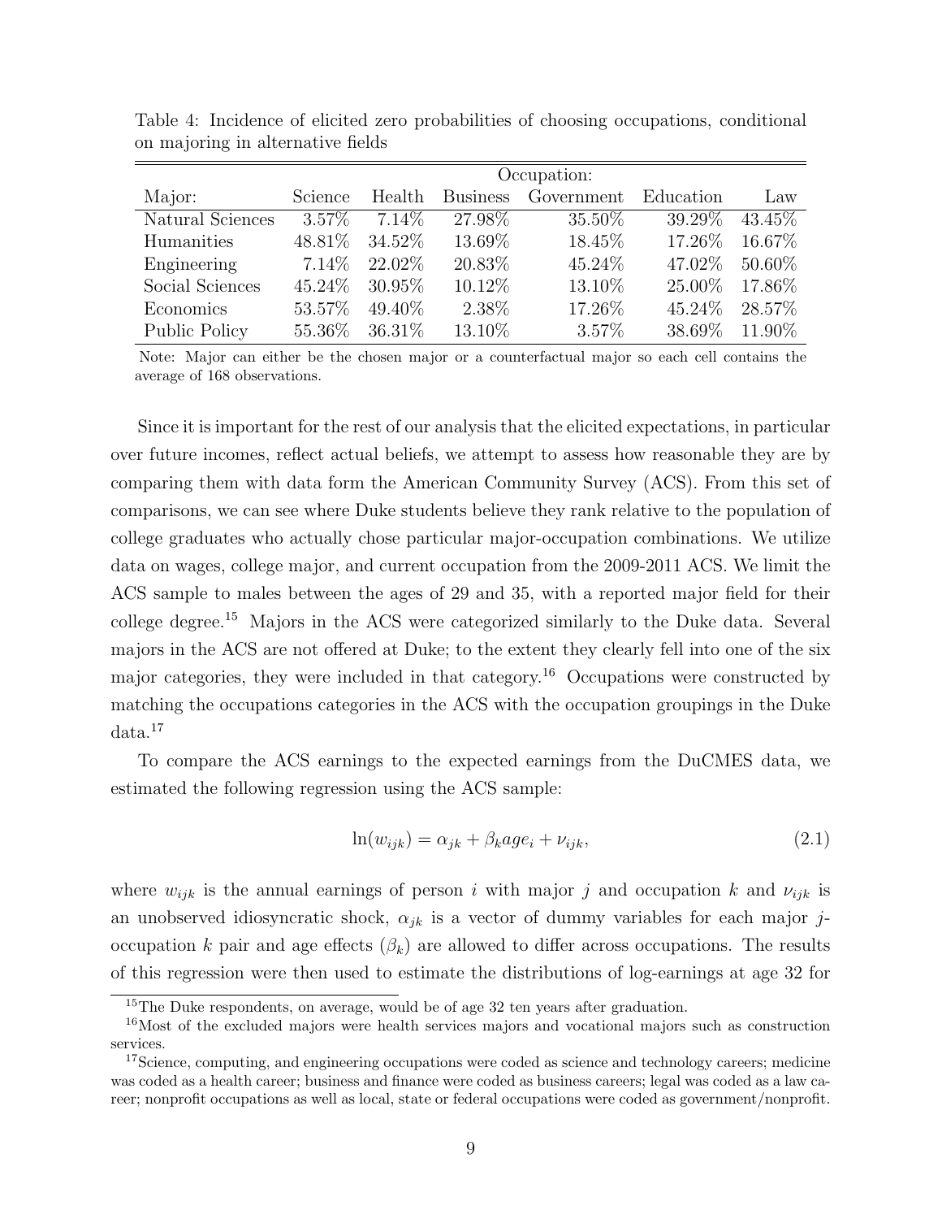Table 4: Incidence of elicited zero probabilities of choosing occupations, conditional on majoring in alternative fields

| | Occupation: | | | | | |
|---|---|---|---|---|---|---|
| Major: | Science | Health | Business | Government | Education | Law |
| Natural Sciences | 3.57% | 7.14% | 27.98% | 35.50% | 39.29% | 43.45% |
| Humanities | 48.81% | 34.52% | 13.69% | 18.45% | 17.26% | 16.67% |
| Engineering | 7.14% | 22.02% | 20.83% | 45.24% | 47.02% | 50.60% |
| Social Sciences | 45.24% | 30.95% | 10.12% | 13.10% | 25.00% | 17.86% |
| Economics | 53.57% | 49.40% | 2.38% | 17.26% | 45.24% | 28.57% |
| Public Policy | 55.36% | 36.31% | 13.10% | 3.57% | 38.69% | 11.90% |

Note: Major can either be the chosen major or a counterfactual major so each cell contains the average of 168 observations.

Since it is important for the rest of our analysis that the elicited expectations, in particular over future incomes, reflect actual beliefs, we attempt to assess how reasonable they are by comparing them with data form the American Community Survey (ACS). From this set of comparisons, we can see where Duke students believe they rank relative to the population of college graduates who actually chose particular major-occupation combinations. We utilize data on wages, college major, and current occupation from the 2009-2011 ACS. We limit the ACS sample to males between the ages of 29 and 35, with a reported major field for their college degree.[15] Majors in the ACS were categorized similarly to the Duke data. Several majors in the ACS are not offered at Duke; to the extent they clearly fell into one of the six major categories, they were included in that category.[16] Occupations were constructed by matching the occupations categories in the ACS with the occupation groupings in the Duke data.[17]

To compare the ACS earnings to the expected earnings from the DuCMES data, we estimated the following regression using the ACS sample:

$$\ln(w_{ijk}) = \alpha_{jk} + \beta_k age_i + \nu_{ijk}, \tag{2.1}$$

where $w_{ijk}$ is the annual earnings of person $i$ with major $j$ and occupation $k$ and $\nu_{ijk}$ is an unobserved idiosyncratic shock, $\alpha_{jk}$ is a vector of dummy variables for each major $j$-occupation $k$ pair and age effects ($\beta_k$) are allowed to differ across occupations. The results of this regression were then used to estimate the distributions of log-earnings at age 32 for

[15]The Duke respondents, on average, would be of age 32 ten years after graduation.

[16]Most of the excluded majors were health services majors and vocational majors such as construction services.

[17]Science, computing, and engineering occupations were coded as science and technology careers; medicine was coded as a health career; business and finance were coded as business careers; legal was coded as a law career; nonprofit occupations as well as local, state or federal occupations were coded as government/nonprofit.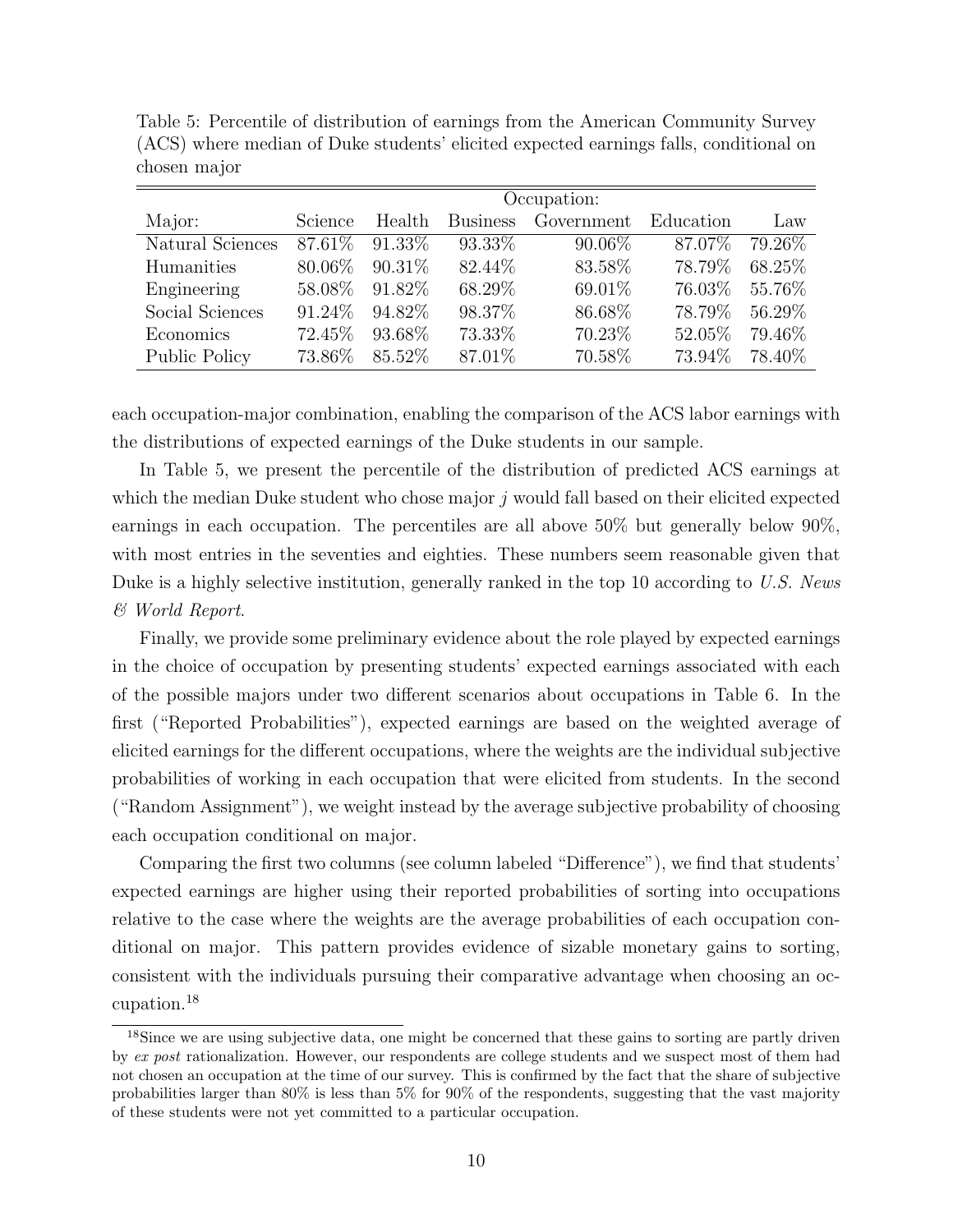Table 5: Percentile of distribution of earnings from the American Community Survey (ACS) where median of Duke students' elicited expected earnings falls, conditional on chosen major

| | Occupation: | | | | | |
|---|---|---|---|---|---|---|
| Major: | Science | Health | Business | Government | Education | Law |
| Natural Sciences | 87.61% | 91.33% | 93.33% | 90.06% | 87.07% | 79.26% |
| Humanities | 80.06% | 90.31% | 82.44% | 83.58% | 78.79% | 68.25% |
| Engineering | 58.08% | 91.82% | 68.29% | 69.01% | 76.03% | 55.76% |
| Social Sciences | 91.24% | 94.82% | 98.37% | 86.68% | 78.79% | 56.29% |
| Economics | 72.45% | 93.68% | 73.33% | 70.23% | 52.05% | 79.46% |
| Public Policy | 73.86% | 85.52% | 87.01% | 70.58% | 73.94% | 78.40% |

each occupation-major combination, enabling the comparison of the ACS labor earnings with the distributions of expected earnings of the Duke students in our sample.

In Table 5, we present the percentile of the distribution of predicted ACS earnings at which the median Duke student who chose major $j$ would fall based on their elicited expected earnings in each occupation. The percentiles are all above 50% but generally below 90%, with most entries in the seventies and eighties. These numbers seem reasonable given that Duke is a highly selective institution, generally ranked in the top 10 according to *U.S. News & World Report*.

Finally, we provide some preliminary evidence about the role played by expected earnings in the choice of occupation by presenting students' expected earnings associated with each of the possible majors under two different scenarios about occupations in Table 6. In the first ("Reported Probabilities"), expected earnings are based on the weighted average of elicited earnings for the different occupations, where the weights are the individual subjective probabilities of working in each occupation that were elicited from students. In the second ("Random Assignment"), we weight instead by the average subjective probability of choosing each occupation conditional on major.

Comparing the first two columns (see column labeled "Difference"), we find that students' expected earnings are higher using their reported probabilities of sorting into occupations relative to the case where the weights are the average probabilities of each occupation conditional on major. This pattern provides evidence of sizable monetary gains to sorting, consistent with the individuals pursuing their comparative advantage when choosing an occupation.[18]

[18] Since we are using subjective data, one might be concerned that these gains to sorting are partly driven by *ex post* rationalization. However, our respondents are college students and we suspect most of them had not chosen an occupation at the time of our survey. This is confirmed by the fact that the share of subjective probabilities larger than 80% is less than 5% for 90% of the respondents, suggesting that the vast majority of these students were not yet committed to a particular occupation.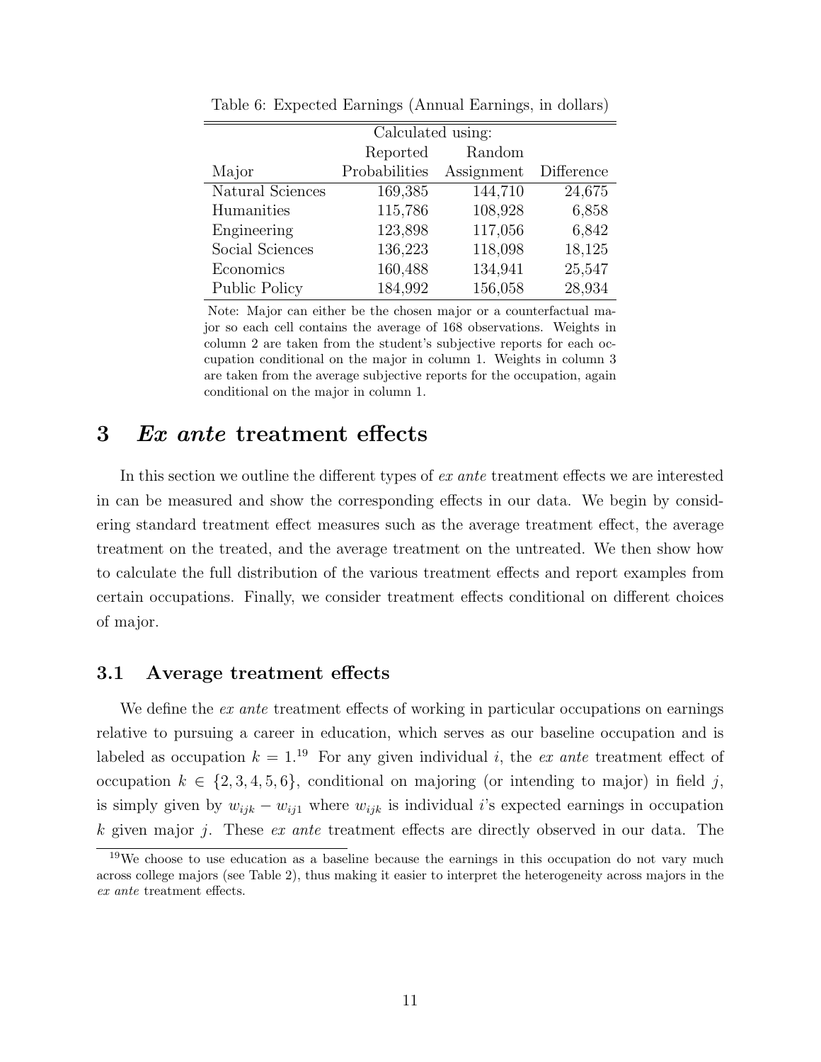Table 6: Expected Earnings (Annual Earnings, in dollars)

| | Calculated using: | | |
|---|---|---|---|
| Major | Reported Probabilities | Random Assignment | Difference |
| Natural Sciences | 169,385 | 144,710 | 24,675 |
| Humanities | 115,786 | 108,928 | 6,858 |
| Engineering | 123,898 | 117,056 | 6,842 |
| Social Sciences | 136,223 | 118,098 | 18,125 |
| Economics | 160,488 | 134,941 | 25,547 |
| Public Policy | 184,992 | 156,058 | 28,934 |

Note: Major can either be the chosen major or a counterfactual major so each cell contains the average of 168 observations. Weights in column 2 are taken from the student's subjective reports for each occupation conditional on the major in column 1. Weights in column 3 are taken from the average subjective reports for the occupation, again conditional on the major in column 1.

# 3 *Ex ante* treatment effects

In this section we outline the different types of *ex ante* treatment effects we are interested in can be measured and show the corresponding effects in our data. We begin by considering standard treatment effect measures such as the average treatment effect, the average treatment on the treated, and the average treatment on the untreated. We then show how to calculate the full distribution of the various treatment effects and report examples from certain occupations. Finally, we consider treatment effects conditional on different choices of major.

## 3.1 Average treatment effects

We define the *ex ante* treatment effects of working in particular occupations on earnings relative to pursuing a career in education, which serves as our baseline occupation and is labeled as occupation $k = 1$.[19] For any given individual $i$, the *ex ante* treatment effect of occupation $k \in \{2, 3, 4, 5, 6\}$, conditional on majoring (or intending to major) in field $j$, is simply given by $w_{ijk} - w_{ij1}$ where $w_{ijk}$ is individual $i$'s expected earnings in occupation $k$ given major $j$. These *ex ante* treatment effects are directly observed in our data. The

[19] We choose to use education as a baseline because the earnings in this occupation do not vary much across college majors (see Table 2), thus making it easier to interpret the heterogeneity across majors in the *ex ante* treatment effects.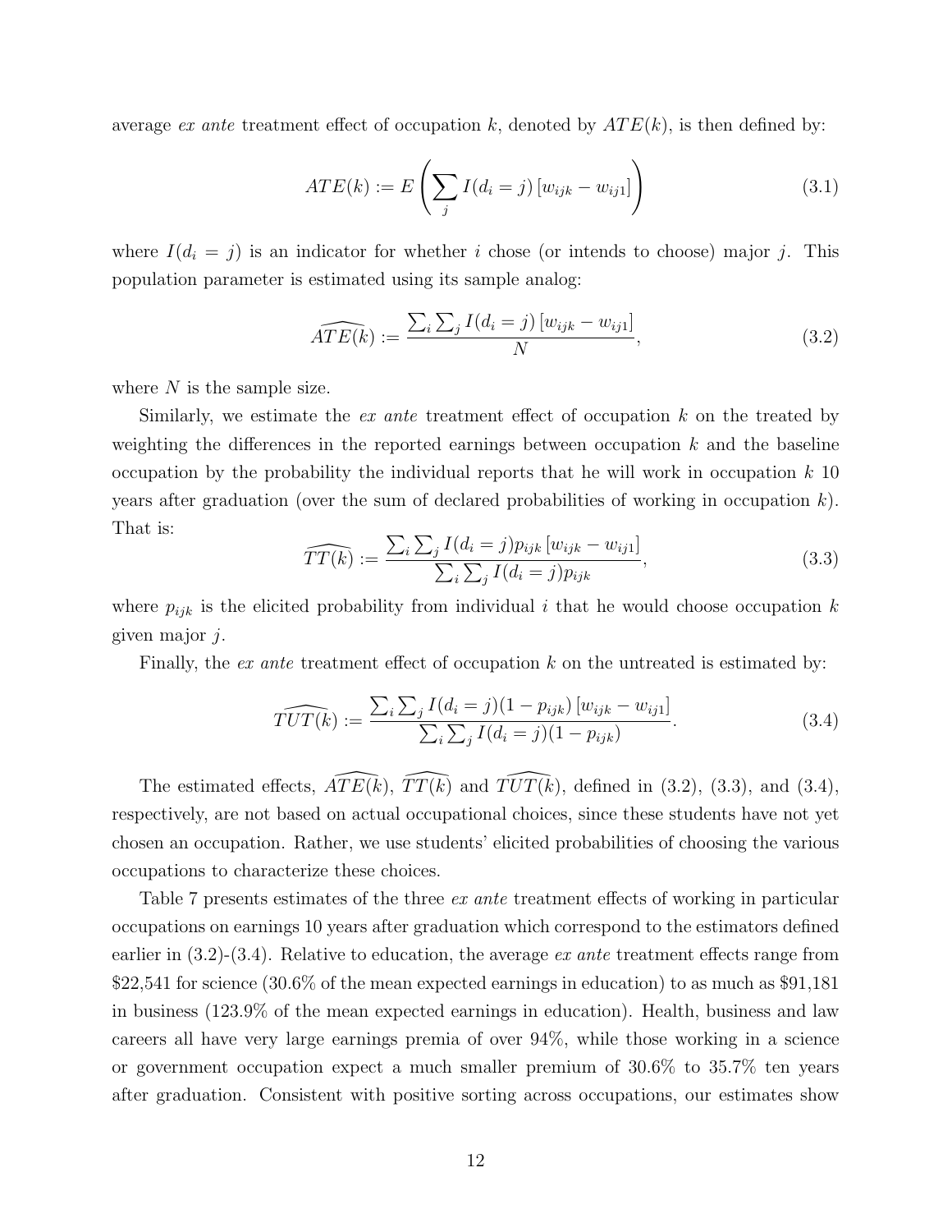average *ex ante* treatment effect of occupation $k$, denoted by $ATE(k)$, is then defined by:

$$ATE(k) := E\left(\sum_j I(d_i = j)\left[w_{ijk} - w_{ij1}\right]\right) \tag{3.1}$$

where $I(d_i = j)$ is an indicator for whether $i$ chose (or intends to choose) major $j$. This population parameter is estimated using its sample analog:

$$\widehat{ATE(k)} := \frac{\sum_i \sum_j I(d_i = j)\left[w_{ijk} - w_{ij1}\right]}{N}, \tag{3.2}$$

where $N$ is the sample size.

Similarly, we estimate the *ex ante* treatment effect of occupation $k$ on the treated by weighting the differences in the reported earnings between occupation $k$ and the baseline occupation by the probability the individual reports that he will work in occupation $k$ 10 years after graduation (over the sum of declared probabilities of working in occupation $k$). That is:

$$\widehat{TT(k)} := \frac{\sum_i \sum_j I(d_i = j)p_{ijk}\left[w_{ijk} - w_{ij1}\right]}{\sum_i \sum_j I(d_i = j)p_{ijk}}, \tag{3.3}$$

where $p_{ijk}$ is the elicited probability from individual $i$ that he would choose occupation $k$ given major $j$.

Finally, the *ex ante* treatment effect of occupation $k$ on the untreated is estimated by:

$$\widehat{TUT(k)} := \frac{\sum_i \sum_j I(d_i = j)(1 - p_{ijk})\left[w_{ijk} - w_{ij1}\right]}{\sum_i \sum_j I(d_i = j)(1 - p_{ijk})}. \tag{3.4}$$

The estimated effects, $\widehat{ATE(k)}$, $\widehat{TT(k)}$ and $\widehat{TUT(k)}$, defined in (3.2), (3.3), and (3.4), respectively, are not based on actual occupational choices, since these students have not yet chosen an occupation. Rather, we use students' elicited probabilities of choosing the various occupations to characterize these choices.

Table 7 presents estimates of the three *ex ante* treatment effects of working in particular occupations on earnings 10 years after graduation which correspond to the estimators defined earlier in (3.2)-(3.4). Relative to education, the average *ex ante* treatment effects range from \$22,541 for science (30.6% of the mean expected earnings in education) to as much as \$91,181 in business (123.9% of the mean expected earnings in education). Health, business and law careers all have very large earnings premia of over 94%, while those working in a science or government occupation expect a much smaller premium of 30.6% to 35.7% ten years after graduation. Consistent with positive sorting across occupations, our estimates show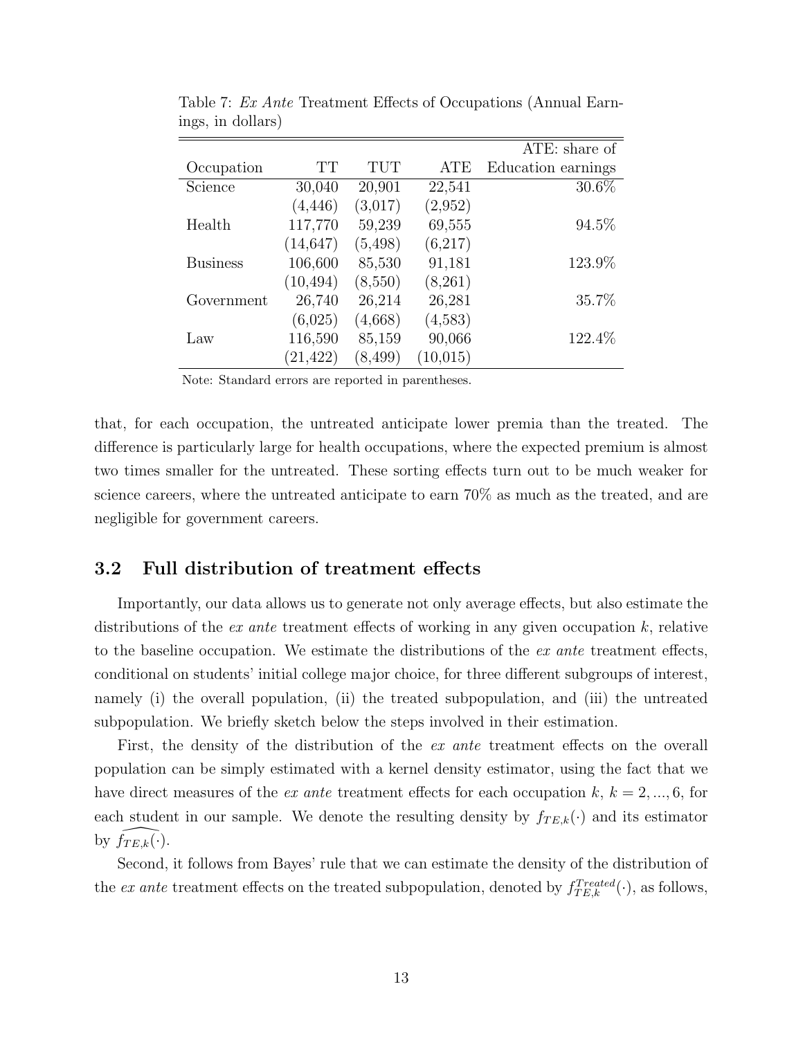Table 7: *Ex Ante* Treatment Effects of Occupations (Annual Earnings, in dollars)

| Occupation | TT | TUT | ATE | ATE: share of Education earnings |
|---|---|---|---|---|
| Science | 30,040 | 20,901 | 22,541 | 30.6% |
| | (4,446) | (3,017) | (2,952) | |
| Health | 117,770 | 59,239 | 69,555 | 94.5% |
| | (14,647) | (5,498) | (6,217) | |
| Business | 106,600 | 85,530 | 91,181 | 123.9% |
| | (10,494) | (8,550) | (8,261) | |
| Government | 26,740 | 26,214 | 26,281 | 35.7% |
| | (6,025) | (4,668) | (4,583) | |
| Law | 116,590 | 85,159 | 90,066 | 122.4% |
| | (21,422) | (8,499) | (10,015) | |

Note: Standard errors are reported in parentheses.

that, for each occupation, the untreated anticipate lower premia than the treated. The difference is particularly large for health occupations, where the expected premium is almost two times smaller for the untreated. These sorting effects turn out to be much weaker for science careers, where the untreated anticipate to earn 70% as much as the treated, and are negligible for government careers.

### 3.2 Full distribution of treatment effects

Importantly, our data allows us to generate not only average effects, but also estimate the distributions of the *ex ante* treatment effects of working in any given occupation $k$, relative to the baseline occupation. We estimate the distributions of the *ex ante* treatment effects, conditional on students' initial college major choice, for three different subgroups of interest, namely (i) the overall population, (ii) the treated subpopulation, and (iii) the untreated subpopulation. We briefly sketch below the steps involved in their estimation.

First, the density of the distribution of the *ex ante* treatment effects on the overall population can be simply estimated with a kernel density estimator, using the fact that we have direct measures of the *ex ante* treatment effects for each occupation $k$, $k = 2, ..., 6$, for each student in our sample. We denote the resulting density by $f_{TE,k}(\cdot)$ and its estimator by $\widehat{f_{TE,k}}(\cdot)$.

Second, it follows from Bayes' rule that we can estimate the density of the distribution of the *ex ante* treatment effects on the treated subpopulation, denoted by $f_{TE,k}^{Treated}(\cdot)$, as follows,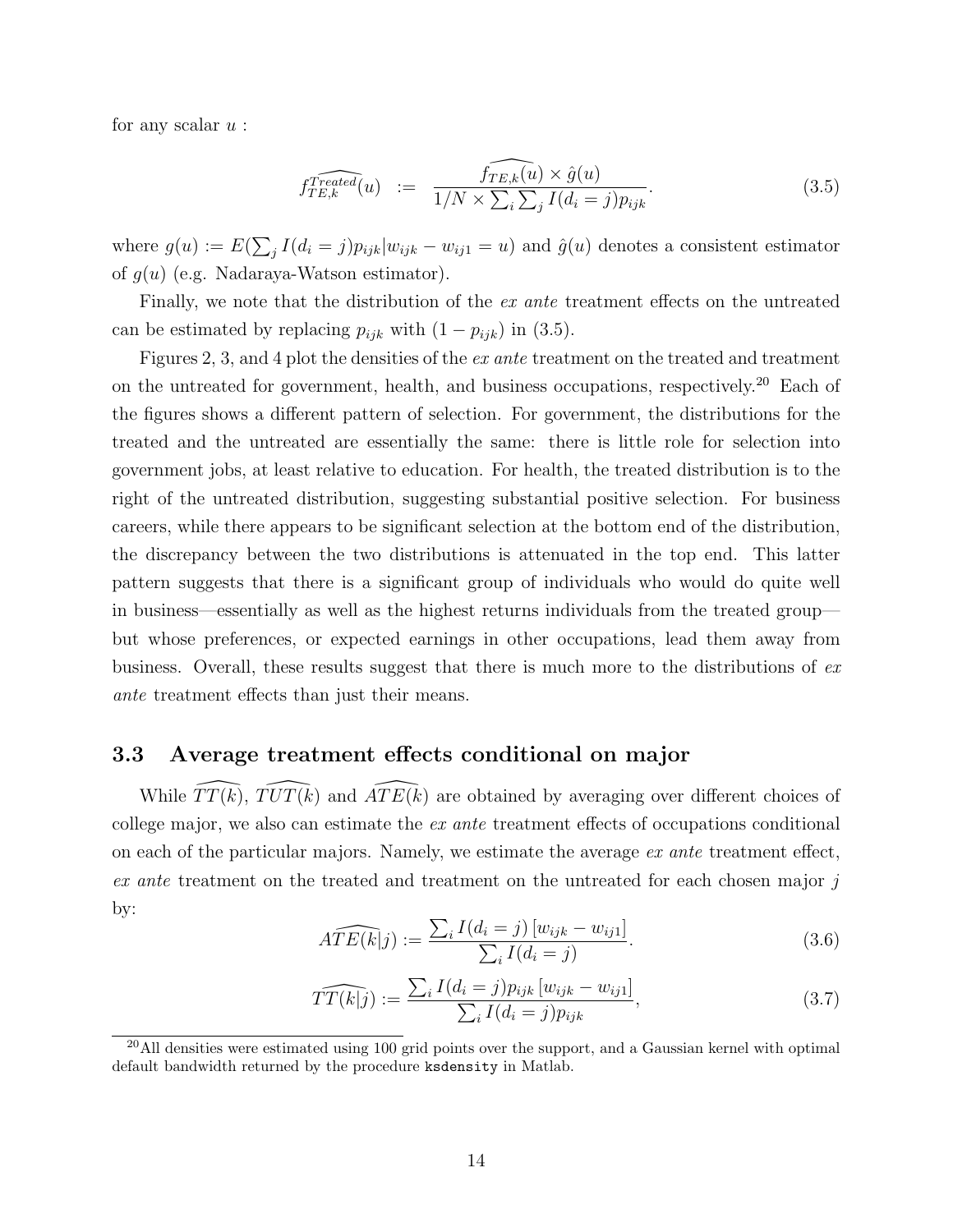for any scalar $u$ :

$$\widehat{f_{TE,k}^{Treated}}(u) \ := \ \frac{\widehat{f_{TE,k}(u)} \times \hat{g}(u)}{1/N \times \sum_i \sum_j I(d_i = j) p_{ijk}}. \tag{3.5}$$

where $g(u) := E(\sum_j I(d_i = j)p_{ijk} | w_{ijk} - w_{ij1} = u)$ and $\hat{g}(u)$ denotes a consistent estimator of $g(u)$ (e.g. Nadaraya-Watson estimator).

Finally, we note that the distribution of the *ex ante* treatment effects on the untreated can be estimated by replacing $p_{ijk}$ with $(1 - p_{ijk})$ in (3.5).

Figures 2, 3, and 4 plot the densities of the *ex ante* treatment on the treated and treatment on the untreated for government, health, and business occupations, respectively.[20] Each of the figures shows a different pattern of selection. For government, the distributions for the treated and the untreated are essentially the same: there is little role for selection into government jobs, at least relative to education. For health, the treated distribution is to the right of the untreated distribution, suggesting substantial positive selection. For business careers, while there appears to be significant selection at the bottom end of the distribution, the discrepancy between the two distributions is attenuated in the top end. This latter pattern suggests that there is a significant group of individuals who would do quite well in business—essentially as well as the highest returns individuals from the treated group—but whose preferences, or expected earnings in other occupations, lead them away from business. Overall, these results suggest that there is much more to the distributions of *ex ante* treatment effects than just their means.

## 3.3 Average treatment effects conditional on major

While $\widehat{TT(k)}$, $\widehat{TUT(k)}$ and $\widehat{ATE(k)}$ are obtained by averaging over different choices of college major, we also can estimate the *ex ante* treatment effects of occupations conditional on each of the particular majors. Namely, we estimate the average *ex ante* treatment effect, *ex ante* treatment on the treated and treatment on the untreated for each chosen major $j$ by:

$$\widehat{ATE(k|j)} := \frac{\sum_i I(d_i = j) \left[w_{ijk} - w_{ij1}\right]}{\sum_i I(d_i = j)}. \tag{3.6}$$

$$\widehat{TT(k|j)} := \frac{\sum_i I(d_i = j) p_{ijk} \left[w_{ijk} - w_{ij1}\right]}{\sum_i I(d_i = j) p_{ijk}}, \tag{3.7}$$

[20] All densities were estimated using 100 grid points over the support, and a Gaussian kernel with optimal default bandwidth returned by the procedure `ksdensity` in Matlab.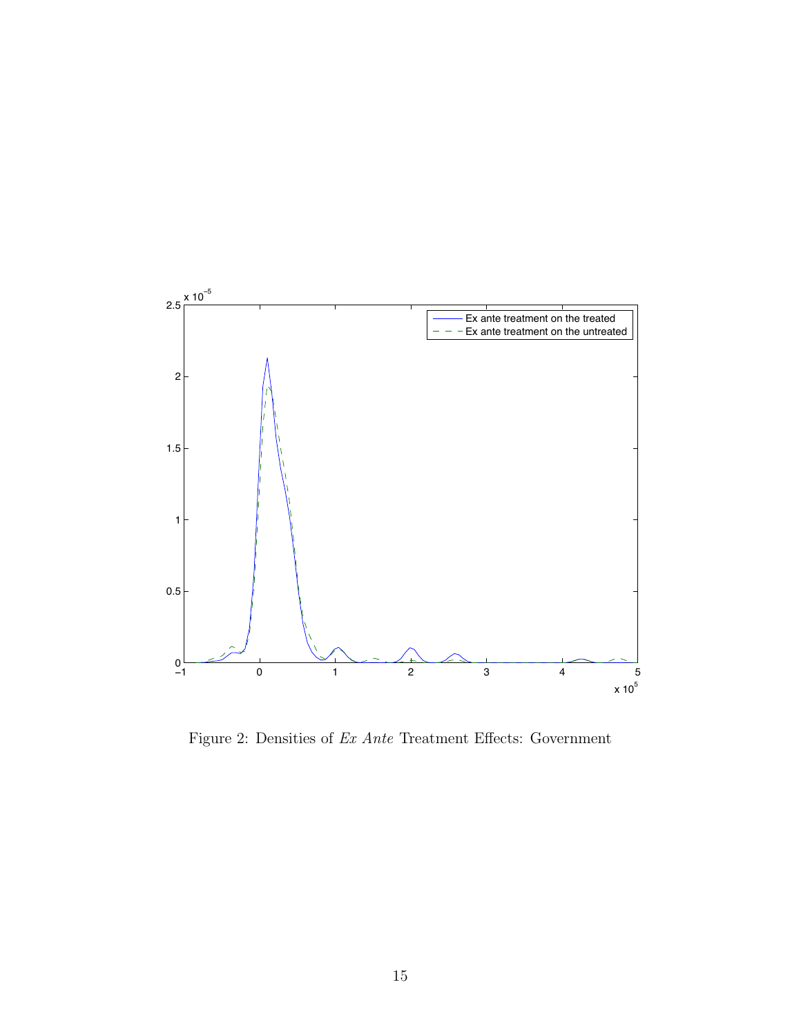Figure 2: Densities of *Ex Ante* Treatment Effects: Government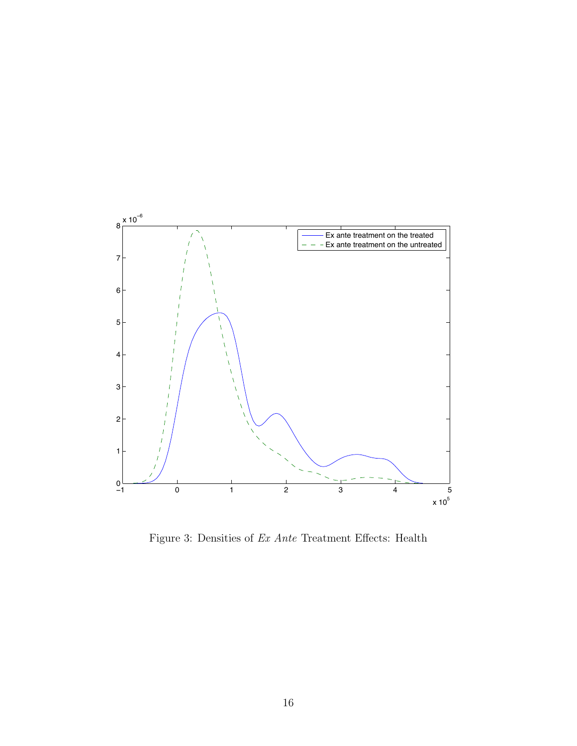Figure 3: Densities of *Ex Ante* Treatment Effects: Health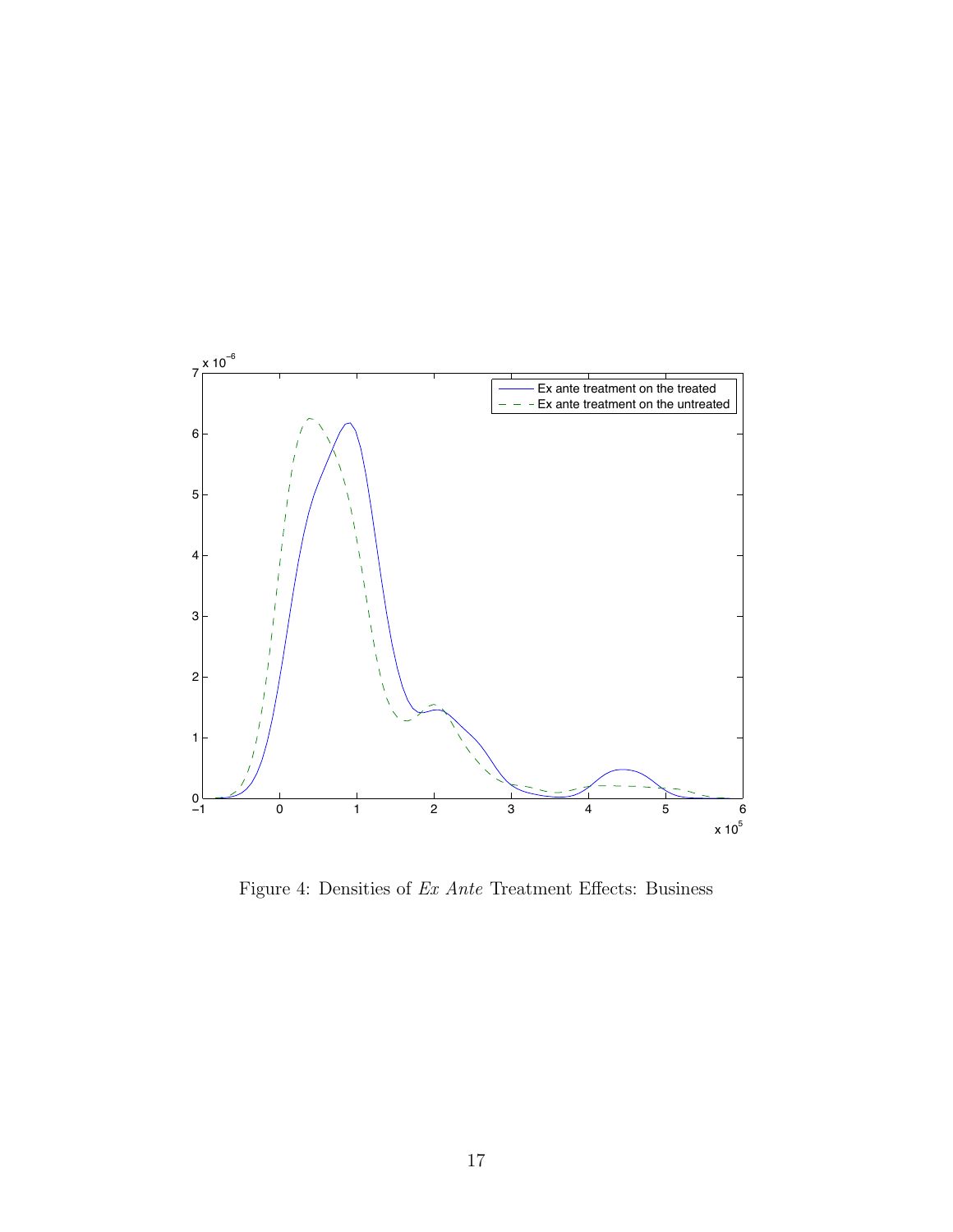Figure 4: Densities of *Ex Ante* Treatment Effects: Business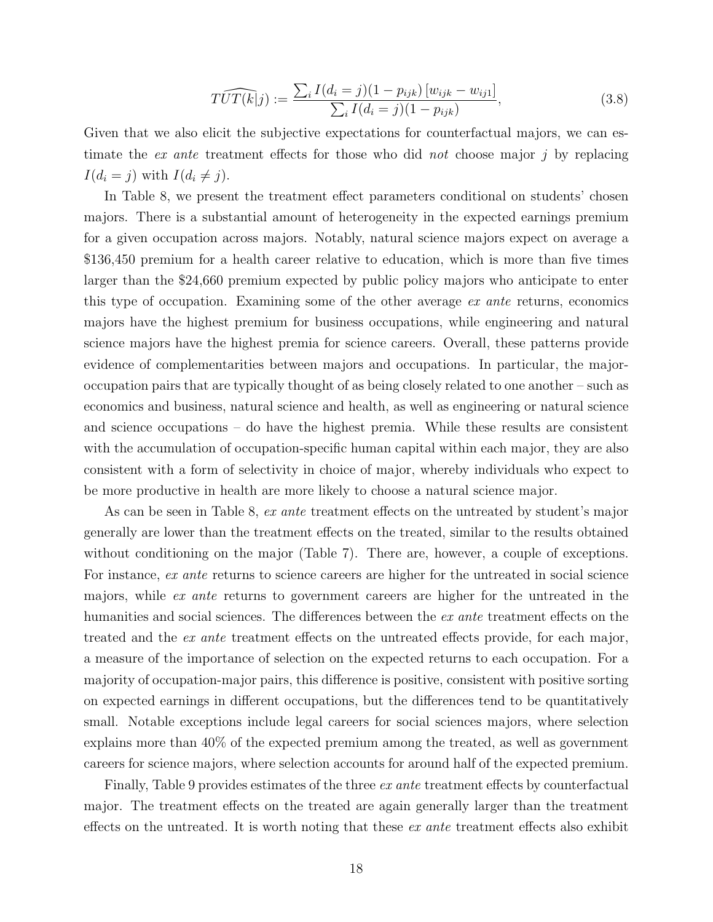$$\widehat{TUT(k|j)} := \frac{\sum_i I(d_i = j)(1 - p_{ijk}) \left[w_{ijk} - w_{ij1}\right]}{\sum_i I(d_i = j)(1 - p_{ijk})}, \tag{3.8}$$

Given that we also elicit the subjective expectations for counterfactual majors, we can estimate the *ex ante* treatment effects for those who did *not* choose major $j$ by replacing $I(d_i = j)$ with $I(d_i \neq j)$.

In Table 8, we present the treatment effect parameters conditional on students' chosen majors. There is a substantial amount of heterogeneity in the expected earnings premium for a given occupation across majors. Notably, natural science majors expect on average a \$136,450 premium for a health career relative to education, which is more than five times larger than the \$24,660 premium expected by public policy majors who anticipate to enter this type of occupation. Examining some of the other average *ex ante* returns, economics majors have the highest premium for business occupations, while engineering and natural science majors have the highest premia for science careers. Overall, these patterns provide evidence of complementarities between majors and occupations. In particular, the major-occupation pairs that are typically thought of as being closely related to one another – such as economics and business, natural science and health, as well as engineering or natural science and science occupations – do have the highest premia. While these results are consistent with the accumulation of occupation-specific human capital within each major, they are also consistent with a form of selectivity in choice of major, whereby individuals who expect to be more productive in health are more likely to choose a natural science major.

As can be seen in Table 8, *ex ante* treatment effects on the untreated by student's major generally are lower than the treatment effects on the treated, similar to the results obtained without conditioning on the major (Table 7). There are, however, a couple of exceptions. For instance, *ex ante* returns to science careers are higher for the untreated in social science majors, while *ex ante* returns to government careers are higher for the untreated in the humanities and social sciences. The differences between the *ex ante* treatment effects on the treated and the *ex ante* treatment effects on the untreated effects provide, for each major, a measure of the importance of selection on the expected returns to each occupation. For a majority of occupation-major pairs, this difference is positive, consistent with positive sorting on expected earnings in different occupations, but the differences tend to be quantitatively small. Notable exceptions include legal careers for social sciences majors, where selection explains more than 40% of the expected premium among the treated, as well as government careers for science majors, where selection accounts for around half of the expected premium.

Finally, Table 9 provides estimates of the three *ex ante* treatment effects by counterfactual major. The treatment effects on the treated are again generally larger than the treatment effects on the untreated. It is worth noting that these *ex ante* treatment effects also exhibit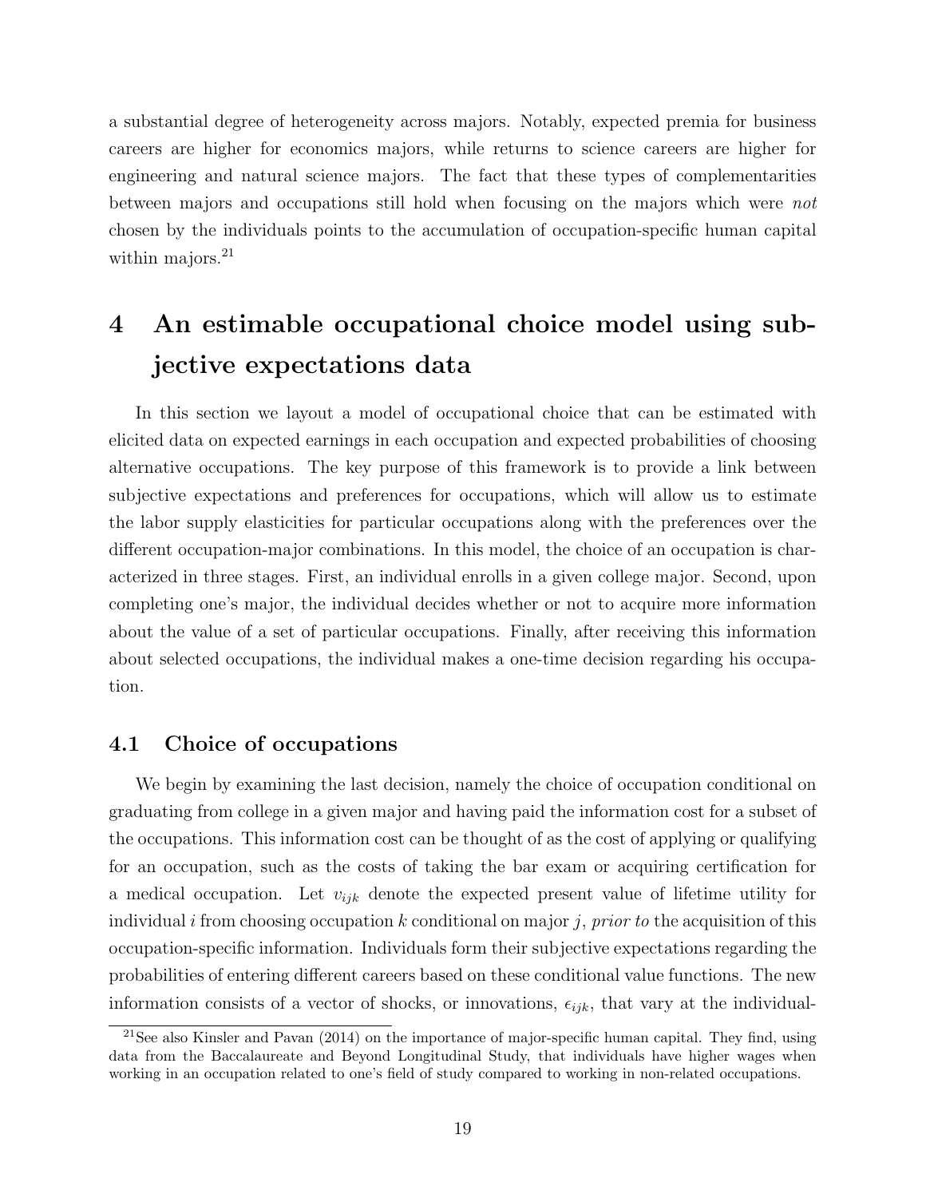a substantial degree of heterogeneity across majors. Notably, expected premia for business careers are higher for economics majors, while returns to science careers are higher for engineering and natural science majors. The fact that these types of complementarities between majors and occupations still hold when focusing on the majors which were *not* chosen by the individuals points to the accumulation of occupation-specific human capital within majors.[21]

# 4 An estimable occupational choice model using subjective expectations data

In this section we layout a model of occupational choice that can be estimated with elicited data on expected earnings in each occupation and expected probabilities of choosing alternative occupations. The key purpose of this framework is to provide a link between subjective expectations and preferences for occupations, which will allow us to estimate the labor supply elasticities for particular occupations along with the preferences over the different occupation-major combinations. In this model, the choice of an occupation is characterized in three stages. First, an individual enrolls in a given college major. Second, upon completing one's major, the individual decides whether or not to acquire more information about the value of a set of particular occupations. Finally, after receiving this information about selected occupations, the individual makes a one-time decision regarding his occupation.

## 4.1 Choice of occupations

We begin by examining the last decision, namely the choice of occupation conditional on graduating from college in a given major and having paid the information cost for a subset of the occupations. This information cost can be thought of as the cost of applying or qualifying for an occupation, such as the costs of taking the bar exam or acquiring certification for a medical occupation. Let $v_{ijk}$ denote the expected present value of lifetime utility for individual $i$ from choosing occupation $k$ conditional on major $j$, *prior to* the acquisition of this occupation-specific information. Individuals form their subjective expectations regarding the probabilities of entering different careers based on these conditional value functions. The new information consists of a vector of shocks, or innovations, $\epsilon_{ijk}$, that vary at the individual-

[21] See also Kinsler and Pavan (2014) on the importance of major-specific human capital. They find, using data from the Baccalaureate and Beyond Longitudinal Study, that individuals have higher wages when working in an occupation related to one's field of study compared to working in non-related occupations.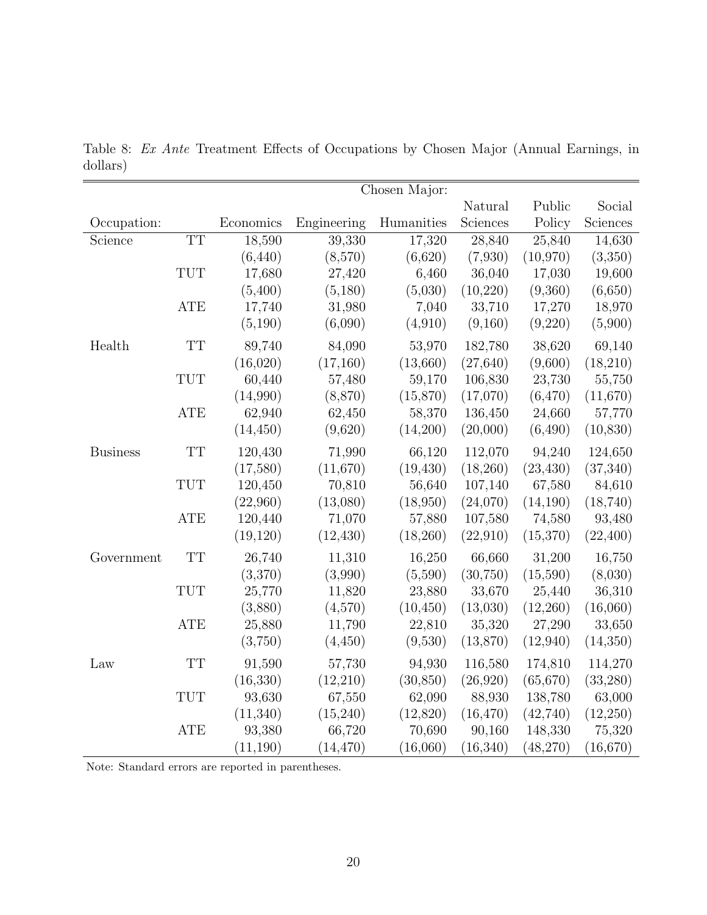Table 8: *Ex Ante* Treatment Effects of Occupations by Chosen Major (Annual Earnings, in dollars)

| | | Chosen Major: | | | | | |
|---|---|---|---|---|---|---|---|
| Occupation: | | Economics | Engineering | Humanities | Natural Sciences | Public Policy | Social Sciences |
| Science | TT | 18,590 | 39,330 | 17,320 | 28,840 | 25,840 | 14,630 |
| | | (6,440) | (8,570) | (6,620) | (7,930) | (10,970) | (3,350) |
| | TUT | 17,680 | 27,420 | 6,460 | 36,040 | 17,030 | 19,600 |
| | | (5,400) | (5,180) | (5,030) | (10,220) | (9,360) | (6,650) |
| | ATE | 17,740 | 31,980 | 7,040 | 33,710 | 17,270 | 18,970 |
| | | (5,190) | (6,090) | (4,910) | (9,160) | (9,220) | (5,900) |
| Health | TT | 89,740 | 84,090 | 53,970 | 182,780 | 38,620 | 69,140 |
| | | (16,020) | (17,160) | (13,660) | (27,640) | (9,600) | (18,210) |
| | TUT | 60,440 | 57,480 | 59,170 | 106,830 | 23,730 | 55,750 |
| | | (14,990) | (8,870) | (15,870) | (17,070) | (6,470) | (11,670) |
| | ATE | 62,940 | 62,450 | 58,370 | 136,450 | 24,660 | 57,770 |
| | | (14,450) | (9,620) | (14,200) | (20,000) | (6,490) | (10,830) |
| Business | TT | 120,430 | 71,990 | 66,120 | 112,070 | 94,240 | 124,650 |
| | | (17,580) | (11,670) | (19,430) | (18,260) | (23,430) | (37,340) |
| | TUT | 120,450 | 70,810 | 56,640 | 107,140 | 67,580 | 84,610 |
| | | (22,960) | (13,080) | (18,950) | (24,070) | (14,190) | (18,740) |
| | ATE | 120,440 | 71,070 | 57,880 | 107,580 | 74,580 | 93,480 |
| | | (19,120) | (12,430) | (18,260) | (22,910) | (15,370) | (22,400) |
| Government | TT | 26,740 | 11,310 | 16,250 | 66,660 | 31,200 | 16,750 |
| | | (3,370) | (3,990) | (5,590) | (30,750) | (15,590) | (8,030) |
| | TUT | 25,770 | 11,820 | 23,880 | 33,670 | 25,440 | 36,310 |
| | | (3,880) | (4,570) | (10,450) | (13,030) | (12,260) | (16,060) |
| | ATE | 25,880 | 11,790 | 22,810 | 35,320 | 27,290 | 33,650 |
| | | (3,750) | (4,450) | (9,530) | (13,870) | (12,940) | (14,350) |
| Law | TT | 91,590 | 57,730 | 94,930 | 116,580 | 174,810 | 114,270 |
| | | (16,330) | (12,210) | (30,850) | (26,920) | (65,670) | (33,280) |
| | TUT | 93,630 | 67,550 | 62,090 | 88,930 | 138,780 | 63,000 |
| | | (11,340) | (15,240) | (12,820) | (16,470) | (42,740) | (12,250) |
| | ATE | 93,380 | 66,720 | 70,690 | 90,160 | 148,330 | 75,320 |
| | | (11,190) | (14,470) | (16,060) | (16,340) | (48,270) | (16,670) |

Note: Standard errors are reported in parentheses.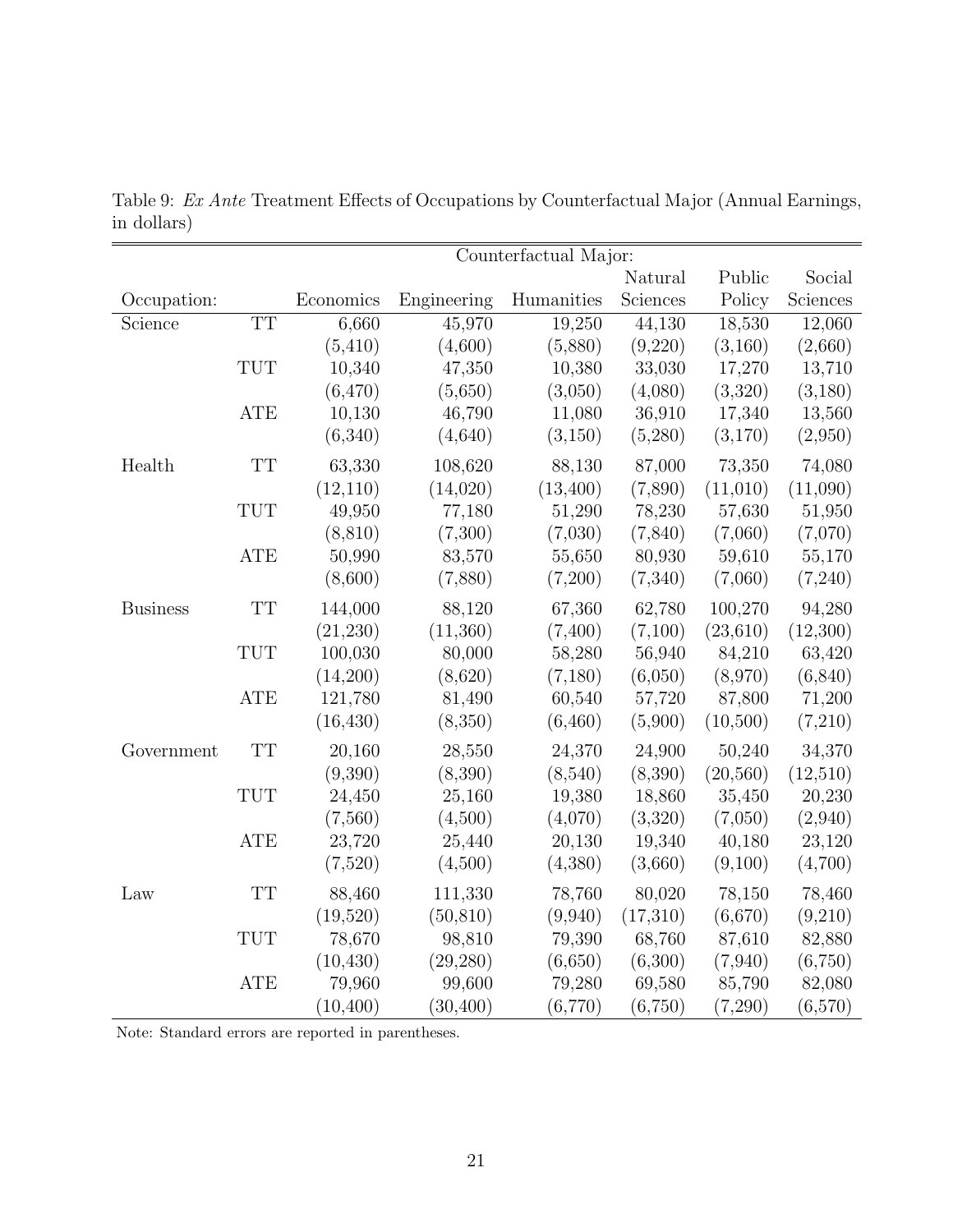Table 9: *Ex Ante* Treatment Effects of Occupations by Counterfactual Major (Annual Earnings, in dollars)

| | | Counterfactual Major: | | | | | |
|---|---|---|---|---|---|---|---|
| Occupation: | | Economics | Engineering | Humanities | Natural Sciences | Public Policy | Social Sciences |
| Science | TT | 6,660 | 45,970 | 19,250 | 44,130 | 18,530 | 12,060 |
| | | (5,410) | (4,600) | (5,880) | (9,220) | (3,160) | (2,660) |
| | TUT | 10,340 | 47,350 | 10,380 | 33,030 | 17,270 | 13,710 |
| | | (6,470) | (5,650) | (3,050) | (4,080) | (3,320) | (3,180) |
| | ATE | 10,130 | 46,790 | 11,080 | 36,910 | 17,340 | 13,560 |
| | | (6,340) | (4,640) | (3,150) | (5,280) | (3,170) | (2,950) |
| Health | TT | 63,330 | 108,620 | 88,130 | 87,000 | 73,350 | 74,080 |
| | | (12,110) | (14,020) | (13,400) | (7,890) | (11,010) | (11,090) |
| | TUT | 49,950 | 77,180 | 51,290 | 78,230 | 57,630 | 51,950 |
| | | (8,810) | (7,300) | (7,030) | (7,840) | (7,060) | (7,070) |
| | ATE | 50,990 | 83,570 | 55,650 | 80,930 | 59,610 | 55,170 |
| | | (8,600) | (7,880) | (7,200) | (7,340) | (7,060) | (7,240) |
| Business | TT | 144,000 | 88,120 | 67,360 | 62,780 | 100,270 | 94,280 |
| | | (21,230) | (11,360) | (7,400) | (7,100) | (23,610) | (12,300) |
| | TUT | 100,030 | 80,000 | 58,280 | 56,940 | 84,210 | 63,420 |
| | | (14,200) | (8,620) | (7,180) | (6,050) | (8,970) | (6,840) |
| | ATE | 121,780 | 81,490 | 60,540 | 57,720 | 87,800 | 71,200 |
| | | (16,430) | (8,350) | (6,460) | (5,900) | (10,500) | (7,210) |
| Government | TT | 20,160 | 28,550 | 24,370 | 24,900 | 50,240 | 34,370 |
| | | (9,390) | (8,390) | (8,540) | (8,390) | (20,560) | (12,510) |
| | TUT | 24,450 | 25,160 | 19,380 | 18,860 | 35,450 | 20,230 |
| | | (7,560) | (4,500) | (4,070) | (3,320) | (7,050) | (2,940) |
| | ATE | 23,720 | 25,440 | 20,130 | 19,340 | 40,180 | 23,120 |
| | | (7,520) | (4,500) | (4,380) | (3,660) | (9,100) | (4,700) |
| Law | TT | 88,460 | 111,330 | 78,760 | 80,020 | 78,150 | 78,460 |
| | | (19,520) | (50,810) | (9,940) | (17,310) | (6,670) | (9,210) |
| | TUT | 78,670 | 98,810 | 79,390 | 68,760 | 87,610 | 82,880 |
| | | (10,430) | (29,280) | (6,650) | (6,300) | (7,940) | (6,750) |
| | ATE | 79,960 | 99,600 | 79,280 | 69,580 | 85,790 | 82,080 |
| | | (10,400) | (30,400) | (6,770) | (6,750) | (7,290) | (6,570) |

Note: Standard errors are reported in parentheses.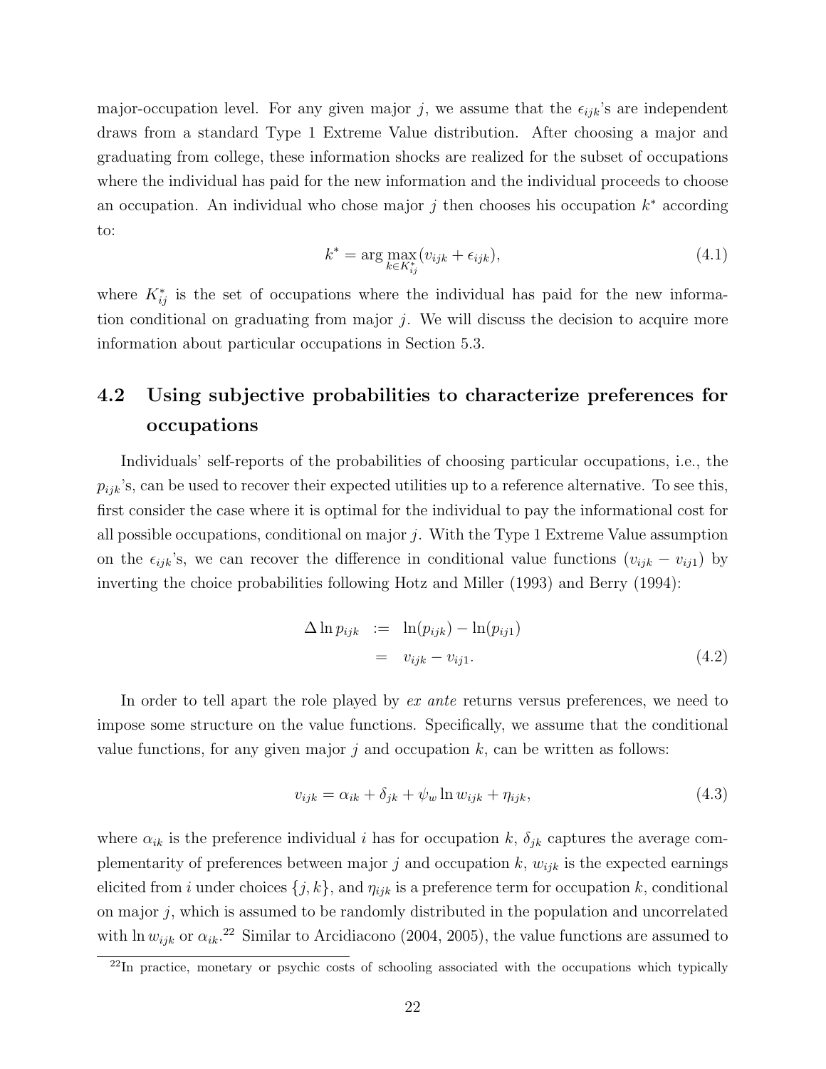major-occupation level. For any given major $j$, we assume that the $\epsilon_{ijk}$'s are independent draws from a standard Type 1 Extreme Value distribution. After choosing a major and graduating from college, these information shocks are realized for the subset of occupations where the individual has paid for the new information and the individual proceeds to choose an occupation. An individual who chose major $j$ then chooses his occupation $k^*$ according to:

$$k^* = \arg\max_{k \in K_{ij}^*} (v_{ijk} + \epsilon_{ijk}), \tag{4.1}$$

where $K_{ij}^*$ is the set of occupations where the individual has paid for the new information conditional on graduating from major $j$. We will discuss the decision to acquire more information about particular occupations in Section 5.3.

## 4.2 Using subjective probabilities to characterize preferences for occupations

Individuals' self-reports of the probabilities of choosing particular occupations, i.e., the $p_{ijk}$'s, can be used to recover their expected utilities up to a reference alternative. To see this, first consider the case where it is optimal for the individual to pay the informational cost for all possible occupations, conditional on major $j$. With the Type 1 Extreme Value assumption on the $\epsilon_{ijk}$'s, we can recover the difference in conditional value functions $(v_{ijk} - v_{ij1})$ by inverting the choice probabilities following Hotz and Miller (1993) and Berry (1994):

$$\begin{aligned} \Delta \ln p_{ijk} &:= \ln(p_{ijk}) - \ln(p_{ij1}) \\ &= v_{ijk} - v_{ij1}. \end{aligned} \tag{4.2}$$

In order to tell apart the role played by *ex ante* returns versus preferences, we need to impose some structure on the value functions. Specifically, we assume that the conditional value functions, for any given major $j$ and occupation $k$, can be written as follows:

$$v_{ijk} = \alpha_{ik} + \delta_{jk} + \psi_w \ln w_{ijk} + \eta_{ijk}, \tag{4.3}$$

where $\alpha_{ik}$ is the preference individual $i$ has for occupation $k$, $\delta_{jk}$ captures the average complementarity of preferences between major $j$ and occupation $k$, $w_{ijk}$ is the expected earnings elicited from $i$ under choices $\{j, k\}$, and $\eta_{ijk}$ is a preference term for occupation $k$, conditional on major $j$, which is assumed to be randomly distributed in the population and uncorrelated with $\ln w_{ijk}$ or $\alpha_{ik}$.[22] Similar to Arcidiacono (2004, 2005), the value functions are assumed to

[22] In practice, monetary or psychic costs of schooling associated with the occupations which typically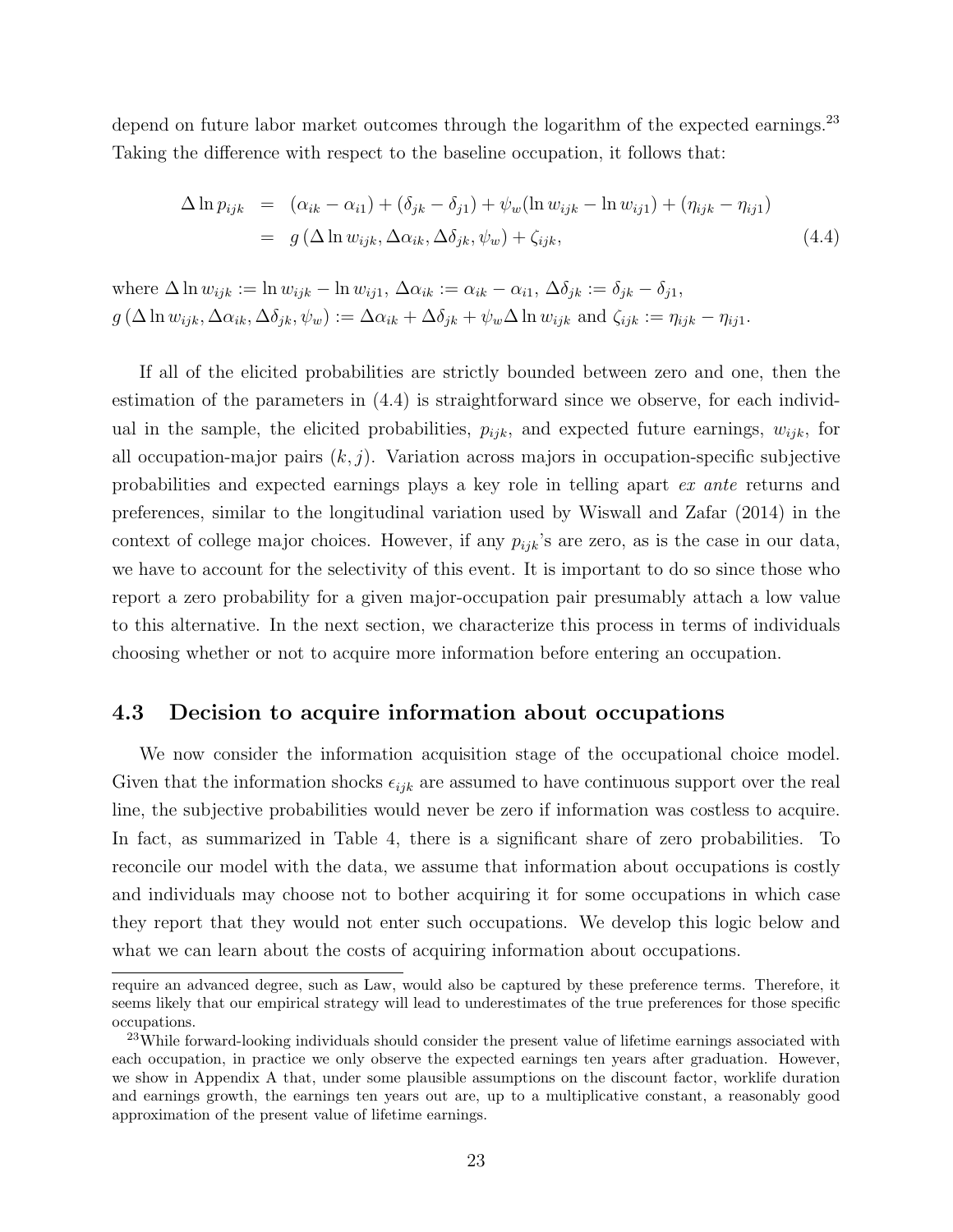depend on future labor market outcomes through the logarithm of the expected earnings.[23] Taking the difference with respect to the baseline occupation, it follows that:

$$
\begin{aligned}
\Delta \ln p_{ijk} &= (\alpha_{ik} - \alpha_{i1}) + (\delta_{jk} - \delta_{j1}) + \psi_w(\ln w_{ijk} - \ln w_{ij1}) + (\eta_{ijk} - \eta_{ij1}) \\
&= g\left(\Delta \ln w_{ijk}, \Delta\alpha_{ik}, \Delta\delta_{jk}, \psi_w\right) + \zeta_{ijk},
\end{aligned} \tag{4.4}
$$

where $\Delta \ln w_{ijk} := \ln w_{ijk} - \ln w_{ij1}$, $\Delta\alpha_{ik} := \alpha_{ik} - \alpha_{i1}$, $\Delta\delta_{jk} := \delta_{jk} - \delta_{j1}$, $g\left(\Delta \ln w_{ijk}, \Delta\alpha_{ik}, \Delta\delta_{jk}, \psi_w\right) := \Delta\alpha_{ik} + \Delta\delta_{jk} + \psi_w \Delta \ln w_{ijk}$ and $\zeta_{ijk} := \eta_{ijk} - \eta_{ij1}$.

If all of the elicited probabilities are strictly bounded between zero and one, then the estimation of the parameters in (4.4) is straightforward since we observe, for each individual in the sample, the elicited probabilities, $p_{ijk}$, and expected future earnings, $w_{ijk}$, for all occupation-major pairs $(k, j)$. Variation across majors in occupation-specific subjective probabilities and expected earnings plays a key role in telling apart *ex ante* returns and preferences, similar to the longitudinal variation used by Wiswall and Zafar (2014) in the context of college major choices. However, if any $p_{ijk}$'s are zero, as is the case in our data, we have to account for the selectivity of this event. It is important to do so since those who report a zero probability for a given major-occupation pair presumably attach a low value to this alternative. In the next section, we characterize this process in terms of individuals choosing whether or not to acquire more information before entering an occupation.

### 4.3 Decision to acquire information about occupations

We now consider the information acquisition stage of the occupational choice model. Given that the information shocks $\epsilon_{ijk}$ are assumed to have continuous support over the real line, the subjective probabilities would never be zero if information was costless to acquire. In fact, as summarized in Table 4, there is a significant share of zero probabilities. To reconcile our model with the data, we assume that information about occupations is costly and individuals may choose not to bother acquiring it for some occupations in which case they report that they would not enter such occupations. We develop this logic below and what we can learn about the costs of acquiring information about occupations.

require an advanced degree, such as Law, would also be captured by these preference terms. Therefore, it seems likely that our empirical strategy will lead to underestimates of the true preferences for those specific occupations.

[23] While forward-looking individuals should consider the present value of lifetime earnings associated with each occupation, in practice we only observe the expected earnings ten years after graduation. However, we show in Appendix A that, under some plausible assumptions on the discount factor, worklife duration and earnings growth, the earnings ten years out are, up to a multiplicative constant, a reasonably good approximation of the present value of lifetime earnings.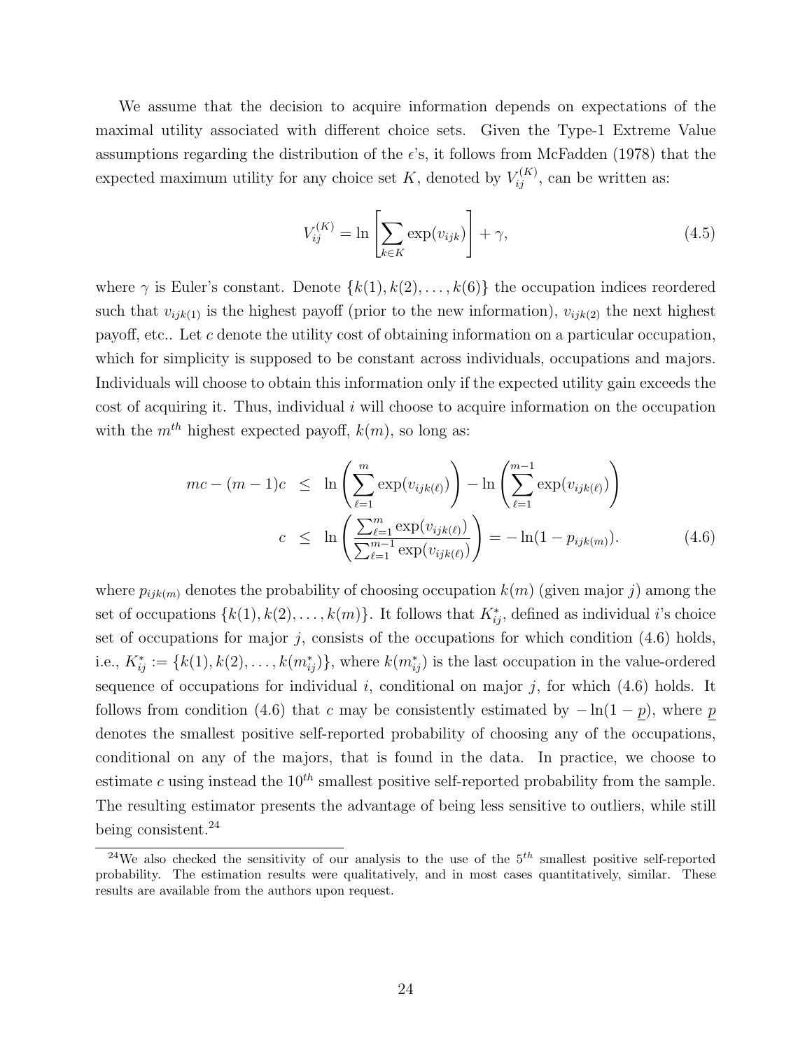We assume that the decision to acquire information depends on expectations of the maximal utility associated with different choice sets. Given the Type-1 Extreme Value assumptions regarding the distribution of the $\epsilon$'s, it follows from McFadden (1978) that the expected maximum utility for any choice set $K$, denoted by $V_{ij}^{(K)}$, can be written as:

$$V_{ij}^{(K)} = \ln\left[\sum_{k\in K}\exp(v_{ijk})\right] + \gamma, \tag{4.5}$$

where $\gamma$ is Euler's constant. Denote $\{k(1), k(2), \ldots, k(6)\}$ the occupation indices reordered such that $v_{ijk(1)}$ is the highest payoff (prior to the new information), $v_{ijk(2)}$ the next highest payoff, etc.. Let $c$ denote the utility cost of obtaining information on a particular occupation, which for simplicity is supposed to be constant across individuals, occupations and majors. Individuals will choose to obtain this information only if the expected utility gain exceeds the cost of acquiring it. Thus, individual $i$ will choose to acquire information on the occupation with the $m^{th}$ highest expected payoff, $k(m)$, so long as:

$$\begin{aligned} mc - (m-1)c &\leq \ln\left(\sum_{\ell=1}^{m}\exp(v_{ijk(\ell)})\right) - \ln\left(\sum_{\ell=1}^{m-1}\exp(v_{ijk(\ell)})\right) \\ c &\leq \ln\left(\frac{\sum_{\ell=1}^{m}\exp(v_{ijk(\ell)})}{\sum_{\ell=1}^{m-1}\exp(v_{ijk(\ell)})}\right) = -\ln(1-p_{ijk(m)}). \end{aligned} \tag{4.6}$$

where $p_{ijk(m)}$ denotes the probability of choosing occupation $k(m)$ (given major $j$) among the set of occupations $\{k(1), k(2), \ldots, k(m)\}$. It follows that $K_{ij}^{*}$, defined as individual $i$'s choice set of occupations for major $j$, consists of the occupations for which condition (4.6) holds, i.e., $K_{ij}^{*} := \{k(1), k(2), \ldots, k(m_{ij}^{*})\}$, where $k(m_{ij}^{*})$ is the last occupation in the value-ordered sequence of occupations for individual $i$, conditional on major $j$, for which (4.6) holds. It follows from condition (4.6) that $c$ may be consistently estimated by $-\ln(1-\underline{p})$, where $\underline{p}$ denotes the smallest positive self-reported probability of choosing any of the occupations, conditional on any of the majors, that is found in the data. In practice, we choose to estimate $c$ using instead the $10^{th}$ smallest positive self-reported probability from the sample. The resulting estimator presents the advantage of being less sensitive to outliers, while still being consistent.[24]

[24] We also checked the sensitivity of our analysis to the use of the $5^{th}$ smallest positive self-reported probability. The estimation results were qualitatively, and in most cases quantitatively, similar. These results are available from the authors upon request.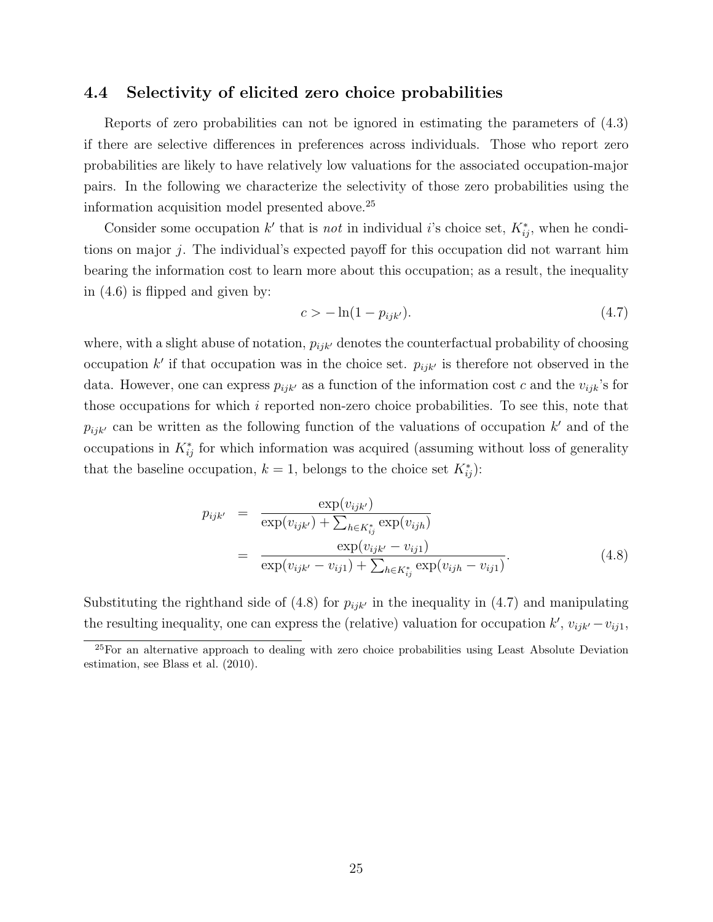### 4.4 Selectivity of elicited zero choice probabilities

Reports of zero probabilities can not be ignored in estimating the parameters of (4.3) if there are selective differences in preferences across individuals. Those who report zero probabilities are likely to have relatively low valuations for the associated occupation-major pairs. In the following we characterize the selectivity of those zero probabilities using the information acquisition model presented above.[25]

Consider some occupation $k'$ that is *not* in individual $i$'s choice set, $K^*_{ij}$, when he conditions on major $j$. The individual's expected payoff for this occupation did not warrant him bearing the information cost to learn more about this occupation; as a result, the inequality in (4.6) is flipped and given by:

$$c > -\ln(1 - p_{ijk'}). \tag{4.7}$$

where, with a slight abuse of notation, $p_{ijk'}$ denotes the counterfactual probability of choosing occupation $k'$ if that occupation was in the choice set. $p_{ijk'}$ is therefore not observed in the data. However, one can express $p_{ijk'}$ as a function of the information cost $c$ and the $v_{ijk}$'s for those occupations for which $i$ reported non-zero choice probabilities. To see this, note that $p_{ijk'}$ can be written as the following function of the valuations of occupation $k'$ and of the occupations in $K^*_{ij}$ for which information was acquired (assuming without loss of generality that the baseline occupation, $k = 1$, belongs to the choice set $K^*_{ij}$):

$$\begin{aligned} p_{ijk'} &= \frac{\exp(v_{ijk'})}{\exp(v_{ijk'}) + \sum_{h \in K^*_{ij}} \exp(v_{ijh})} \\ &= \frac{\exp(v_{ijk'} - v_{ij1})}{\exp(v_{ijk'} - v_{ij1}) + \sum_{h \in K^*_{ij}} \exp(v_{ijh} - v_{ij1})}. \end{aligned} \tag{4.8}$$

Substituting the righthand side of (4.8) for $p_{ijk'}$ in the inequality in (4.7) and manipulating the resulting inequality, one can express the (relative) valuation for occupation $k'$, $v_{ijk'} - v_{ij1}$,

[25] For an alternative approach to dealing with zero choice probabilities using Least Absolute Deviation estimation, see Blass et al. (2010).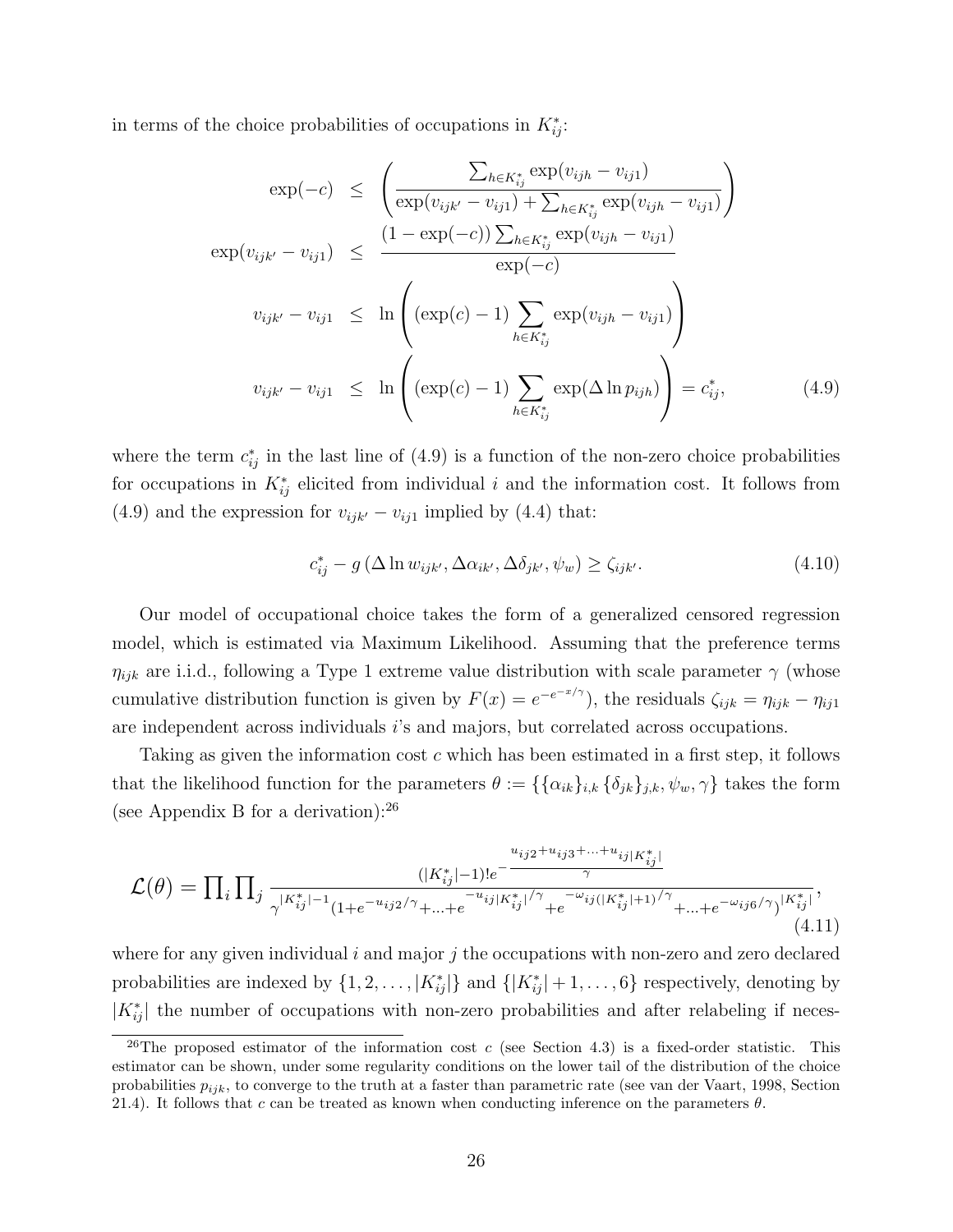in terms of the choice probabilities of occupations in $K_{ij}^*$:

$$
\begin{aligned}
\exp(-c) &\leq \left( \frac{\sum_{h \in K_{ij}^*} \exp(v_{ijh} - v_{ij1})}{\exp(v_{ijk'} - v_{ij1}) + \sum_{h \in K_{ij}^*} \exp(v_{ijh} - v_{ij1})} \right) \\
\exp(v_{ijk'} - v_{ij1}) &\leq \frac{(1 - \exp(-c)) \sum_{h \in K_{ij}^*} \exp(v_{ijh} - v_{ij1})}{\exp(-c)} \\
v_{ijk'} - v_{ij1} &\leq \ln \left( (\exp(c) - 1) \sum_{h \in K_{ij}^*} \exp(v_{ijh} - v_{ij1}) \right) \\
v_{ijk'} - v_{ij1} &\leq \ln \left( (\exp(c) - 1) \sum_{h \in K_{ij}^*} \exp(\Delta \ln p_{ijh}) \right) = c_{ij}^*, \qquad (4.9)
\end{aligned}
$$

where the term $c_{ij}^*$ in the last line of (4.9) is a function of the non-zero choice probabilities for occupations in $K_{ij}^*$ elicited from individual $i$ and the information cost. It follows from (4.9) and the expression for $v_{ijk'} - v_{ij1}$ implied by (4.4) that:

$$
c_{ij}^* - g\left(\Delta \ln w_{ijk'}, \Delta \alpha_{ik'}, \Delta \delta_{jk'}, \psi_w\right) \geq \zeta_{ijk'}. \qquad (4.10)
$$

Our model of occupational choice takes the form of a generalized censored regression model, which is estimated via Maximum Likelihood. Assuming that the preference terms $\eta_{ijk}$ are i.i.d., following a Type 1 extreme value distribution with scale parameter $\gamma$ (whose cumulative distribution function is given by $F(x) = e^{-e^{-x/\gamma}}$), the residuals $\zeta_{ijk} = \eta_{ijk} - \eta_{ij1}$ are independent across individuals $i$'s and majors, but correlated across occupations.

Taking as given the information cost $c$ which has been estimated in a first step, it follows that the likelihood function for the parameters $\theta := \{\{\alpha_{ik}\}_{i,k}\, \{\delta_{jk}\}_{j,k}, \psi_w, \gamma\}$ takes the form (see Appendix B for a derivation):[26]

$$
\mathcal{L}(\theta) = \prod_i \prod_j \frac{(|K_{ij}^*|-1)!\, e^{-\frac{u_{ij2} + u_{ij3} + \ldots + u_{ij|K_{ij}^*|}}{\gamma}}}{\gamma^{|K_{ij}^*|-1} \left(1 + e^{-u_{ij2}/\gamma} + \ldots + e^{-u_{ij|K_{ij}^*|}/\gamma} + e^{-\omega_{ij(|K_{ij}^*|+1)}/\gamma} + \ldots + e^{-\omega_{ij6}/\gamma}\right)^{|K_{ij}^*|}}, \qquad (4.11)
$$

where for any given individual $i$ and major $j$ the occupations with non-zero and zero declared probabilities are indexed by $\{1, 2, \ldots, |K_{ij}^*|\}$ and $\{|K_{ij}^*| + 1, \ldots, 6\}$ respectively, denoting by $|K_{ij}^*|$ the number of occupations with non-zero probabilities and after relabeling if neces-

[26] The proposed estimator of the information cost $c$ (see Section 4.3) is a fixed-order statistic. This estimator can be shown, under some regularity conditions on the lower tail of the distribution of the choice probabilities $p_{ijk}$, to converge to the truth at a faster than parametric rate (see van der Vaart, 1998, Section 21.4). It follows that $c$ can be treated as known when conducting inference on the parameters $\theta$.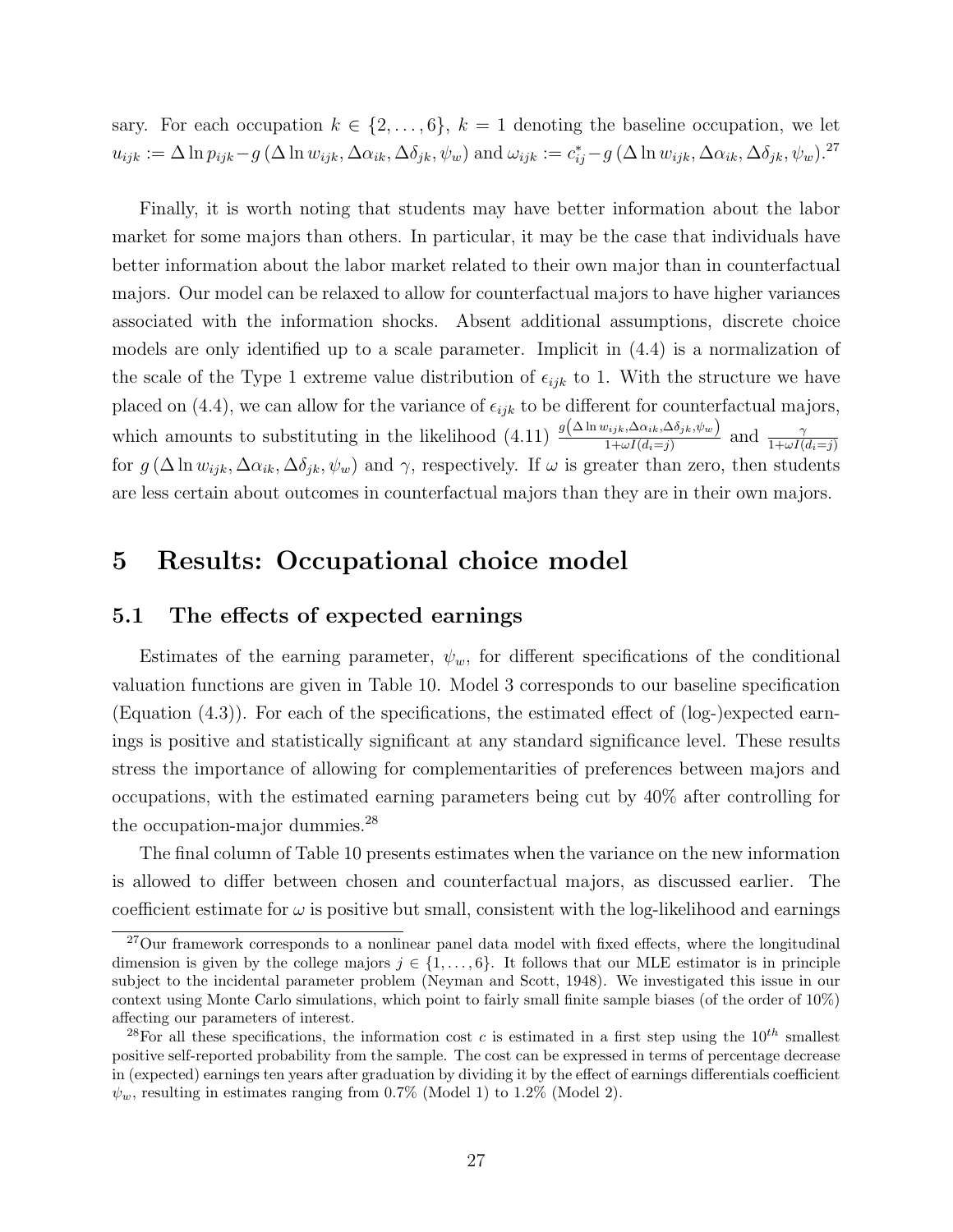sary. For each occupation $k \in \{2, \ldots, 6\}$, $k = 1$ denoting the baseline occupation, we let $u_{ijk} := \Delta \ln p_{ijk} - g\left(\Delta \ln w_{ijk}, \Delta\alpha_{ik}, \Delta\delta_{jk}, \psi_w\right)$ and $\omega_{ijk} := c^*_{ij} - g\left(\Delta \ln w_{ijk}, \Delta\alpha_{ik}, \Delta\delta_{jk}, \psi_w\right)$.[27]

Finally, it is worth noting that students may have better information about the labor market for some majors than others. In particular, it may be the case that individuals have better information about the labor market related to their own major than in counterfactual majors. Our model can be relaxed to allow for counterfactual majors to have higher variances associated with the information shocks. Absent additional assumptions, discrete choice models are only identified up to a scale parameter. Implicit in (4.4) is a normalization of the scale of the Type 1 extreme value distribution of $\epsilon_{ijk}$ to 1. With the structure we have placed on (4.4), we can allow for the variance of $\epsilon_{ijk}$ to be different for counterfactual majors, which amounts to substituting in the likelihood (4.11) $\frac{g\left(\Delta \ln w_{ijk}, \Delta\alpha_{ik}, \Delta\delta_{jk}, \psi_w\right)}{1+\omega I(d_i=j)}$ and $\frac{\gamma}{1+\omega I(d_i=j)}$ for $g\left(\Delta \ln w_{ijk}, \Delta\alpha_{ik}, \Delta\delta_{jk}, \psi_w\right)$ and $\gamma$, respectively. If $\omega$ is greater than zero, then students are less certain about outcomes in counterfactual majors than they are in their own majors.

# 5 Results: Occupational choice model

## 5.1 The effects of expected earnings

Estimates of the earning parameter, $\psi_w$, for different specifications of the conditional valuation functions are given in Table 10. Model 3 corresponds to our baseline specification (Equation (4.3)). For each of the specifications, the estimated effect of (log-)expected earnings is positive and statistically significant at any standard significance level. These results stress the importance of allowing for complementarities of preferences between majors and occupations, with the estimated earning parameters being cut by 40% after controlling for the occupation-major dummies.[28]

The final column of Table 10 presents estimates when the variance on the new information is allowed to differ between chosen and counterfactual majors, as discussed earlier. The coefficient estimate for $\omega$ is positive but small, consistent with the log-likelihood and earnings

[27] Our framework corresponds to a nonlinear panel data model with fixed effects, where the longitudinal dimension is given by the college majors $j \in \{1, \ldots, 6\}$. It follows that our MLE estimator is in principle subject to the incidental parameter problem (Neyman and Scott, 1948). We investigated this issue in our context using Monte Carlo simulations, which point to fairly small finite sample biases (of the order of 10%) affecting our parameters of interest.

[28] For all these specifications, the information cost $c$ is estimated in a first step using the $10^{th}$ smallest positive self-reported probability from the sample. The cost can be expressed in terms of percentage decrease in (expected) earnings ten years after graduation by dividing it by the effect of earnings differentials coefficient $\psi_w$, resulting in estimates ranging from 0.7% (Model 1) to 1.2% (Model 2).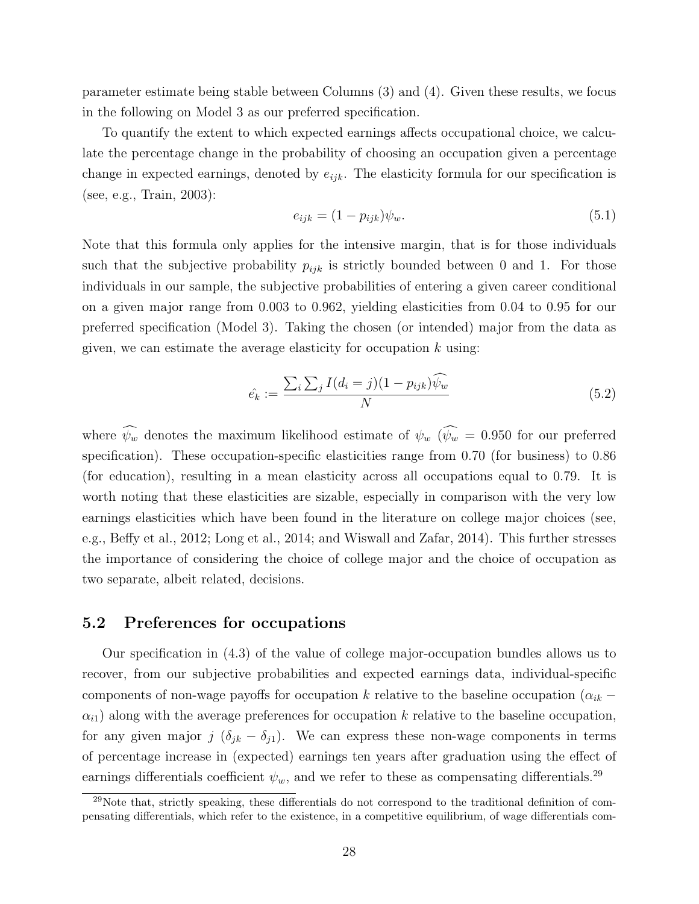parameter estimate being stable between Columns (3) and (4). Given these results, we focus in the following on Model 3 as our preferred specification.

To quantify the extent to which expected earnings affects occupational choice, we calculate the percentage change in the probability of choosing an occupation given a percentage change in expected earnings, denoted by $e_{ijk}$. The elasticity formula for our specification is (see, e.g., Train, 2003):

$$e_{ijk} = (1 - p_{ijk})\psi_w. \tag{5.1}$$

Note that this formula only applies for the intensive margin, that is for those individuals such that the subjective probability $p_{ijk}$ is strictly bounded between 0 and 1. For those individuals in our sample, the subjective probabilities of entering a given career conditional on a given major range from 0.003 to 0.962, yielding elasticities from 0.04 to 0.95 for our preferred specification (Model 3). Taking the chosen (or intended) major from the data as given, we can estimate the average elasticity for occupation $k$ using:

$$\hat{e_k} := \frac{\sum_i \sum_j I(d_i = j)(1 - p_{ijk})\widehat{\psi_w}}{N} \tag{5.2}$$

where $\widehat{\psi_w}$ denotes the maximum likelihood estimate of $\psi_w$ ($\widehat{\psi_w} = 0.950$ for our preferred specification). These occupation-specific elasticities range from 0.70 (for business) to 0.86 (for education), resulting in a mean elasticity across all occupations equal to 0.79. It is worth noting that these elasticities are sizable, especially in comparison with the very low earnings elasticities which have been found in the literature on college major choices (see, e.g., Beffy et al., 2012; Long et al., 2014; and Wiswall and Zafar, 2014). This further stresses the importance of considering the choice of college major and the choice of occupation as two separate, albeit related, decisions.

## 5.2 Preferences for occupations

Our specification in (4.3) of the value of college major-occupation bundles allows us to recover, from our subjective probabilities and expected earnings data, individual-specific components of non-wage payoffs for occupation $k$ relative to the baseline occupation ($\alpha_{ik} - \alpha_{i1}$) along with the average preferences for occupation $k$ relative to the baseline occupation, for any given major $j$ ($\delta_{jk} - \delta_{j1}$). We can express these non-wage components in terms of percentage increase in (expected) earnings ten years after graduation using the effect of earnings differentials coefficient $\psi_w$, and we refer to these as compensating differentials.[29]

[29]Note that, strictly speaking, these differentials do not correspond to the traditional definition of compensating differentials, which refer to the existence, in a competitive equilibrium, of wage differentials com-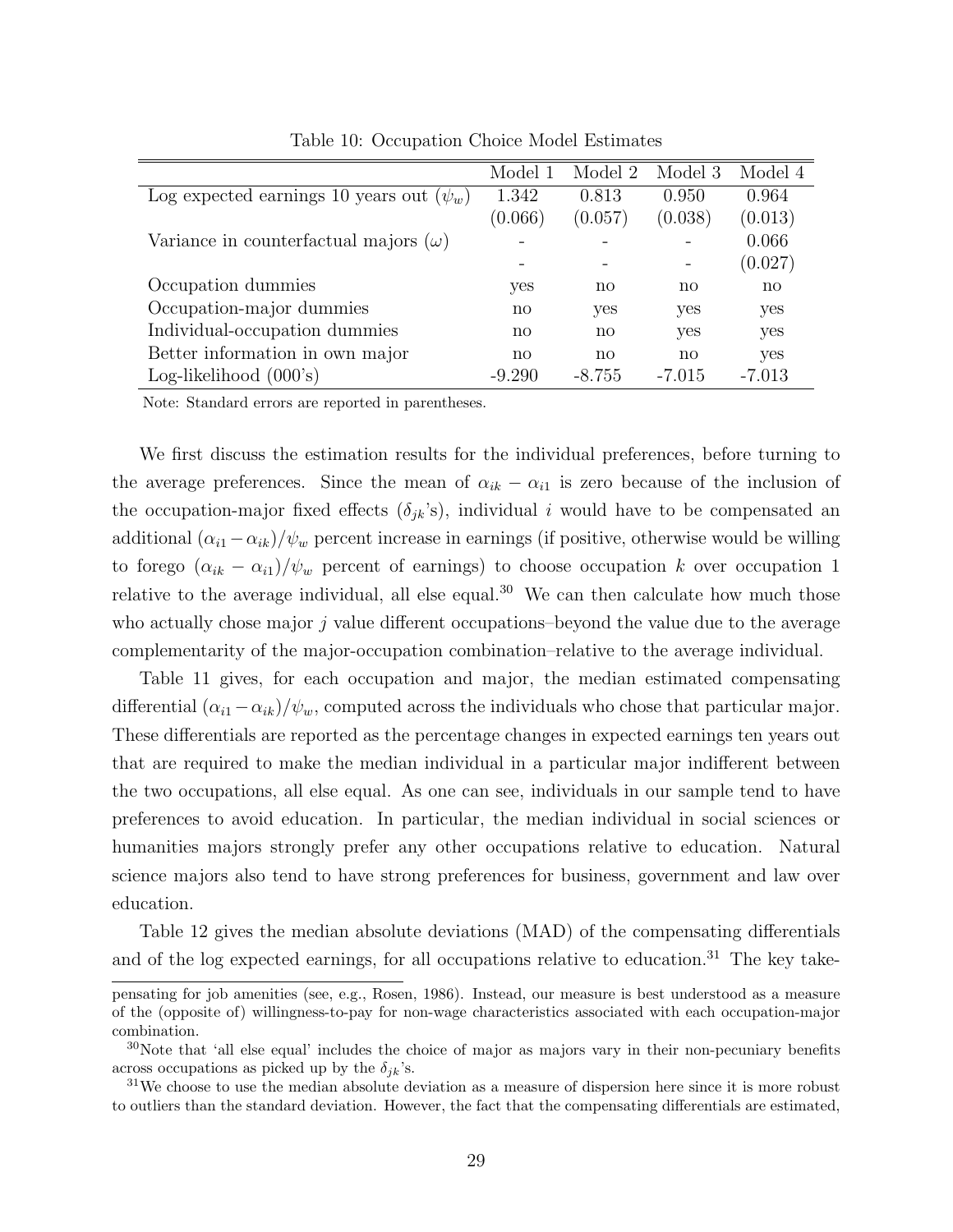Table 10: Occupation Choice Model Estimates

| | Model 1 | Model 2 | Model 3 | Model 4 |
|---|---|---|---|---|
| Log expected earnings 10 years out ($\psi_w$) | 1.342 | 0.813 | 0.950 | 0.964 |
| | (0.066) | (0.057) | (0.038) | (0.013) |
| Variance in counterfactual majors ($\omega$) | - | - | - | 0.066 |
| | - | - | - | (0.027) |
| Occupation dummies | yes | no | no | no |
| Occupation-major dummies | no | yes | yes | yes |
| Individual-occupation dummies | no | no | yes | yes |
| Better information in own major | no | no | no | yes |
| Log-likelihood (000's) | -9.290 | -8.755 | -7.015 | -7.013 |

Note: Standard errors are reported in parentheses.

We first discuss the estimation results for the individual preferences, before turning to the average preferences. Since the mean of $\alpha_{ik} - \alpha_{i1}$ is zero because of the inclusion of the occupation-major fixed effects ($\delta_{jk}$'s), individual $i$ would have to be compensated an additional $(\alpha_{i1} - \alpha_{ik})/\psi_w$ percent increase in earnings (if positive, otherwise would be willing to forego $(\alpha_{ik} - \alpha_{i1})/\psi_w$ percent of earnings) to choose occupation $k$ over occupation 1 relative to the average individual, all else equal.[30] We can then calculate how much those who actually chose major $j$ value different occupations–beyond the value due to the average complementarity of the major-occupation combination–relative to the average individual.

Table 11 gives, for each occupation and major, the median estimated compensating differential $(\alpha_{i1} - \alpha_{ik})/\psi_w$, computed across the individuals who chose that particular major. These differentials are reported as the percentage changes in expected earnings ten years out that are required to make the median individual in a particular major indifferent between the two occupations, all else equal. As one can see, individuals in our sample tend to have preferences to avoid education. In particular, the median individual in social sciences or humanities majors strongly prefer any other occupations relative to education. Natural science majors also tend to have strong preferences for business, government and law over education.

Table 12 gives the median absolute deviations (MAD) of the compensating differentials and of the log expected earnings, for all occupations relative to education.[31] The key take-

pensating for job amenities (see, e.g., Rosen, 1986). Instead, our measure is best understood as a measure of the (opposite of) willingness-to-pay for non-wage characteristics associated with each occupation-major combination.

[30] Note that 'all else equal' includes the choice of major as majors vary in their non-pecuniary benefits across occupations as picked up by the $\delta_{jk}$'s.

[31] We choose to use the median absolute deviation as a measure of dispersion here since it is more robust to outliers than the standard deviation. However, the fact that the compensating differentials are estimated,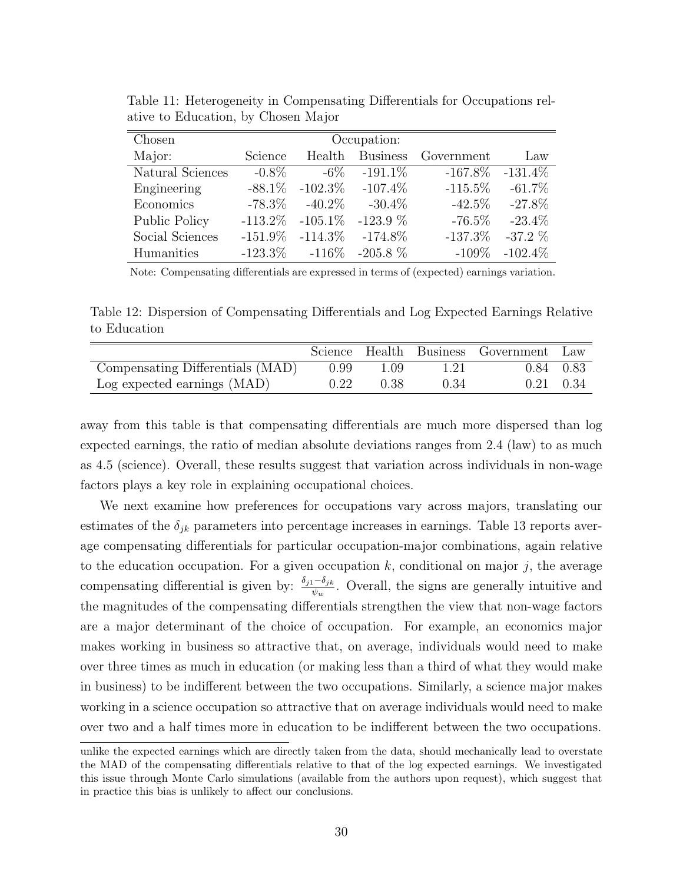Table 11: Heterogeneity in Compensating Differentials for Occupations relative to Education, by Chosen Major

| Chosen Major: | Occupation: Science | Health | Business | Government | Law |
|---|---|---|---|---|---|
| Natural Sciences | -0.8% | -6% | -191.1% | -167.8% | -131.4% |
| Engineering | -88.1% | -102.3% | -107.4% | -115.5% | -61.7% |
| Economics | -78.3% | -40.2% | -30.4% | -42.5% | -27.8% |
| Public Policy | -113.2% | -105.1% | -123.9 % | -76.5% | -23.4% |
| Social Sciences | -151.9% | -114.3% | -174.8% | -137.3% | -37.2 % |
| Humanities | -123.3% | -116% | -205.8 % | -109% | -102.4% |

Note: Compensating differentials are expressed in terms of (expected) earnings variation.

Table 12: Dispersion of Compensating Differentials and Log Expected Earnings Relative to Education

| | Science | Health | Business | Government | Law |
|---|---|---|---|---|---|
| Compensating Differentials (MAD) | 0.99 | 1.09 | 1.21 | 0.84 | 0.83 |
| Log expected earnings (MAD) | 0.22 | 0.38 | 0.34 | 0.21 | 0.34 |

away from this table is that compensating differentials are much more dispersed than log expected earnings, the ratio of median absolute deviations ranges from 2.4 (law) to as much as 4.5 (science). Overall, these results suggest that variation across individuals in non-wage factors plays a key role in explaining occupational choices.

We next examine how preferences for occupations vary across majors, translating our estimates of the $\delta_{jk}$ parameters into percentage increases in earnings. Table 13 reports average compensating differentials for particular occupation-major combinations, again relative to the education occupation. For a given occupation $k$, conditional on major $j$, the average compensating differential is given by: $\frac{\delta_{j1}-\delta_{jk}}{\psi_w}$. Overall, the signs are generally intuitive and the magnitudes of the compensating differentials strengthen the view that non-wage factors are a major determinant of the choice of occupation. For example, an economics major makes working in business so attractive that, on average, individuals would need to make over three times as much in education (or making less than a third of what they would make in business) to be indifferent between the two occupations. Similarly, a science major makes working in a science occupation so attractive that on average individuals would need to make over two and a half times more in education to be indifferent between the two occupations.

unlike the expected earnings which are directly taken from the data, should mechanically lead to overstate the MAD of the compensating differentials relative to that of the log expected earnings. We investigated this issue through Monte Carlo simulations (available from the authors upon request), which suggest that in practice this bias is unlikely to affect our conclusions.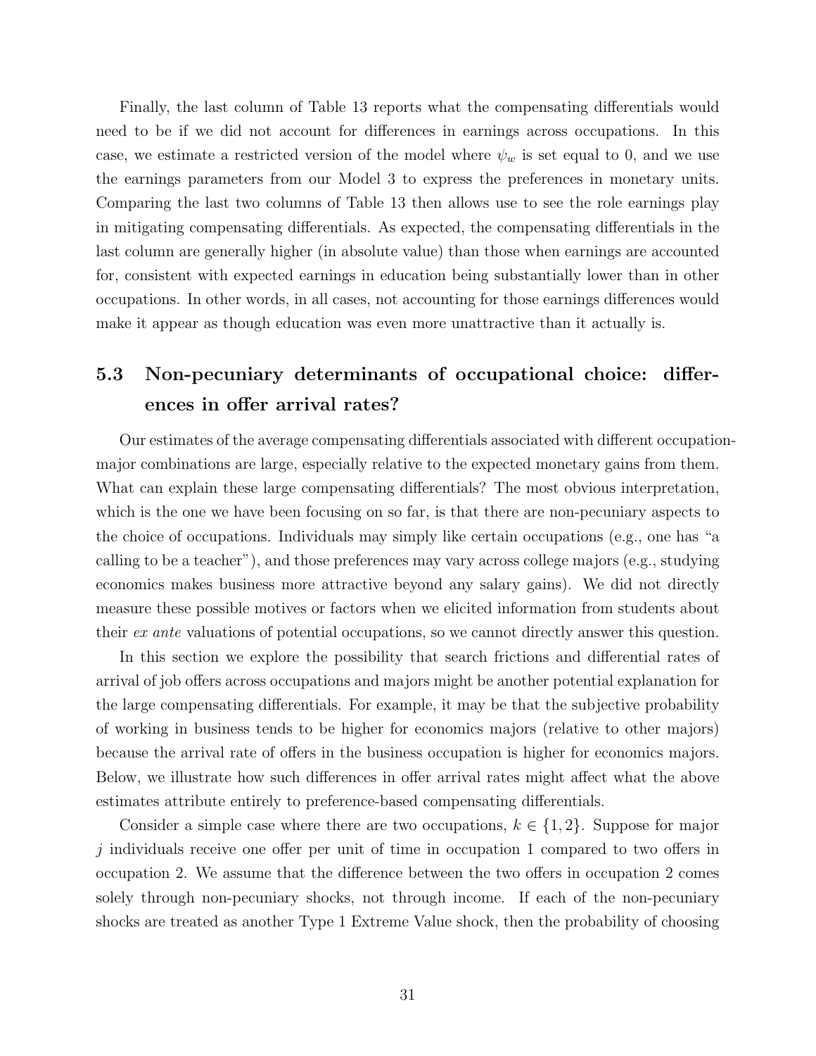Finally, the last column of Table 13 reports what the compensating differentials would need to be if we did not account for differences in earnings across occupations. In this case, we estimate a restricted version of the model where $\psi_w$ is set equal to 0, and we use the earnings parameters from our Model 3 to express the preferences in monetary units. Comparing the last two columns of Table 13 then allows use to see the role earnings play in mitigating compensating differentials. As expected, the compensating differentials in the last column are generally higher (in absolute value) than those when earnings are accounted for, consistent with expected earnings in education being substantially lower than in other occupations. In other words, in all cases, not accounting for those earnings differences would make it appear as though education was even more unattractive than it actually is.

### 5.3 Non-pecuniary determinants of occupational choice: differences in offer arrival rates?

Our estimates of the average compensating differentials associated with different occupation-major combinations are large, especially relative to the expected monetary gains from them. What can explain these large compensating differentials? The most obvious interpretation, which is the one we have been focusing on so far, is that there are non-pecuniary aspects to the choice of occupations. Individuals may simply like certain occupations (e.g., one has "a calling to be a teacher"), and those preferences may vary across college majors (e.g., studying economics makes business more attractive beyond any salary gains). We did not directly measure these possible motives or factors when we elicited information from students about their *ex ante* valuations of potential occupations, so we cannot directly answer this question.

In this section we explore the possibility that search frictions and differential rates of arrival of job offers across occupations and majors might be another potential explanation for the large compensating differentials. For example, it may be that the subjective probability of working in business tends to be higher for economics majors (relative to other majors) because the arrival rate of offers in the business occupation is higher for economics majors. Below, we illustrate how such differences in offer arrival rates might affect what the above estimates attribute entirely to preference-based compensating differentials.

Consider a simple case where there are two occupations, $k \in \{1, 2\}$. Suppose for major $j$ individuals receive one offer per unit of time in occupation 1 compared to two offers in occupation 2. We assume that the difference between the two offers in occupation 2 comes solely through non-pecuniary shocks, not through income. If each of the non-pecuniary shocks are treated as another Type 1 Extreme Value shock, then the probability of choosing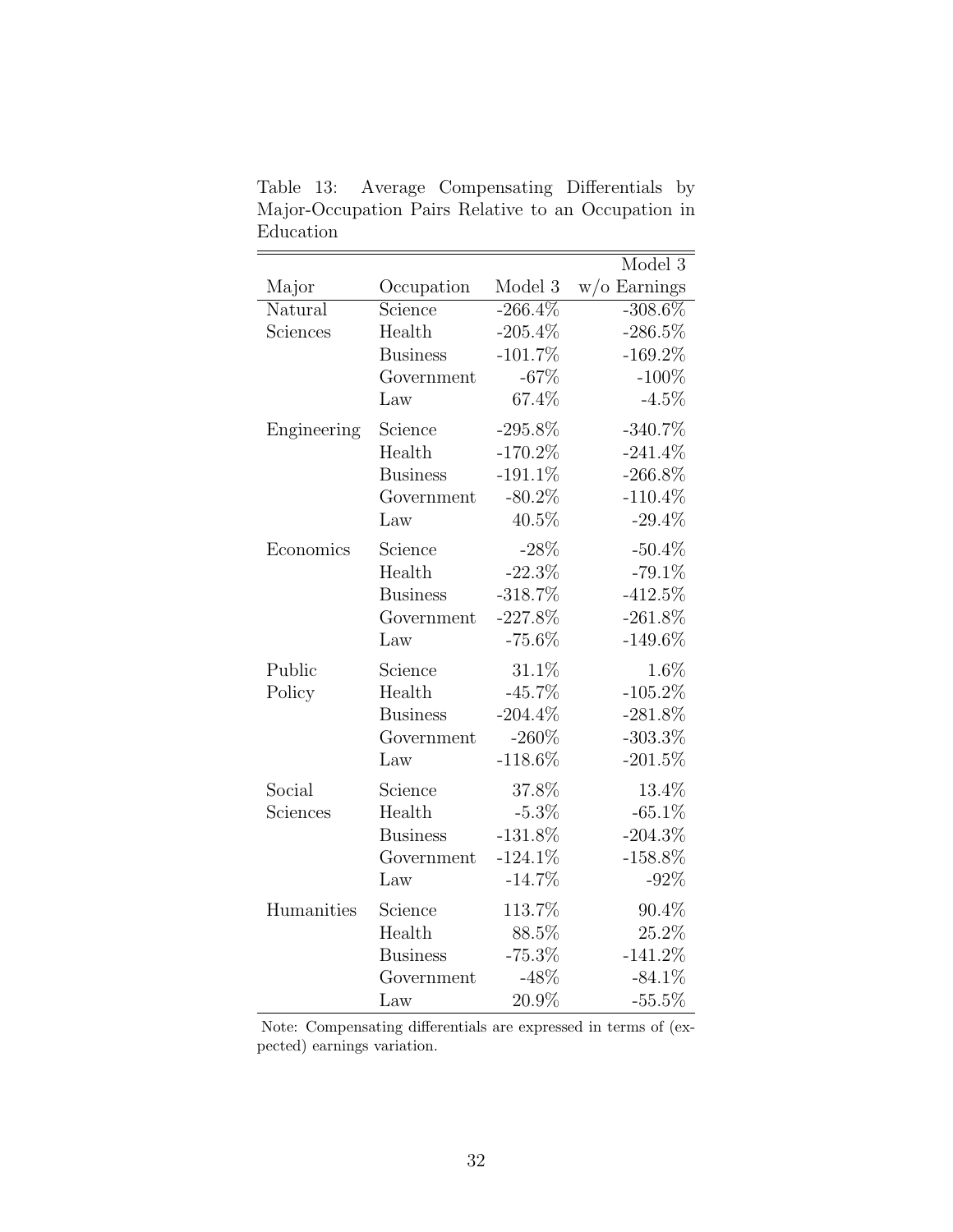Table 13: Average Compensating Differentials by Major-Occupation Pairs Relative to an Occupation in Education

| Major | Occupation | Model 3 | Model 3 w/o Earnings |
|---|---|---|---|
| Natural Sciences | Science | -266.4% | -308.6% |
| | Health | -205.4% | -286.5% |
| | Business | -101.7% | -169.2% |
| | Government | -67% | -100% |
| | Law | 67.4% | -4.5% |
| Engineering | Science | -295.8% | -340.7% |
| | Health | -170.2% | -241.4% |
| | Business | -191.1% | -266.8% |
| | Government | -80.2% | -110.4% |
| | Law | 40.5% | -29.4% |
| Economics | Science | -28% | -50.4% |
| | Health | -22.3% | -79.1% |
| | Business | -318.7% | -412.5% |
| | Government | -227.8% | -261.8% |
| | Law | -75.6% | -149.6% |
| Public Policy | Science | 31.1% | 1.6% |
| | Health | -45.7% | -105.2% |
| | Business | -204.4% | -281.8% |
| | Government | -260% | -303.3% |
| | Law | -118.6% | -201.5% |
| Social Sciences | Science | 37.8% | 13.4% |
| | Health | -5.3% | -65.1% |
| | Business | -131.8% | -204.3% |
| | Government | -124.1% | -158.8% |
| | Law | -14.7% | -92% |
| Humanities | Science | 113.7% | 90.4% |
| | Health | 88.5% | 25.2% |
| | Business | -75.3% | -141.2% |
| | Government | -48% | -84.1% |
| | Law | 20.9% | -55.5% |

Note: Compensating differentials are expressed in terms of (expected) earnings variation.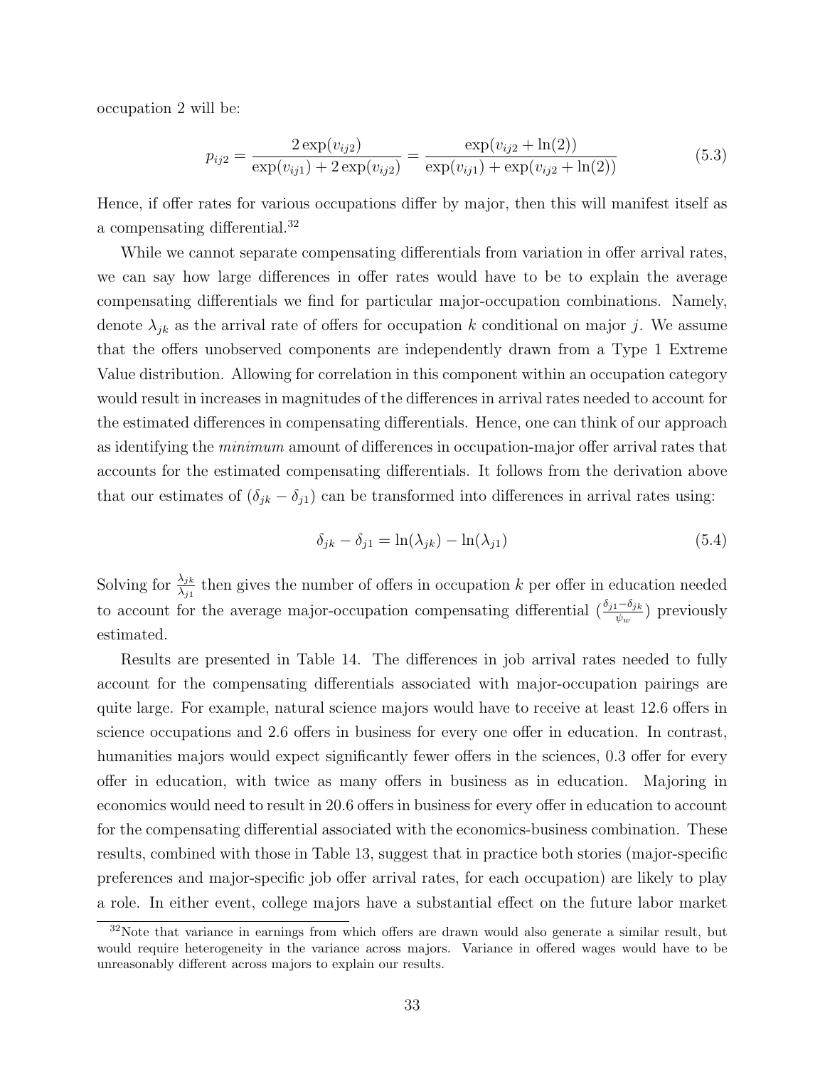occupation 2 will be:

$$p_{ij2} = \frac{2\exp(v_{ij2})}{\exp(v_{ij1}) + 2\exp(v_{ij2})} = \frac{\exp(v_{ij2} + \ln(2))}{\exp(v_{ij1}) + \exp(v_{ij2} + \ln(2))} \tag{5.3}$$

Hence, if offer rates for various occupations differ by major, then this will manifest itself as a compensating differential.[32]

While we cannot separate compensating differentials from variation in offer arrival rates, we can say how large differences in offer rates would have to be to explain the average compensating differentials we find for particular major-occupation combinations. Namely, denote $\lambda_{jk}$ as the arrival rate of offers for occupation $k$ conditional on major $j$. We assume that the offers unobserved components are independently drawn from a Type 1 Extreme Value distribution. Allowing for correlation in this component within an occupation category would result in increases in magnitudes of the differences in arrival rates needed to account for the estimated differences in compensating differentials. Hence, one can think of our approach as identifying the *minimum* amount of differences in occupation-major offer arrival rates that accounts for the estimated compensating differentials. It follows from the derivation above that our estimates of $(\delta_{jk} - \delta_{j1})$ can be transformed into differences in arrival rates using:

$$\delta_{jk} - \delta_{j1} = \ln(\lambda_{jk}) - \ln(\lambda_{j1}) \tag{5.4}$$

Solving for $\frac{\lambda_{jk}}{\lambda_{j1}}$ then gives the number of offers in occupation $k$ per offer in education needed to account for the average major-occupation compensating differential $(\frac{\delta_{j1} - \delta_{jk}}{\psi_w})$ previously estimated.

Results are presented in Table 14. The differences in job arrival rates needed to fully account for the compensating differentials associated with major-occupation pairings are quite large. For example, natural science majors would have to receive at least 12.6 offers in science occupations and 2.6 offers in business for every one offer in education. In contrast, humanities majors would expect significantly fewer offers in the sciences, 0.3 offer for every offer in education, with twice as many offers in business as in education. Majoring in economics would need to result in 20.6 offers in business for every offer in education to account for the compensating differential associated with the economics-business combination. These results, combined with those in Table 13, suggest that in practice both stories (major-specific preferences and major-specific job offer arrival rates, for each occupation) are likely to play a role. In either event, college majors have a substantial effect on the future labor market

[32]Note that variance in earnings from which offers are drawn would also generate a similar result, but would require heterogeneity in the variance across majors. Variance in offered wages would have to be unreasonably different across majors to explain our results.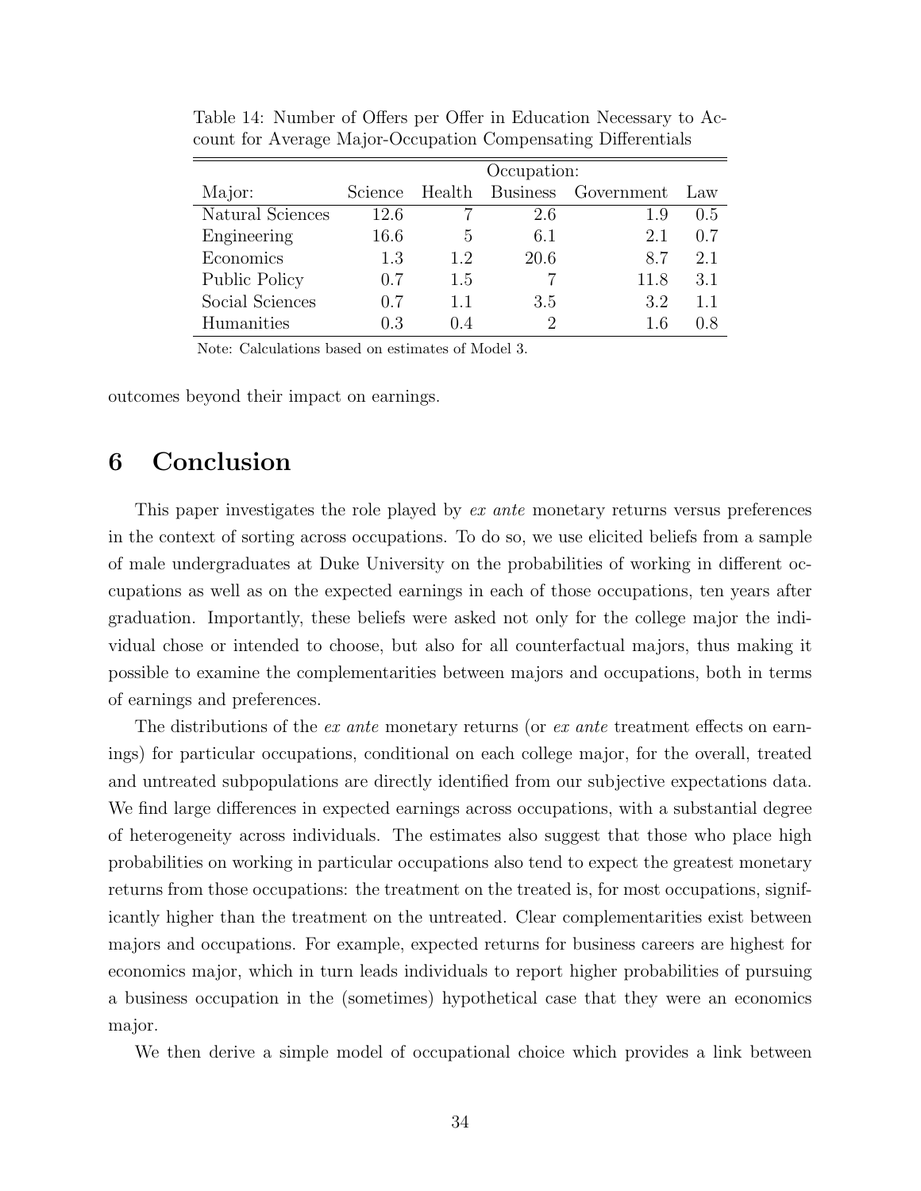Table 14: Number of Offers per Offer in Education Necessary to Account for Average Major-Occupation Compensating Differentials

| | Occupation: | | | | |
|---|---|---|---|---|---|
| Major: | Science | Health | Business | Government | Law |
| Natural Sciences | 12.6 | 7 | 2.6 | 1.9 | 0.5 |
| Engineering | 16.6 | 5 | 6.1 | 2.1 | 0.7 |
| Economics | 1.3 | 1.2 | 20.6 | 8.7 | 2.1 |
| Public Policy | 0.7 | 1.5 | 7 | 11.8 | 3.1 |
| Social Sciences | 0.7 | 1.1 | 3.5 | 3.2 | 1.1 |
| Humanities | 0.3 | 0.4 | 2 | 1.6 | 0.8 |

Note: Calculations based on estimates of Model 3.

outcomes beyond their impact on earnings.

# 6 Conclusion

This paper investigates the role played by *ex ante* monetary returns versus preferences in the context of sorting across occupations. To do so, we use elicited beliefs from a sample of male undergraduates at Duke University on the probabilities of working in different occupations as well as on the expected earnings in each of those occupations, ten years after graduation. Importantly, these beliefs were asked not only for the college major the individual chose or intended to choose, but also for all counterfactual majors, thus making it possible to examine the complementarities between majors and occupations, both in terms of earnings and preferences.

The distributions of the *ex ante* monetary returns (or *ex ante* treatment effects on earnings) for particular occupations, conditional on each college major, for the overall, treated and untreated subpopulations are directly identified from our subjective expectations data. We find large differences in expected earnings across occupations, with a substantial degree of heterogeneity across individuals. The estimates also suggest that those who place high probabilities on working in particular occupations also tend to expect the greatest monetary returns from those occupations: the treatment on the treated is, for most occupations, significantly higher than the treatment on the untreated. Clear complementarities exist between majors and occupations. For example, expected returns for business careers are highest for economics major, which in turn leads individuals to report higher probabilities of pursuing a business occupation in the (sometimes) hypothetical case that they were an economics major.

We then derive a simple model of occupational choice which provides a link between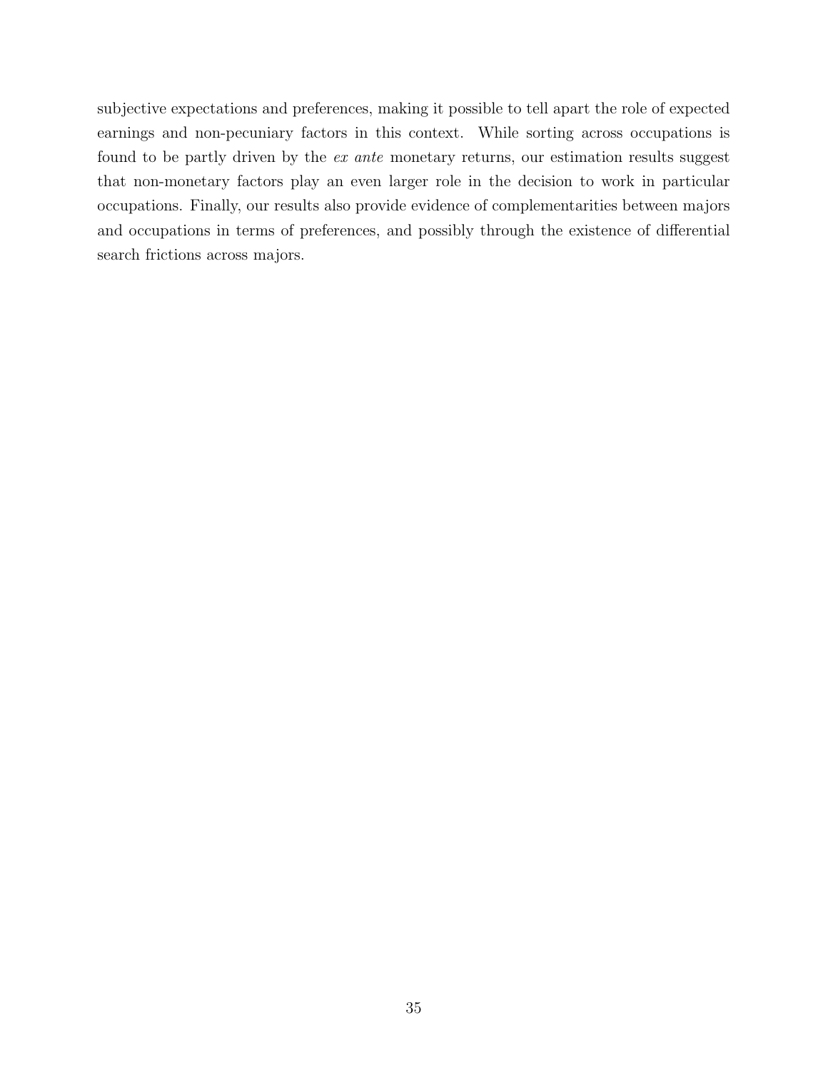subjective expectations and preferences, making it possible to tell apart the role of expected earnings and non-pecuniary factors in this context. While sorting across occupations is found to be partly driven by the *ex ante* monetary returns, our estimation results suggest that non-monetary factors play an even larger role in the decision to work in particular occupations. Finally, our results also provide evidence of complementarities between majors and occupations in terms of preferences, and possibly through the existence of differential search frictions across majors.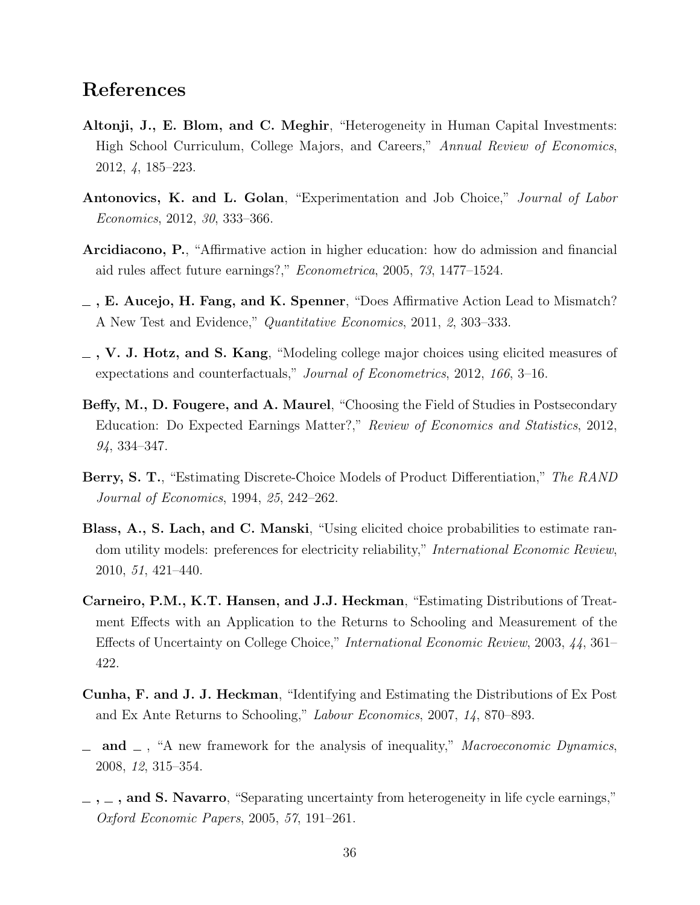## References

**Altonji, J., E. Blom, and C. Meghir**, "Heterogeneity in Human Capital Investments: High School Curriculum, College Majors, and Careers," *Annual Review of Economics*, 2012, *4*, 185–223.

**Antonovics, K. and L. Golan**, "Experimentation and Job Choice," *Journal of Labor Economics*, 2012, *30*, 333–366.

**Arcidiacono, P.**, "Affirmative action in higher education: how do admission and financial aid rules affect future earnings?," *Econometrica*, 2005, *73*, 1477–1524.

**\_ , E. Aucejo, H. Fang, and K. Spenner**, "Does Affirmative Action Lead to Mismatch? A New Test and Evidence," *Quantitative Economics*, 2011, *2*, 303–333.

**\_ , V. J. Hotz, and S. Kang**, "Modeling college major choices using elicited measures of expectations and counterfactuals," *Journal of Econometrics*, 2012, *166*, 3–16.

**Beffy, M., D. Fougere, and A. Maurel**, "Choosing the Field of Studies in Postsecondary Education: Do Expected Earnings Matter?," *Review of Economics and Statistics*, 2012, *94*, 334–347.

**Berry, S. T.**, "Estimating Discrete-Choice Models of Product Differentiation," *The RAND Journal of Economics*, 1994, *25*, 242–262.

**Blass, A., S. Lach, and C. Manski**, "Using elicited choice probabilities to estimate random utility models: preferences for electricity reliability," *International Economic Review*, 2010, *51*, 421–440.

**Carneiro, P.M., K.T. Hansen, and J.J. Heckman**, "Estimating Distributions of Treatment Effects with an Application to the Returns to Schooling and Measurement of the Effects of Uncertainty on College Choice," *International Economic Review*, 2003, *44*, 361–422.

**Cunha, F. and J. J. Heckman**, "Identifying and Estimating the Distributions of Ex Post and Ex Ante Returns to Schooling," *Labour Economics*, 2007, *14*, 870–893.

**\_ and \_ ,** "A new framework for the analysis of inequality," *Macroeconomic Dynamics*, 2008, *12*, 315–354.

**\_ , \_ , and S. Navarro**, "Separating uncertainty from heterogeneity in life cycle earnings," *Oxford Economic Papers*, 2005, *57*, 191–261.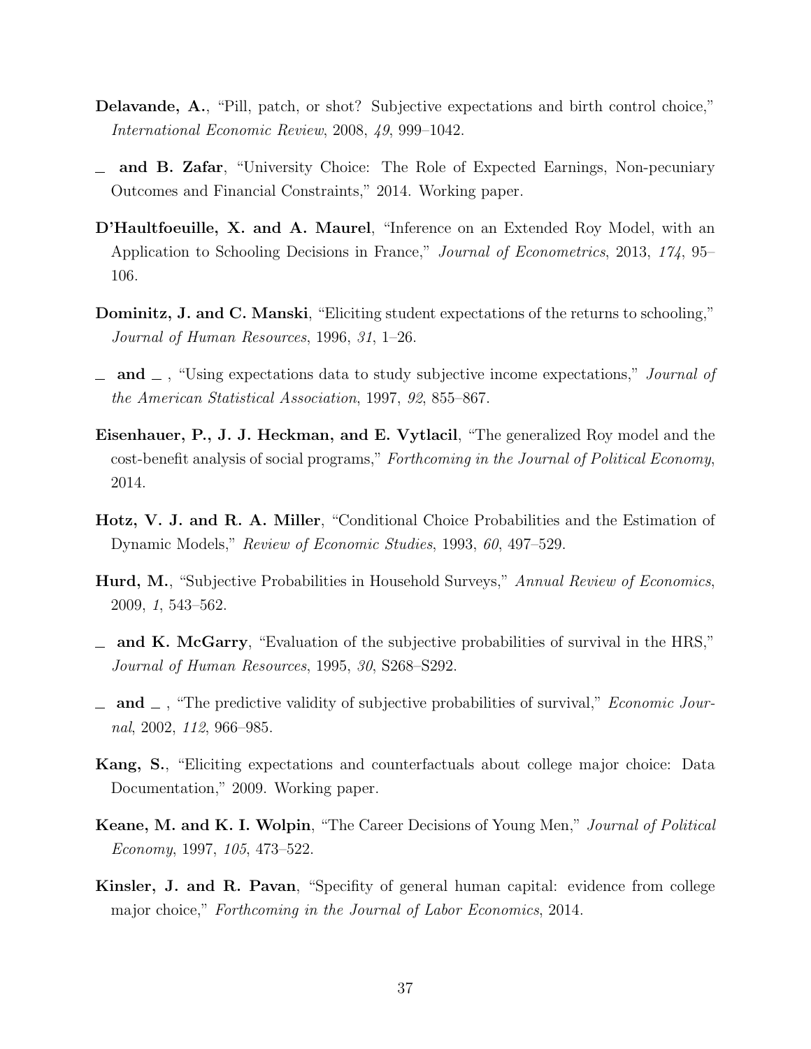**Delavande, A.**, "Pill, patch, or shot? Subjective expectations and birth control choice," *International Economic Review*, 2008, *49*, 999–1042.

_ **and B. Zafar**, "University Choice: The Role of Expected Earnings, Non-pecuniary Outcomes and Financial Constraints," 2014. Working paper.

**D'Haultfoeuille, X. and A. Maurel**, "Inference on an Extended Roy Model, with an Application to Schooling Decisions in France," *Journal of Econometrics*, 2013, *174*, 95–106.

**Dominitz, J. and C. Manski**, "Eliciting student expectations of the returns to schooling," *Journal of Human Resources*, 1996, *31*, 1–26.

_ **and** _ , "Using expectations data to study subjective income expectations," *Journal of the American Statistical Association*, 1997, *92*, 855–867.

**Eisenhauer, P., J. J. Heckman, and E. Vytlacil**, "The generalized Roy model and the cost-benefit analysis of social programs," *Forthcoming in the Journal of Political Economy*, 2014.

**Hotz, V. J. and R. A. Miller**, "Conditional Choice Probabilities and the Estimation of Dynamic Models," *Review of Economic Studies*, 1993, *60*, 497–529.

**Hurd, M.**, "Subjective Probabilities in Household Surveys," *Annual Review of Economics*, 2009, *1*, 543–562.

_ **and K. McGarry**, "Evaluation of the subjective probabilities of survival in the HRS," *Journal of Human Resources*, 1995, *30*, S268–S292.

_ **and** _ , "The predictive validity of subjective probabilities of survival," *Economic Journal*, 2002, *112*, 966–985.

**Kang, S.**, "Eliciting expectations and counterfactuals about college major choice: Data Documentation," 2009. Working paper.

**Keane, M. and K. I. Wolpin**, "The Career Decisions of Young Men," *Journal of Political Economy*, 1997, *105*, 473–522.

**Kinsler, J. and R. Pavan**, "Specifity of general human capital: evidence from college major choice," *Forthcoming in the Journal of Labor Economics*, 2014.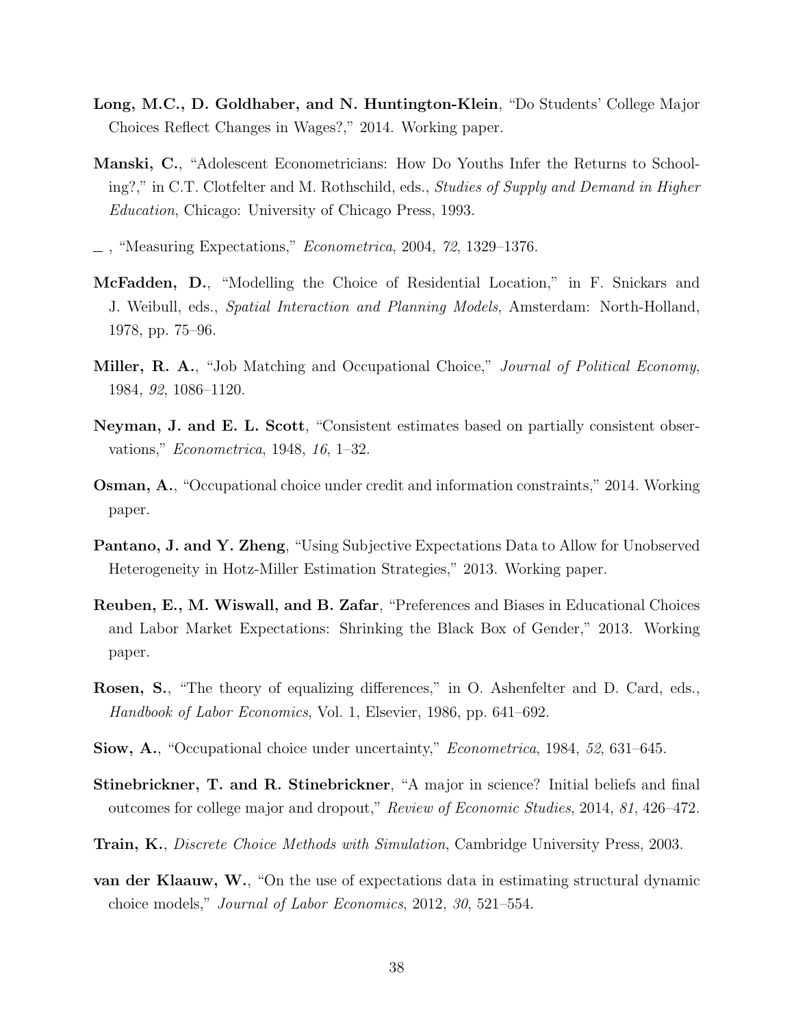**Long, M.C., D. Goldhaber, and N. Huntington-Klein**, "Do Students' College Major Choices Reflect Changes in Wages?," 2014. Working paper.

**Manski, C.**, "Adolescent Econometricians: How Do Youths Infer the Returns to Schooling?," in C.T. Clotfelter and M. Rothschild, eds., *Studies of Supply and Demand in Higher Education*, Chicago: University of Chicago Press, 1993.

_ , "Measuring Expectations," *Econometrica*, 2004, *72*, 1329–1376.

**McFadden, D.**, "Modelling the Choice of Residential Location," in F. Snickars and J. Weibull, eds., *Spatial Interaction and Planning Models*, Amsterdam: North-Holland, 1978, pp. 75–96.

**Miller, R. A.**, "Job Matching and Occupational Choice," *Journal of Political Economy*, 1984, *92*, 1086–1120.

**Neyman, J. and E. L. Scott**, "Consistent estimates based on partially consistent observations," *Econometrica*, 1948, *16*, 1–32.

**Osman, A.**, "Occupational choice under credit and information constraints," 2014. Working paper.

**Pantano, J. and Y. Zheng**, "Using Subjective Expectations Data to Allow for Unobserved Heterogeneity in Hotz-Miller Estimation Strategies," 2013. Working paper.

**Reuben, E., M. Wiswall, and B. Zafar**, "Preferences and Biases in Educational Choices and Labor Market Expectations: Shrinking the Black Box of Gender," 2013. Working paper.

**Rosen, S.**, "The theory of equalizing differences," in O. Ashenfelter and D. Card, eds., *Handbook of Labor Economics*, Vol. 1, Elsevier, 1986, pp. 641–692.

**Siow, A.**, "Occupational choice under uncertainty," *Econometrica*, 1984, *52*, 631–645.

**Stinebrickner, T. and R. Stinebrickner**, "A major in science? Initial beliefs and final outcomes for college major and dropout," *Review of Economic Studies*, 2014, *81*, 426–472.

**Train, K.**, *Discrete Choice Methods with Simulation*, Cambridge University Press, 2003.

**van der Klaauw, W.**, "On the use of expectations data in estimating structural dynamic choice models," *Journal of Labor Economics*, 2012, *30*, 521–554.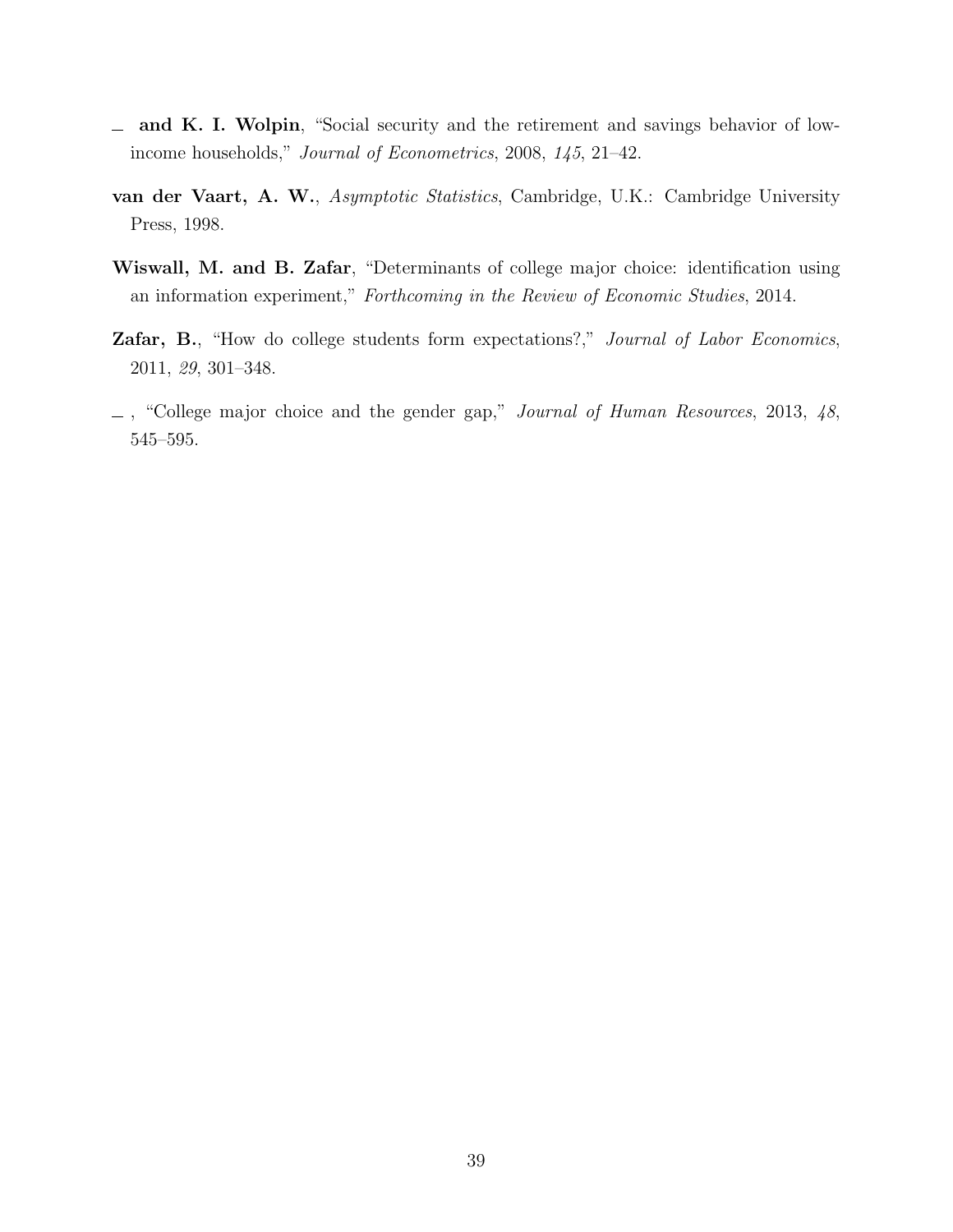— **and K. I. Wolpin**, "Social security and the retirement and savings behavior of low-income households," *Journal of Econometrics*, 2008, *145*, 21–42.

**van der Vaart, A. W.**, *Asymptotic Statistics*, Cambridge, U.K.: Cambridge University Press, 1998.

**Wiswall, M. and B. Zafar**, "Determinants of college major choice: identification using an information experiment," *Forthcoming in the Review of Economic Studies*, 2014.

**Zafar, B.**, "How do college students form expectations?," *Journal of Labor Economics*, 2011, *29*, 301–348.

— , "College major choice and the gender gap," *Journal of Human Resources*, 2013, *48*, 545–595.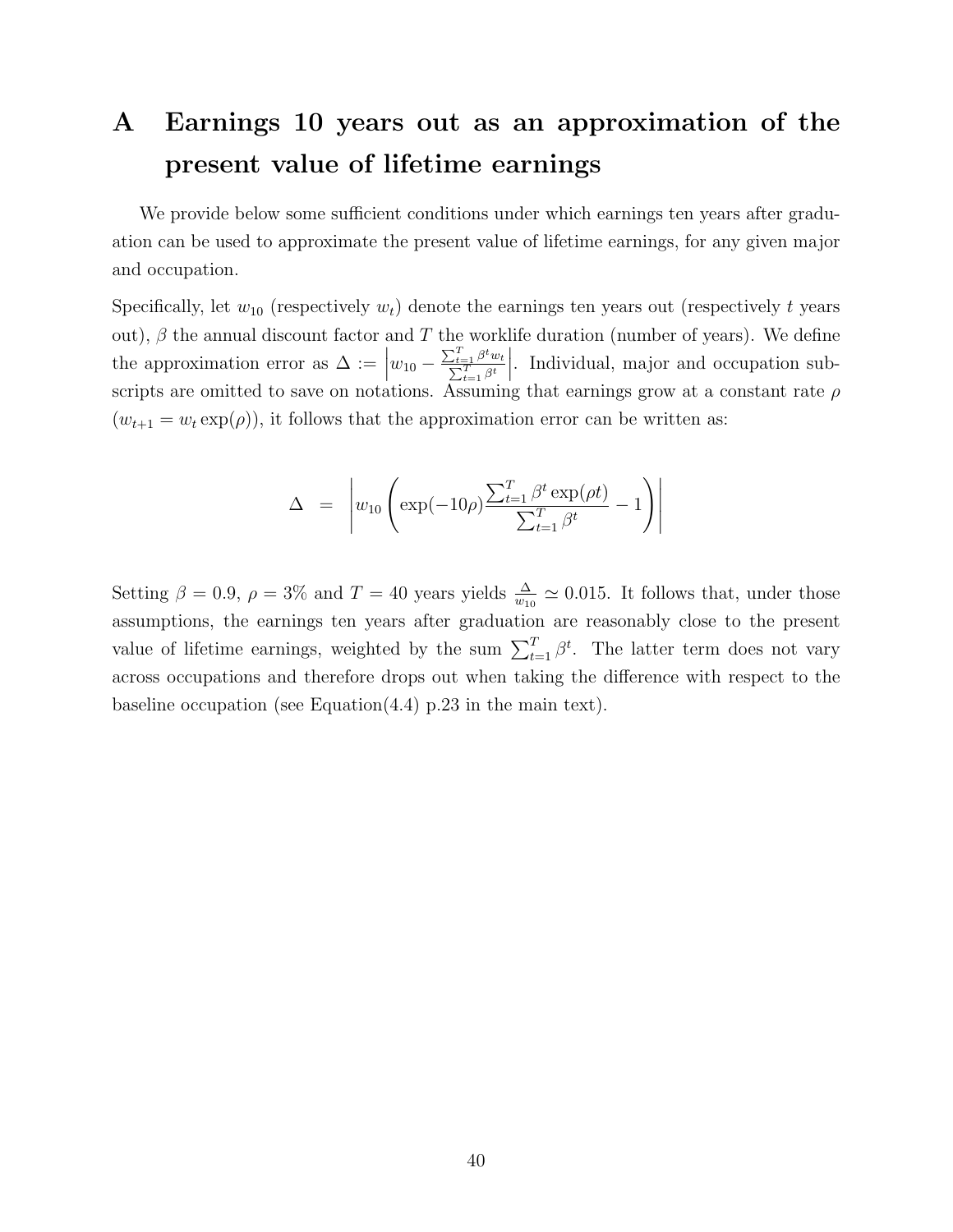# A Earnings 10 years out as an approximation of the present value of lifetime earnings

We provide below some sufficient conditions under which earnings ten years after graduation can be used to approximate the present value of lifetime earnings, for any given major and occupation.

Specifically, let $w_{10}$ (respectively $w_t$) denote the earnings ten years out (respectively $t$ years out), $\beta$ the annual discount factor and $T$ the worklife duration (number of years). We define the approximation error as $\Delta := \left| w_{10} - \frac{\sum_{t=1}^{T} \beta^t w_t}{\sum_{t=1}^{T} \beta^t} \right|$. Individual, major and occupation subscripts are omitted to save on notations. Assuming that earnings grow at a constant rate $\rho$ ($w_{t+1} = w_t \exp(\rho)$), it follows that the approximation error can be written as:

$$\Delta \;=\; \left| w_{10} \left( \exp(-10\rho) \frac{\sum_{t=1}^{T} \beta^t \exp(\rho t)}{\sum_{t=1}^{T} \beta^t} - 1 \right) \right|$$

Setting $\beta = 0.9$, $\rho = 3\%$ and $T = 40$ years yields $\frac{\Delta}{w_{10}} \simeq 0.015$. It follows that, under those assumptions, the earnings ten years after graduation are reasonably close to the present value of lifetime earnings, weighted by the sum $\sum_{t=1}^{T} \beta^t$. The latter term does not vary across occupations and therefore drops out when taking the difference with respect to the baseline occupation (see Equation(4.4) p.23 in the main text).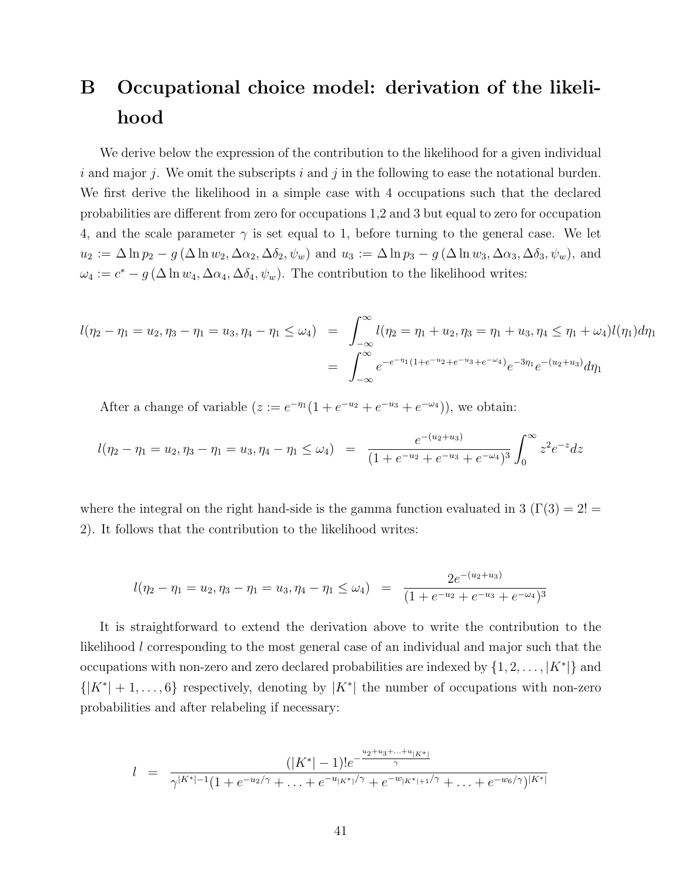# B Occupational choice model: derivation of the likelihood

We derive below the expression of the contribution to the likelihood for a given individual $i$ and major $j$. We omit the subscripts $i$ and $j$ in the following to ease the notational burden. We first derive the likelihood in a simple case with 4 occupations such that the declared probabilities are different from zero for occupations 1,2 and 3 but equal to zero for occupation 4, and the scale parameter $\gamma$ is set equal to 1, before turning to the general case. We let $u_2 := \Delta \ln p_2 - g(\Delta \ln w_2, \Delta\alpha_2, \Delta\delta_2, \psi_w)$ and $u_3 := \Delta \ln p_3 - g(\Delta \ln w_3, \Delta\alpha_3, \Delta\delta_3, \psi_w)$, and $\omega_4 := c^* - g(\Delta \ln w_4, \Delta\alpha_4, \Delta\delta_4, \psi_w)$. The contribution to the likelihood writes:

$$
\begin{aligned}
l(\eta_2 - \eta_1 = u_2, \eta_3 - \eta_1 = u_3, \eta_4 - \eta_1 \leq \omega_4) &= \int_{-\infty}^{\infty} l(\eta_2 = \eta_1 + u_2, \eta_3 = \eta_1 + u_3, \eta_4 \leq \eta_1 + \omega_4) l(\eta_1) d\eta_1 \\
&= \int_{-\infty}^{\infty} e^{-e^{-\eta_1}(1+e^{-u_2}+e^{-u_3}+e^{-\omega_4})} e^{-3\eta_1} e^{-(u_2+u_3)} d\eta_1
\end{aligned}
$$

After a change of variable ($z := e^{-\eta_1}(1 + e^{-u_2} + e^{-u_3} + e^{-\omega_4})$), we obtain:

$$
l(\eta_2 - \eta_1 = u_2, \eta_3 - \eta_1 = u_3, \eta_4 - \eta_1 \leq \omega_4) = \frac{e^{-(u_2+u_3)}}{(1 + e^{-u_2} + e^{-u_3} + e^{-\omega_4})^3} \int_0^{\infty} z^2 e^{-z} dz
$$

where the integral on the right hand-side is the gamma function evaluated in 3 ($\Gamma(3) = 2! = 2$). It follows that the contribution to the likelihood writes:

$$
l(\eta_2 - \eta_1 = u_2, \eta_3 - \eta_1 = u_3, \eta_4 - \eta_1 \leq \omega_4) = \frac{2e^{-(u_2+u_3)}}{(1 + e^{-u_2} + e^{-u_3} + e^{-\omega_4})^3}
$$

It is straightforward to extend the derivation above to write the contribution to the likelihood $l$ corresponding to the most general case of an individual and major such that the occupations with non-zero and zero declared probabilities are indexed by $\{1, 2, \ldots, |K^*|\}$ and $\{|K^*| + 1, \ldots, 6\}$ respectively, denoting by $|K^*|$ the number of occupations with non-zero probabilities and after relabeling if necessary:

$$
l = \frac{(|K^*| - 1)! e^{-\frac{u_2 + u_3 + \ldots + u_{|K^*|}}{\gamma}}}{\gamma^{|K^*|-1}(1 + e^{-u_2/\gamma} + \ldots + e^{-u_{|K^*|}/\gamma} + e^{-w_{|K^*|+1}/\gamma} + \ldots + e^{-w_6/\gamma})^{|K^*|}}
$$